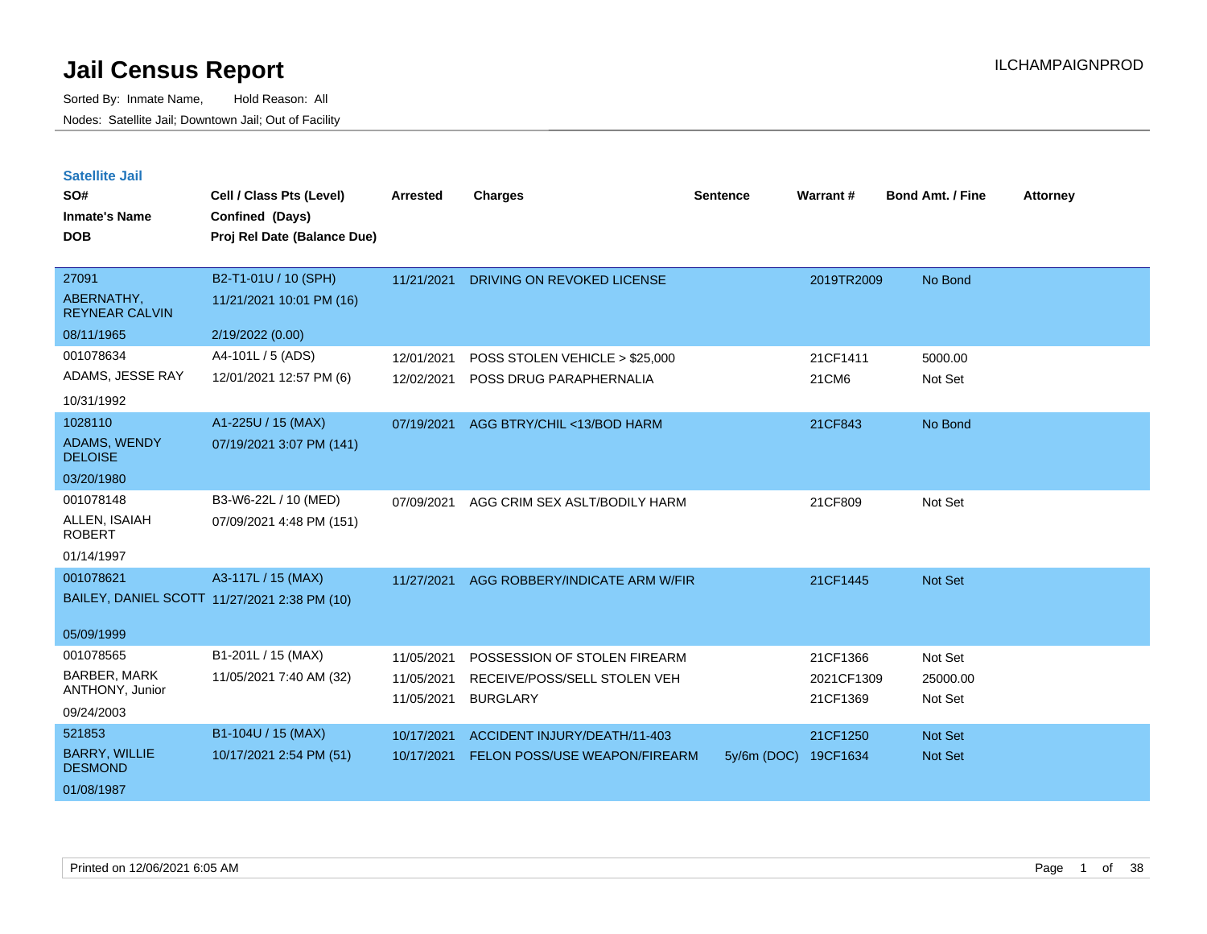# Jail Census Report

Sorted By: Inmate Name, Hold Reason: All

Nodes: Satellite Jail; Downtown Jail; Out of Facility

ILCHAMPAIGNPROD

## Satellite Jail

| SO# / Inmate's Name / DOB | Cell / Class Pts (Level) / Confined (Days) / Proj Rel Date (Balance Due) | Arrested | Charges | Sentence | Warrant # | Bond Amt. / Fine | Attorney |
|---|---|---|---|---|---|---|---|
| 27091<br>ABERNATHY, REYNEAR CALVIN<br>08/11/1965 | B2-T1-01U / 10 (SPH)<br>11/21/2021 10:01 PM (16)<br>2/19/2022 (0.00) | 11/21/2021 | DRIVING ON REVOKED LICENSE | | 2019TR2009 | No Bond | |
| 001078634<br>ADAMS, JESSE RAY<br>10/31/1992 | A4-101L / 5 (ADS)<br>12/01/2021 12:57 PM (6) | 12/01/2021 | POSS STOLEN VEHICLE > $25,000 | | 21CF1411 | 5000.00 | |
| | | 12/02/2021 | POSS DRUG PARAPHERNALIA | | 21CM6 | Not Set | |
| 1028110<br>ADAMS, WENDY DELOISE<br>03/20/1980 | A1-225U / 15 (MAX)<br>07/19/2021 3:07 PM (141) | 07/19/2021 | AGG BTRY/CHIL <13/BOD HARM | | 21CF843 | No Bond | |
| 001078148<br>ALLEN, ISAIAH ROBERT<br>01/14/1997 | B3-W6-22L / 10 (MED)<br>07/09/2021 4:48 PM (151) | 07/09/2021 | AGG CRIM SEX ASLT/BODILY HARM | | 21CF809 | Not Set | |
| 001078621<br>BAILEY, DANIEL SCOTT<br>05/09/1999 | A3-117L / 15 (MAX)<br>11/27/2021 2:38 PM (10) | 11/27/2021 | AGG ROBBERY/INDICATE ARM W/FIR | | 21CF1445 | Not Set | |
| 001078565<br>BARBER, MARK ANTHONY, Junior<br>09/24/2003 | B1-201L / 15 (MAX)<br>11/05/2021 7:40 AM (32) | 11/05/2021 | POSSESSION OF STOLEN FIREARM | | 21CF1366 | Not Set | |
| | | 11/05/2021 | RECEIVE/POSS/SELL STOLEN VEH | | 2021CF1309 | 25000.00 | |
| | | 11/05/2021 | BURGLARY | | 21CF1369 | Not Set | |
| 521853<br>BARRY, WILLIE DESMOND<br>01/08/1987 | B1-104U / 15 (MAX)<br>10/17/2021 2:54 PM (51) | 10/17/2021 | ACCIDENT INJURY/DEATH/11-403 | | 21CF1250 | Not Set | |
| | | 10/17/2021 | FELON POSS/USE WEAPON/FIREARM | 5y/6m (DOC) | 19CF1634 | Not Set | |

Printed on 12/06/2021 6:05 AM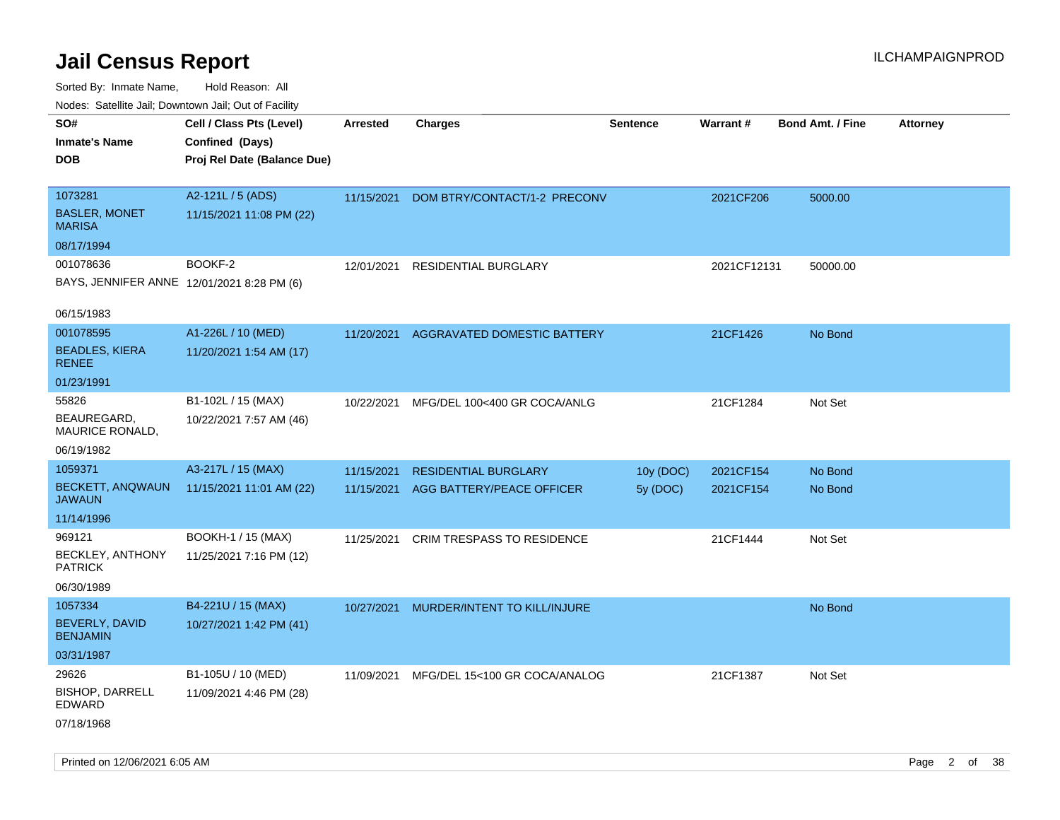# Jail Census Report

ILCHAMPAIGNPROD

Sorted By: Inmate Name, Hold Reason: All

Nodes: Satellite Jail; Downtown Jail; Out of Facility

| SO# / Inmate's Name / DOB | Cell / Class Pts (Level) / Confined (Days) / Proj Rel Date (Balance Due) | Arrested | Charges | Sentence | Warrant # | Bond Amt. / Fine | Attorney |
|---|---|---|---|---|---|---|---|
| 1073281 BASLER, MONET MARISA 08/17/1994 | A2-121L / 5 (ADS) 11/15/2021 11:08 PM (22) | 11/15/2021 | DOM BTRY/CONTACT/1-2 PRECONV | | 2021CF206 | 5000.00 | |
| 001078636 BAYS, JENNIFER ANNE 06/15/1983 | BOOKF-2 12/01/2021 8:28 PM (6) | 12/01/2021 | RESIDENTIAL BURGLARY | | 2021CF12131 | 50000.00 | |
| 001078595 BEADLES, KIERA RENEE 01/23/1991 | A1-226L / 10 (MED) 11/20/2021 1:54 AM (17) | 11/20/2021 | AGGRAVATED DOMESTIC BATTERY | | 21CF1426 | No Bond | |
| 55826 BEAUREGARD, MAURICE RONALD, 06/19/1982 | B1-102L / 15 (MAX) 10/22/2021 7:57 AM (46) | 10/22/2021 | MFG/DEL 100<400 GR COCA/ANLG | | 21CF1284 | Not Set | |
| 1059371 BECKETT, ANQWAUN JAWAUN 11/14/1996 | A3-217L / 15 (MAX) 11/15/2021 11:01 AM (22) | 11/15/2021 | RESIDENTIAL BURGLARY | 10y (DOC) | 2021CF154 | No Bond | |
| | | 11/15/2021 | AGG BATTERY/PEACE OFFICER | 5y (DOC) | 2021CF154 | No Bond | |
| 969121 BECKLEY, ANTHONY PATRICK 06/30/1989 | BOOKH-1 / 15 (MAX) 11/25/2021 7:16 PM (12) | 11/25/2021 | CRIM TRESPASS TO RESIDENCE | | 21CF1444 | Not Set | |
| 1057334 BEVERLY, DAVID BENJAMIN 03/31/1987 | B4-221U / 15 (MAX) 10/27/2021 1:42 PM (41) | 10/27/2021 | MURDER/INTENT TO KILL/INJURE | | | No Bond | |
| 29626 BISHOP, DARRELL EDWARD 07/18/1968 | B1-105U / 10 (MED) 11/09/2021 4:46 PM (28) | 11/09/2021 | MFG/DEL 15<100 GR COCA/ANALOG | | 21CF1387 | Not Set | |

Printed on 12/06/2021 6:05 AM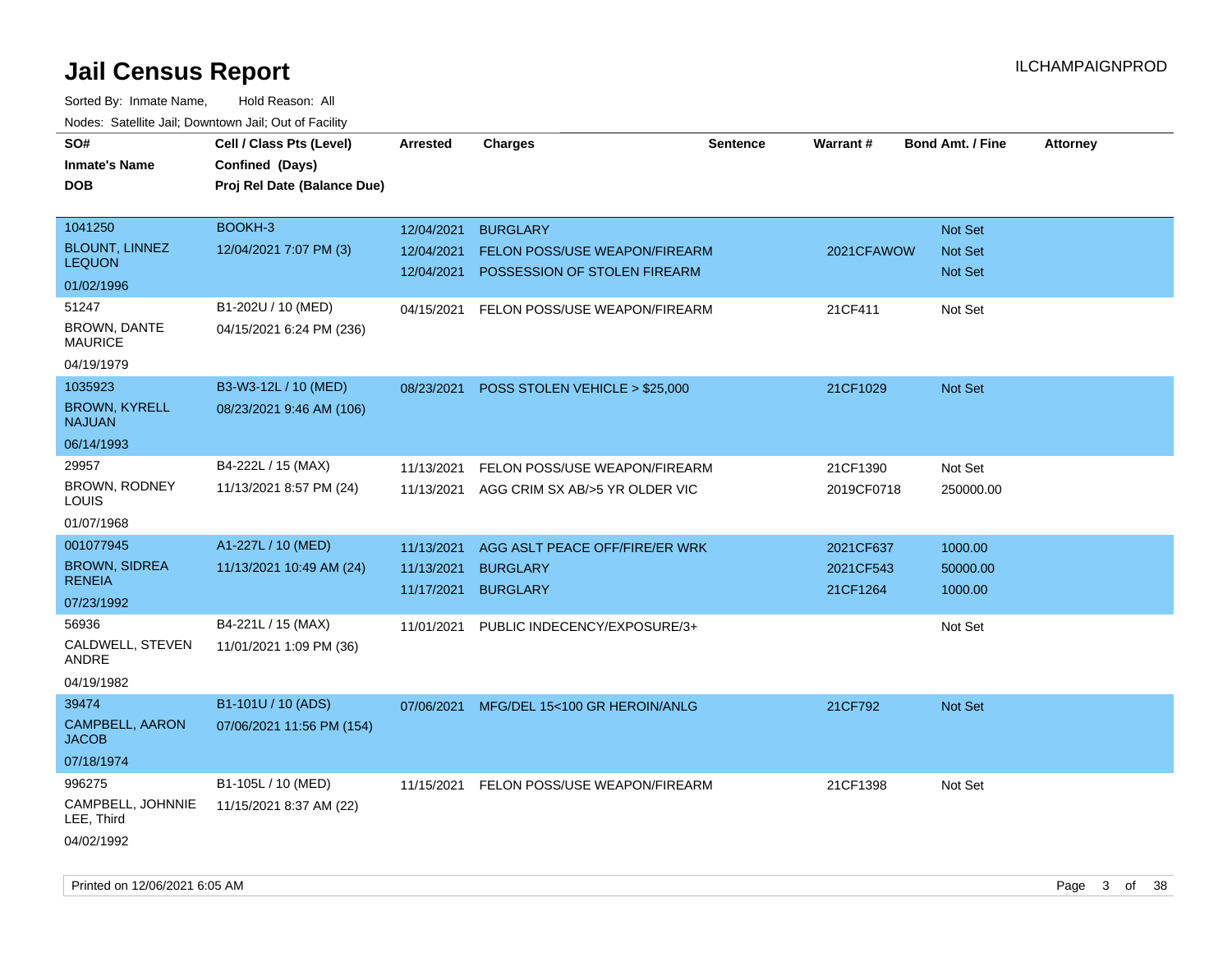# Jail Census Report

ILCHAMPAIGNPROD

Sorted By: Inmate Name, Hold Reason: All

Nodes: Satellite Jail; Downtown Jail; Out of Facility

| SO# / Inmate's Name / DOB | Cell / Class Pts (Level) / Confined (Days) / Proj Rel Date (Balance Due) | Arrested | Charges | Sentence | Warrant # | Bond Amt. / Fine | Attorney |
|---|---|---|---|---|---|---|---|
| 1041250<br>BLOUNT, LINNEZ LEQUON<br>01/02/1996 | BOOKH-3<br>12/04/2021 7:07 PM (3) | 12/04/2021 | BURGLARY | | | Not Set | |
| | | 12/04/2021 | FELON POSS/USE WEAPON/FIREARM | | 2021CFAWOW | Not Set | |
| | | 12/04/2021 | POSSESSION OF STOLEN FIREARM | | | Not Set | |
| 51247<br>BROWN, DANTE MAURICE<br>04/19/1979 | B1-202U / 10 (MED)<br>04/15/2021 6:24 PM (236) | 04/15/2021 | FELON POSS/USE WEAPON/FIREARM | | 21CF411 | Not Set | |
| 1035923<br>BROWN, KYRELL NAJUAN<br>06/14/1993 | B3-W3-12L / 10 (MED)<br>08/23/2021 9:46 AM (106) | 08/23/2021 | POSS STOLEN VEHICLE > $25,000 | | 21CF1029 | Not Set | |
| 29957<br>BROWN, RODNEY LOUIS<br>01/07/1968 | B4-222L / 15 (MAX)<br>11/13/2021 8:57 PM (24) | 11/13/2021 | FELON POSS/USE WEAPON/FIREARM | | 21CF1390 | Not Set | |
| | | 11/13/2021 | AGG CRIM SX AB/>5 YR OLDER VIC | | 2019CF0718 | 250000.00 | |
| 001077945<br>BROWN, SIDREA RENEIA<br>07/23/1992 | A1-227L / 10 (MED)<br>11/13/2021 10:49 AM (24) | 11/13/2021 | AGG ASLT PEACE OFF/FIRE/ER WRK | | 2021CF637 | 1000.00 | |
| | | 11/13/2021 | BURGLARY | | 2021CF543 | 50000.00 | |
| | | 11/17/2021 | BURGLARY | | 21CF1264 | 1000.00 | |
| 56936<br>CALDWELL, STEVEN ANDRE<br>04/19/1982 | B4-221L / 15 (MAX)<br>11/01/2021 1:09 PM (36) | 11/01/2021 | PUBLIC INDECENCY/EXPOSURE/3+ | | | Not Set | |
| 39474<br>CAMPBELL, AARON JACOB<br>07/18/1974 | B1-101U / 10 (ADS)<br>07/06/2021 11:56 PM (154) | 07/06/2021 | MFG/DEL 15<100 GR HEROIN/ANLG | | 21CF792 | Not Set | |
| 996275<br>CAMPBELL, JOHNNIE LEE, Third<br>04/02/1992 | B1-105L / 10 (MED)<br>11/15/2021 8:37 AM (22) | 11/15/2021 | FELON POSS/USE WEAPON/FIREARM | | 21CF1398 | Not Set | |

Printed on 12/06/2021 6:05 AM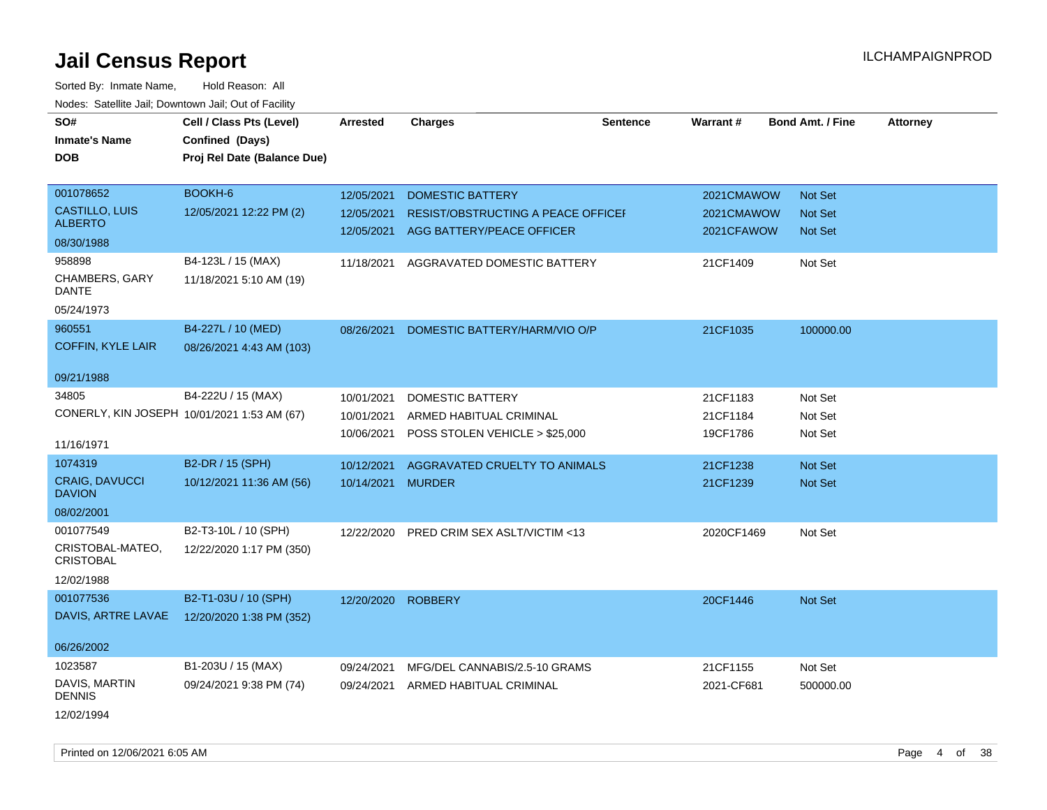# Jail Census Report

ILCHAMPAIGNPROD

Sorted By: Inmate Name, Hold Reason: All

Nodes: Satellite Jail; Downtown Jail; Out of Facility

| SO# / Inmate's Name / DOB | Cell / Class Pts (Level) / Confined (Days) / Proj Rel Date (Balance Due) | Arrested | Charges | Sentence | Warrant # | Bond Amt. / Fine | Attorney |
|---|---|---|---|---|---|---|---|
| 001078652<br>CASTILLO, LUIS ALBERTO<br>08/30/1988 | BOOKH-6<br>12/05/2021 12:22 PM (2) | 12/05/2021<br>12/05/2021<br>12/05/2021 | DOMESTIC BATTERY<br>RESIST/OBSTRUCTING A PEACE OFFICEI<br>AGG BATTERY/PEACE OFFICER | | 2021CMAWOW<br>2021CMAWOW<br>2021CFAWOW | Not Set<br>Not Set<br>Not Set | |
| 958898<br>CHAMBERS, GARY DANTE<br>05/24/1973 | B4-123L / 15 (MAX)<br>11/18/2021 5:10 AM (19) | 11/18/2021 | AGGRAVATED DOMESTIC BATTERY | | 21CF1409 | Not Set | |
| 960551<br>COFFIN, KYLE LAIR<br>09/21/1988 | B4-227L / 10 (MED)<br>08/26/2021 4:43 AM (103) | 08/26/2021 | DOMESTIC BATTERY/HARM/VIO O/P | | 21CF1035 | 100000.00 | |
| 34805<br>CONERLY, KIN JOSEPH<br>11/16/1971 | B4-222U / 15 (MAX)<br>10/01/2021 1:53 AM (67) | 10/01/2021<br>10/01/2021<br>10/06/2021 | DOMESTIC BATTERY<br>ARMED HABITUAL CRIMINAL<br>POSS STOLEN VEHICLE > $25,000 | | 21CF1183<br>21CF1184<br>19CF1786 | Not Set<br>Not Set<br>Not Set | |
| 1074319<br>CRAIG, DAVUCCI DAVION<br>08/02/2001 | B2-DR / 15 (SPH)<br>10/12/2021 11:36 AM (56) | 10/12/2021<br>10/14/2021 | AGGRAVATED CRUELTY TO ANIMALS<br>MURDER | | 21CF1238<br>21CF1239 | Not Set<br>Not Set | |
| 001077549<br>CRISTOBAL-MATEO, CRISTOBAL<br>12/02/1988 | B2-T3-10L / 10 (SPH)<br>12/22/2020 1:17 PM (350) | 12/22/2020 | PRED CRIM SEX ASLT/VICTIM <13 | | 2020CF1469 | Not Set | |
| 001077536<br>DAVIS, ARTRE LAVAE<br>06/26/2002 | B2-T1-03U / 10 (SPH)<br>12/20/2020 1:38 PM (352) | 12/20/2020 | ROBBERY | | 20CF1446 | Not Set | |
| 1023587<br>DAVIS, MARTIN DENNIS<br>12/02/1994 | B1-203U / 15 (MAX)<br>09/24/2021 9:38 PM (74) | 09/24/2021<br>09/24/2021 | MFG/DEL CANNABIS/2.5-10 GRAMS<br>ARMED HABITUAL CRIMINAL | | 21CF1155<br>2021-CF681 | Not Set<br>500000.00 | |

Printed on 12/06/2021 6:05 AM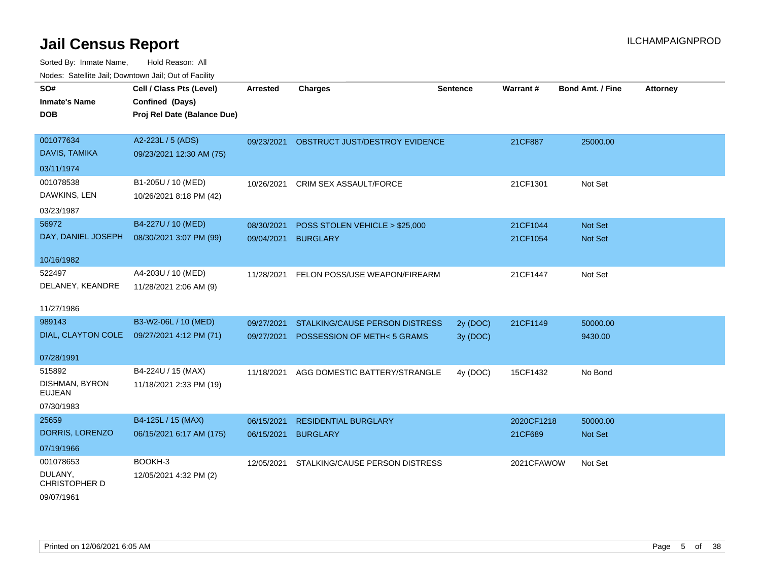# Jail Census Report

ILCHAMPAIGNPROD

Sorted By: Inmate Name, Hold Reason: All

Nodes: Satellite Jail; Downtown Jail; Out of Facility

| SO# / Inmate's Name / DOB | Cell / Class Pts (Level) / Confined (Days) / Proj Rel Date (Balance Due) | Arrested | Charges | Sentence | Warrant # | Bond Amt. / Fine | Attorney |
|---|---|---|---|---|---|---|---|
| 001077634 DAVIS, TAMIKA 03/11/1974 | A2-223L / 5 (ADS) 09/23/2021 12:30 AM (75) | 09/23/2021 | OBSTRUCT JUST/DESTROY EVIDENCE | | 21CF887 | 25000.00 | |
| 001078538 DAWKINS, LEN 03/23/1987 | B1-205U / 10 (MED) 10/26/2021 8:18 PM (42) | 10/26/2021 | CRIM SEX ASSAULT/FORCE | | 21CF1301 | Not Set | |
| 56972 DAY, DANIEL JOSEPH 10/16/1982 | B4-227U / 10 (MED) 08/30/2021 3:07 PM (99) | 08/30/2021 | POSS STOLEN VEHICLE > $25,000 | | 21CF1044 | Not Set | |
| | | 09/04/2021 | BURGLARY | | 21CF1054 | Not Set | |
| 522497 DELANEY, KEANDRE 11/27/1986 | A4-203U / 10 (MED) 11/28/2021 2:06 AM (9) | 11/28/2021 | FELON POSS/USE WEAPON/FIREARM | | 21CF1447 | Not Set | |
| 989143 DIAL, CLAYTON COLE 07/28/1991 | B3-W2-06L / 10 (MED) 09/27/2021 4:12 PM (71) | 09/27/2021 | STALKING/CAUSE PERSON DISTRESS | 2y (DOC) | 21CF1149 | 50000.00 | |
| | | 09/27/2021 | POSSESSION OF METH< 5 GRAMS | 3y (DOC) | | 9430.00 | |
| 515892 DISHMAN, BYRON EUJEAN 07/30/1983 | B4-224U / 15 (MAX) 11/18/2021 2:33 PM (19) | 11/18/2021 | AGG DOMESTIC BATTERY/STRANGLE | 4y (DOC) | 15CF1432 | No Bond | |
| 25659 DORRIS, LORENZO 07/19/1966 | B4-125L / 15 (MAX) 06/15/2021 6:17 AM (175) | 06/15/2021 | RESIDENTIAL BURGLARY | | 2020CF1218 | 50000.00 | |
| | | 06/15/2021 | BURGLARY | | 21CF689 | Not Set | |
| 001078653 DULANY, CHRISTOPHER D 09/07/1961 | BOOKH-3 12/05/2021 4:32 PM (2) | 12/05/2021 | STALKING/CAUSE PERSON DISTRESS | | 2021CFAWOW | Not Set | |

Printed on 12/06/2021 6:05 AM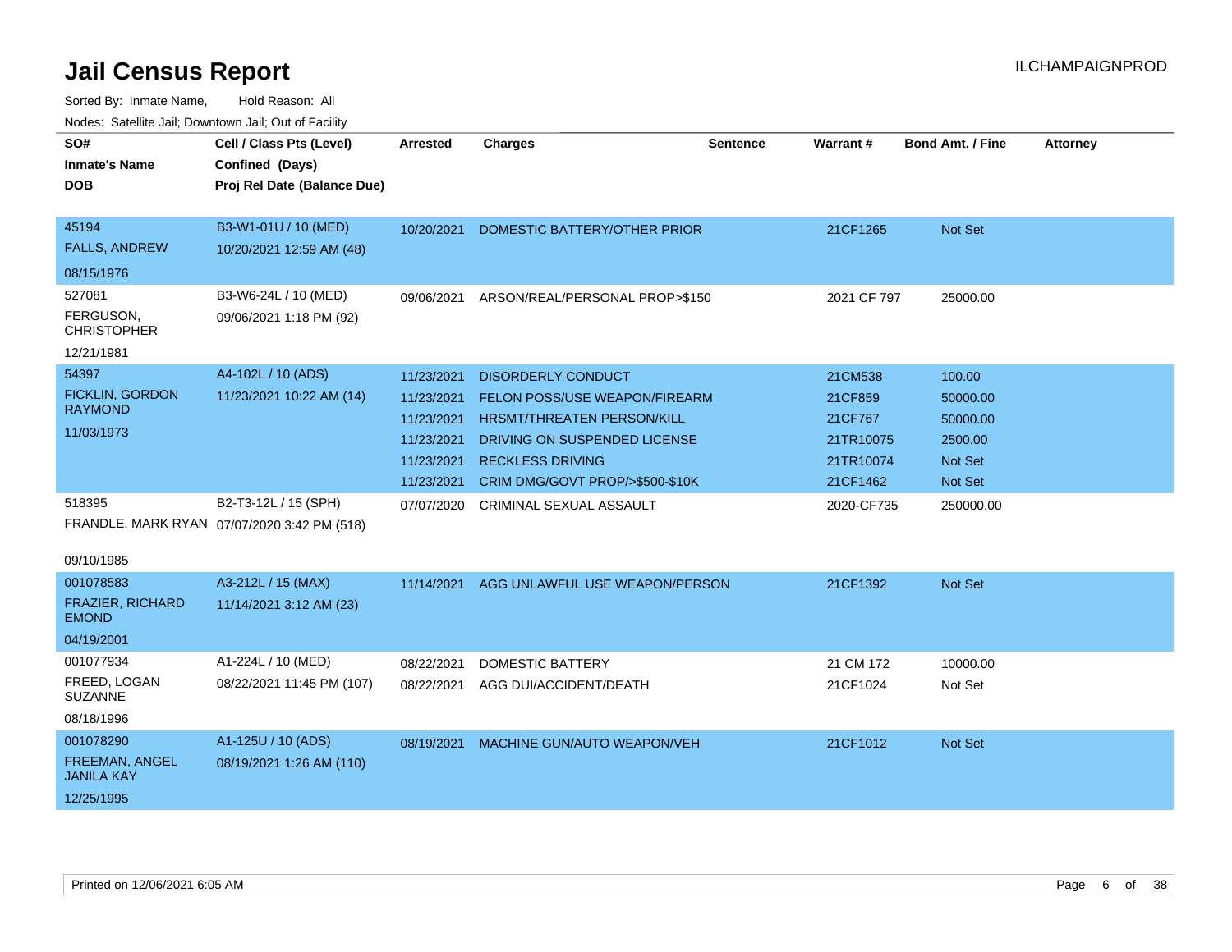# Jail Census Report

ILCHAMPAIGNPROD

Sorted By: Inmate Name, Hold Reason: All

Nodes: Satellite Jail; Downtown Jail; Out of Facility

| SO#<br>Inmate's Name<br>DOB | Cell / Class Pts (Level)<br>Confined (Days)<br>Proj Rel Date (Balance Due) | Arrested | Charges | Sentence | Warrant # | Bond Amt. / Fine | Attorney |
|---|---|---|---|---|---|---|---|
| 45194<br>FALLS, ANDREW<br>08/15/1976 | B3-W1-01U / 10 (MED)<br>10/20/2021 12:59 AM (48) | 10/20/2021 | DOMESTIC BATTERY/OTHER PRIOR | | 21CF1265 | Not Set | |
| 527081<br>FERGUSON, CHRISTOPHER<br>12/21/1981 | B3-W6-24L / 10 (MED)<br>09/06/2021 1:18 PM (92) | 09/06/2021 | ARSON/REAL/PERSONAL PROP>$150 | | 2021 CF 797 | 25000.00 | |
| 54397<br>FICKLIN, GORDON RAYMOND<br>11/03/1973 | A4-102L / 10 (ADS)<br>11/23/2021 10:22 AM (14) | 11/23/2021 | DISORDERLY CONDUCT | | 21CM538 | 100.00 | |
| | | 11/23/2021 | FELON POSS/USE WEAPON/FIREARM | | 21CF859 | 50000.00 | |
| | | 11/23/2021 | HRSMT/THREATEN PERSON/KILL | | 21CF767 | 50000.00 | |
| | | 11/23/2021 | DRIVING ON SUSPENDED LICENSE | | 21TR10075 | 2500.00 | |
| | | 11/23/2021 | RECKLESS DRIVING | | 21TR10074 | Not Set | |
| | | 11/23/2021 | CRIM DMG/GOVT PROP/>$500-$10K | | 21CF1462 | Not Set | |
| 518395<br>FRANDLE, MARK RYAN<br>09/10/1985 | B2-T3-12L / 15 (SPH)<br>07/07/2020 3:42 PM (518) | 07/07/2020 | CRIMINAL SEXUAL ASSAULT | | 2020-CF735 | 250000.00 | |
| 001078583<br>FRAZIER, RICHARD EMOND<br>04/19/2001 | A3-212L / 15 (MAX)<br>11/14/2021 3:12 AM (23) | 11/14/2021 | AGG UNLAWFUL USE WEAPON/PERSON | | 21CF1392 | Not Set | |
| 001077934<br>FREED, LOGAN SUZANNE<br>08/18/1996 | A1-224L / 10 (MED)<br>08/22/2021 11:45 PM (107) | 08/22/2021 | DOMESTIC BATTERY | | 21 CM 172 | 10000.00 | |
| | | 08/22/2021 | AGG DUI/ACCIDENT/DEATH | | 21CF1024 | Not Set | |
| 001078290<br>FREEMAN, ANGEL JANILA KAY<br>12/25/1995 | A1-125U / 10 (ADS)<br>08/19/2021 1:26 AM (110) | 08/19/2021 | MACHINE GUN/AUTO WEAPON/VEH | | 21CF1012 | Not Set | |

Printed on 12/06/2021 6:05 AM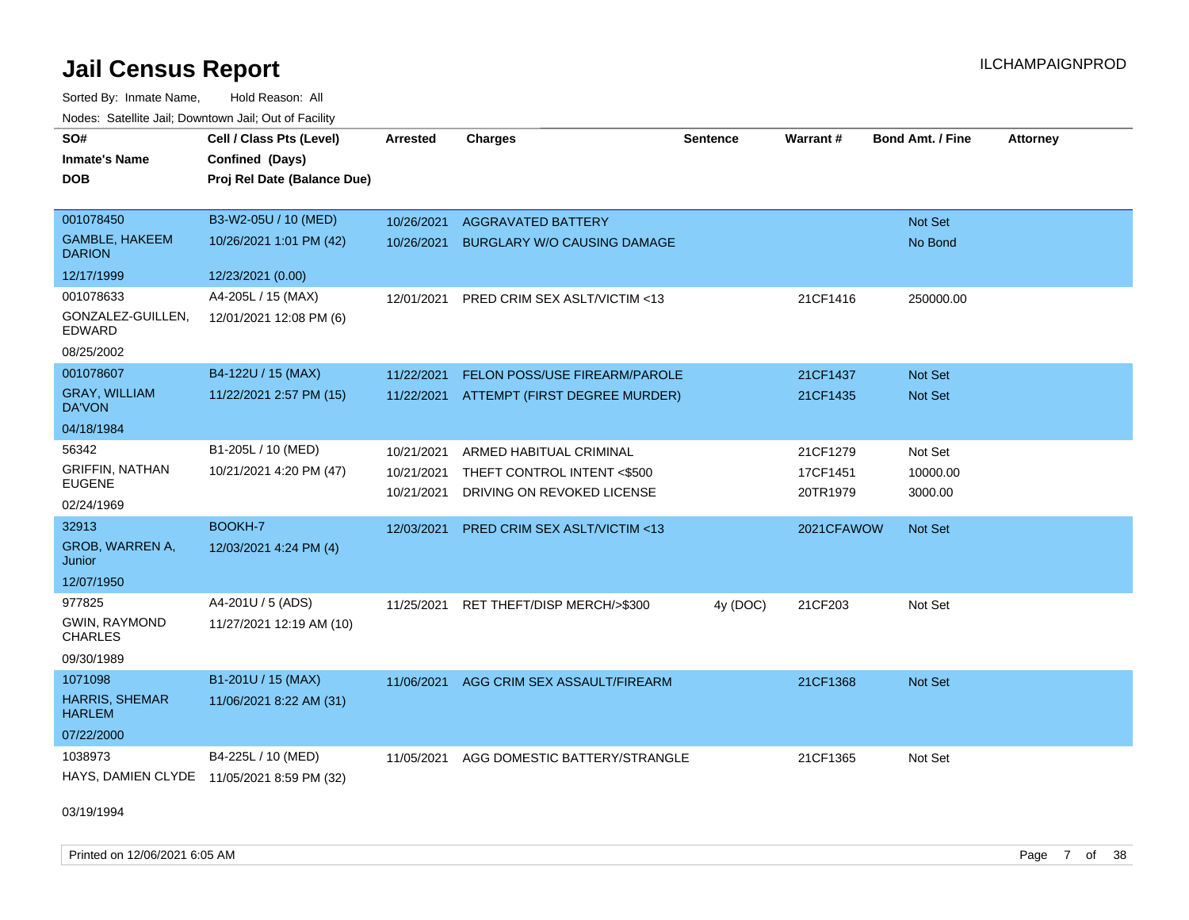# Jail Census Report

ILCHAMPAIGNPROD

Sorted By: Inmate Name, Hold Reason: All

Nodes: Satellite Jail; Downtown Jail; Out of Facility

| SO# / Inmate's Name / DOB | Cell / Class Pts (Level) / Confined (Days) / Proj Rel Date (Balance Due) | Arrested | Charges | Sentence | Warrant # | Bond Amt. / Fine | Attorney |
|---|---|---|---|---|---|---|---|
| 001078450<br>GAMBLE, HAKEEM DARION<br>12/17/1999 | B3-W2-05U / 10 (MED)<br>10/26/2021 1:01 PM (42)<br>12/23/2021 (0.00) | 10/26/2021<br>10/26/2021 | AGGRAVATED BATTERY<br>BURGLARY W/O CAUSING DAMAGE | | | Not Set<br>No Bond | |
| 001078633<br>GONZALEZ-GUILLEN, EDWARD<br>08/25/2002 | A4-205L / 15 (MAX)<br>12/01/2021 12:08 PM (6) | 12/01/2021 | PRED CRIM SEX ASLT/VICTIM <13 | | 21CF1416 | 250000.00 | |
| 001078607<br>GRAY, WILLIAM DA'VON<br>04/18/1984 | B4-122U / 15 (MAX)<br>11/22/2021 2:57 PM (15) | 11/22/2021<br>11/22/2021 | FELON POSS/USE FIREARM/PAROLE<br>ATTEMPT (FIRST DEGREE MURDER) | | 21CF1437<br>21CF1435 | Not Set<br>Not Set | |
| 56342<br>GRIFFIN, NATHAN EUGENE<br>02/24/1969 | B1-205L / 10 (MED)<br>10/21/2021 4:20 PM (47) | 10/21/2021<br>10/21/2021<br>10/21/2021 | ARMED HABITUAL CRIMINAL<br>THEFT CONTROL INTENT <$500<br>DRIVING ON REVOKED LICENSE | | 21CF1279<br>17CF1451<br>20TR1979 | Not Set<br>10000.00<br>3000.00 | |
| 32913<br>GROB, WARREN A, Junior<br>12/07/1950 | BOOKH-7<br>12/03/2021 4:24 PM (4) | 12/03/2021 | PRED CRIM SEX ASLT/VICTIM <13 | | 2021CFAWOW | Not Set | |
| 977825<br>GWIN, RAYMOND CHARLES<br>09/30/1989 | A4-201U / 5 (ADS)<br>11/27/2021 12:19 AM (10) | 11/25/2021 | RET THEFT/DISP MERCH/>$300 | 4y (DOC) | 21CF203 | Not Set | |
| 1071098<br>HARRIS, SHEMAR HARLEM<br>07/22/2000 | B1-201U / 15 (MAX)<br>11/06/2021 8:22 AM (31) | 11/06/2021 | AGG CRIM SEX ASSAULT/FIREARM | | 21CF1368 | Not Set | |
| 1038973<br>HAYS, DAMIEN CLYDE<br>03/19/1994 | B4-225L / 10 (MED)<br>11/05/2021 8:59 PM (32) | 11/05/2021 | AGG DOMESTIC BATTERY/STRANGLE | | 21CF1365 | Not Set | |

Printed on 12/06/2021 6:05 AM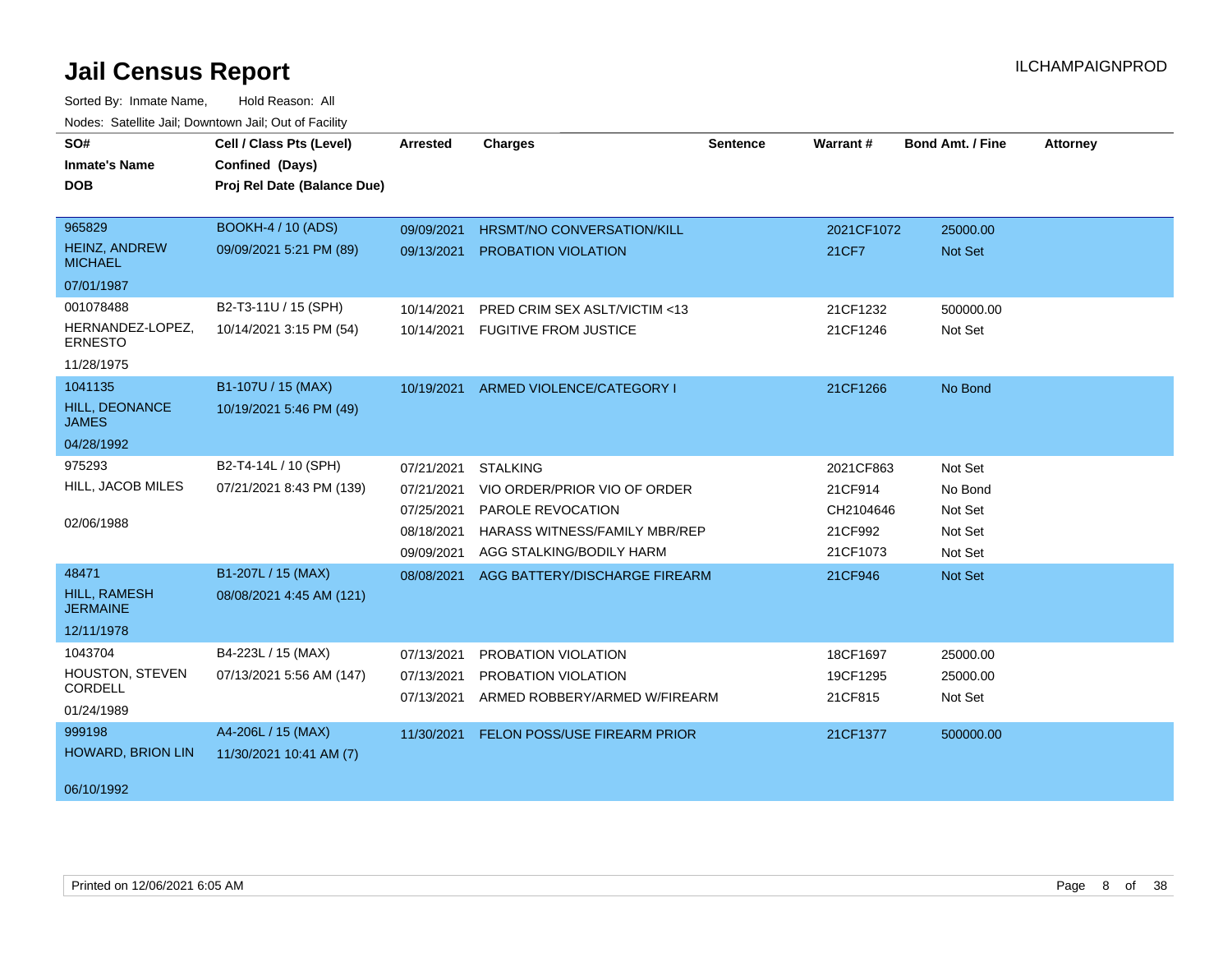# Jail Census Report

ILCHAMPAIGNPROD

Sorted By: Inmate Name, Hold Reason: All

Nodes: Satellite Jail; Downtown Jail; Out of Facility

| SO# / Inmate's Name / DOB | Cell / Class Pts (Level) / Confined (Days) / Proj Rel Date (Balance Due) | Arrested | Charges | Sentence | Warrant # | Bond Amt. / Fine | Attorney |
|---|---|---|---|---|---|---|---|
| 965829<br>HEINZ, ANDREW MICHAEL<br>07/01/1987 | BOOKH-4 / 10 (ADS)<br>09/09/2021 5:21 PM (89) | 09/09/2021 | HRSMT/NO CONVERSATION/KILL | | 2021CF1072 | 25000.00 | |
| | | 09/13/2021 | PROBATION VIOLATION | | 21CF7 | Not Set | |
| 001078488<br>HERNANDEZ-LOPEZ, ERNESTO<br>11/28/1975 | B2-T3-11U / 15 (SPH)<br>10/14/2021 3:15 PM (54) | 10/14/2021 | PRED CRIM SEX ASLT/VICTIM <13 | | 21CF1232 | 500000.00 | |
| | | 10/14/2021 | FUGITIVE FROM JUSTICE | | 21CF1246 | Not Set | |
| 1041135<br>HILL, DEONANCE JAMES<br>04/28/1992 | B1-107U / 15 (MAX)<br>10/19/2021 5:46 PM (49) | 10/19/2021 | ARMED VIOLENCE/CATEGORY I | | 21CF1266 | No Bond | |
| 975293<br>HILL, JACOB MILES<br>02/06/1988 | B2-T4-14L / 10 (SPH)<br>07/21/2021 8:43 PM (139) | 07/21/2021 | STALKING | | 2021CF863 | Not Set | |
| | | 07/21/2021 | VIO ORDER/PRIOR VIO OF ORDER | | 21CF914 | No Bond | |
| | | 07/25/2021 | PAROLE REVOCATION | | CH2104646 | Not Set | |
| | | 08/18/2021 | HARASS WITNESS/FAMILY MBR/REP | | 21CF992 | Not Set | |
| | | 09/09/2021 | AGG STALKING/BODILY HARM | | 21CF1073 | Not Set | |
| 48471<br>HILL, RAMESH JERMAINE<br>12/11/1978 | B1-207L / 15 (MAX)<br>08/08/2021 4:45 AM (121) | 08/08/2021 | AGG BATTERY/DISCHARGE FIREARM | | 21CF946 | Not Set | |
| 1043704<br>HOUSTON, STEVEN CORDELL<br>01/24/1989 | B4-223L / 15 (MAX)<br>07/13/2021 5:56 AM (147) | 07/13/2021 | PROBATION VIOLATION | | 18CF1697 | 25000.00 | |
| | | 07/13/2021 | PROBATION VIOLATION | | 19CF1295 | 25000.00 | |
| | | 07/13/2021 | ARMED ROBBERY/ARMED W/FIREARM | | 21CF815 | Not Set | |
| 999198<br>HOWARD, BRION LIN<br>06/10/1992 | A4-206L / 15 (MAX)<br>11/30/2021 10:41 AM (7) | 11/30/2021 | FELON POSS/USE FIREARM PRIOR | | 21CF1377 | 500000.00 | |

Printed on 12/06/2021 6:05 AM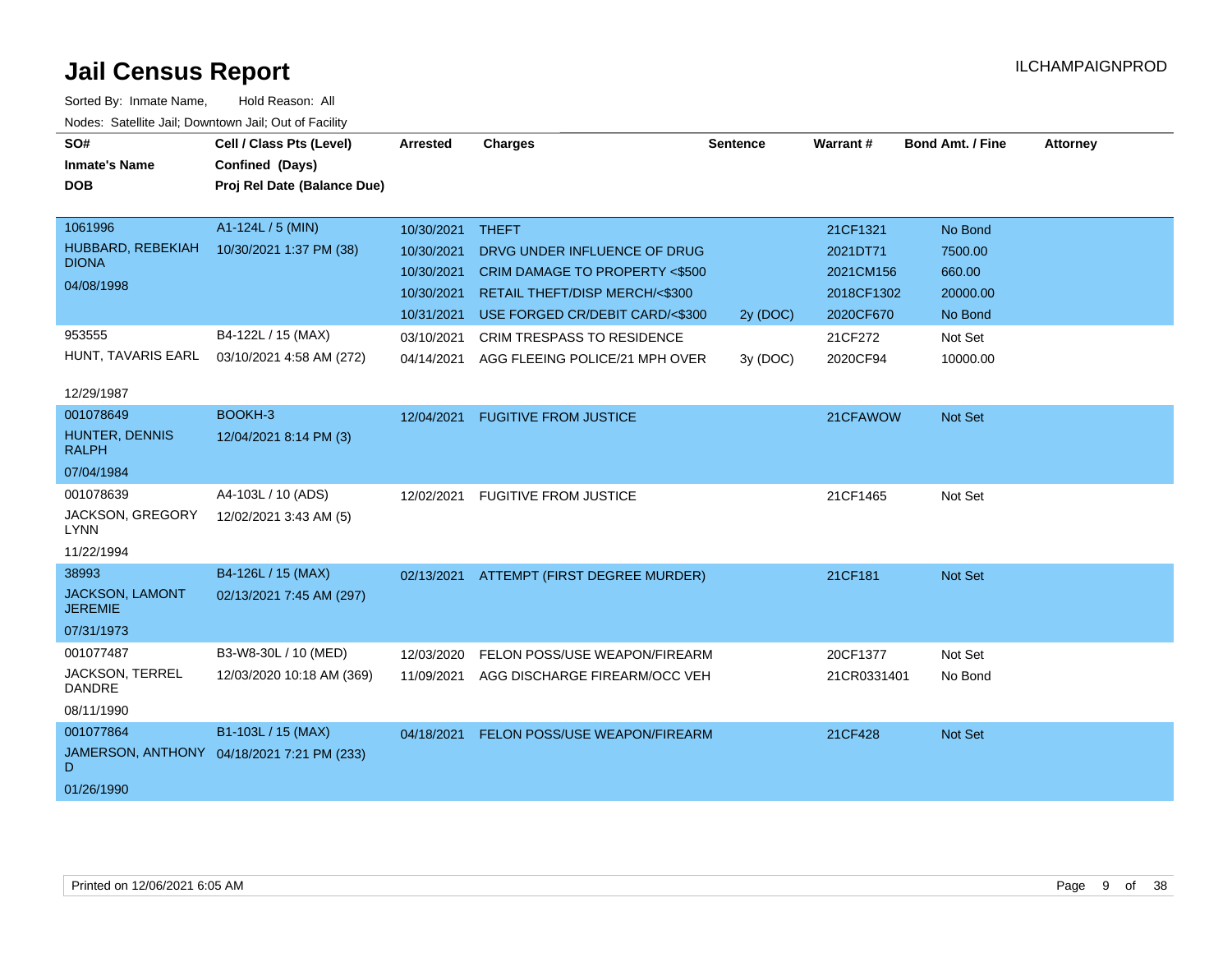# Jail Census Report

ILCHAMPAIGNPROD

Sorted By: Inmate Name, Hold Reason: All

Nodes: Satellite Jail; Downtown Jail; Out of Facility

| SO# / Inmate's Name / DOB | Cell / Class Pts (Level) / Confined (Days) / Proj Rel Date (Balance Due) | Arrested | Charges | Sentence | Warrant # | Bond Amt. / Fine | Attorney |
|---|---|---|---|---|---|---|---|
| 1061996 HUBBARD, REBEKIAH DIONA 04/08/1998 | A1-124L / 5 (MIN) 10/30/2021 1:37 PM (38) | 10/30/2021 | THEFT | | 21CF1321 | No Bond | |
| | | 10/30/2021 | DRVG UNDER INFLUENCE OF DRUG | | 2021DT71 | 7500.00 | |
| | | 10/30/2021 | CRIM DAMAGE TO PROPERTY <$500 | | 2021CM156 | 660.00 | |
| | | 10/30/2021 | RETAIL THEFT/DISP MERCH/<$300 | | 2018CF1302 | 20000.00 | |
| | | 10/31/2021 | USE FORGED CR/DEBIT CARD/<$300 | 2y (DOC) | 2020CF670 | No Bond | |
| 953555 HUNT, TAVARIS EARL 12/29/1987 | B4-122L / 15 (MAX) 03/10/2021 4:58 AM (272) | 03/10/2021 | CRIM TRESPASS TO RESIDENCE | | 21CF272 | Not Set | |
| | | 04/14/2021 | AGG FLEEING POLICE/21 MPH OVER | 3y (DOC) | 2020CF94 | 10000.00 | |
| 001078649 HUNTER, DENNIS RALPH 07/04/1984 | BOOKH-3 12/04/2021 8:14 PM (3) | 12/04/2021 | FUGITIVE FROM JUSTICE | | 21CFAWOW | Not Set | |
| 001078639 JACKSON, GREGORY LYNN 11/22/1994 | A4-103L / 10 (ADS) 12/02/2021 3:43 AM (5) | 12/02/2021 | FUGITIVE FROM JUSTICE | | 21CF1465 | Not Set | |
| 38993 JACKSON, LAMONT JEREMIE 07/31/1973 | B4-126L / 15 (MAX) 02/13/2021 7:45 AM (297) | 02/13/2021 | ATTEMPT (FIRST DEGREE MURDER) | | 21CF181 | Not Set | |
| 001077487 JACKSON, TERREL DANDRE 08/11/1990 | B3-W8-30L / 10 (MED) 12/03/2020 10:18 AM (369) | 12/03/2020 | FELON POSS/USE WEAPON/FIREARM | | 20CF1377 | Not Set | |
| | | 11/09/2021 | AGG DISCHARGE FIREARM/OCC VEH | | 21CR0331401 | No Bond | |
| 001077864 JAMERSON, ANTHONY D 01/26/1990 | B1-103L / 15 (MAX) 04/18/2021 7:21 PM (233) | 04/18/2021 | FELON POSS/USE WEAPON/FIREARM | | 21CF428 | Not Set | |

Printed on 12/06/2021 6:05 AM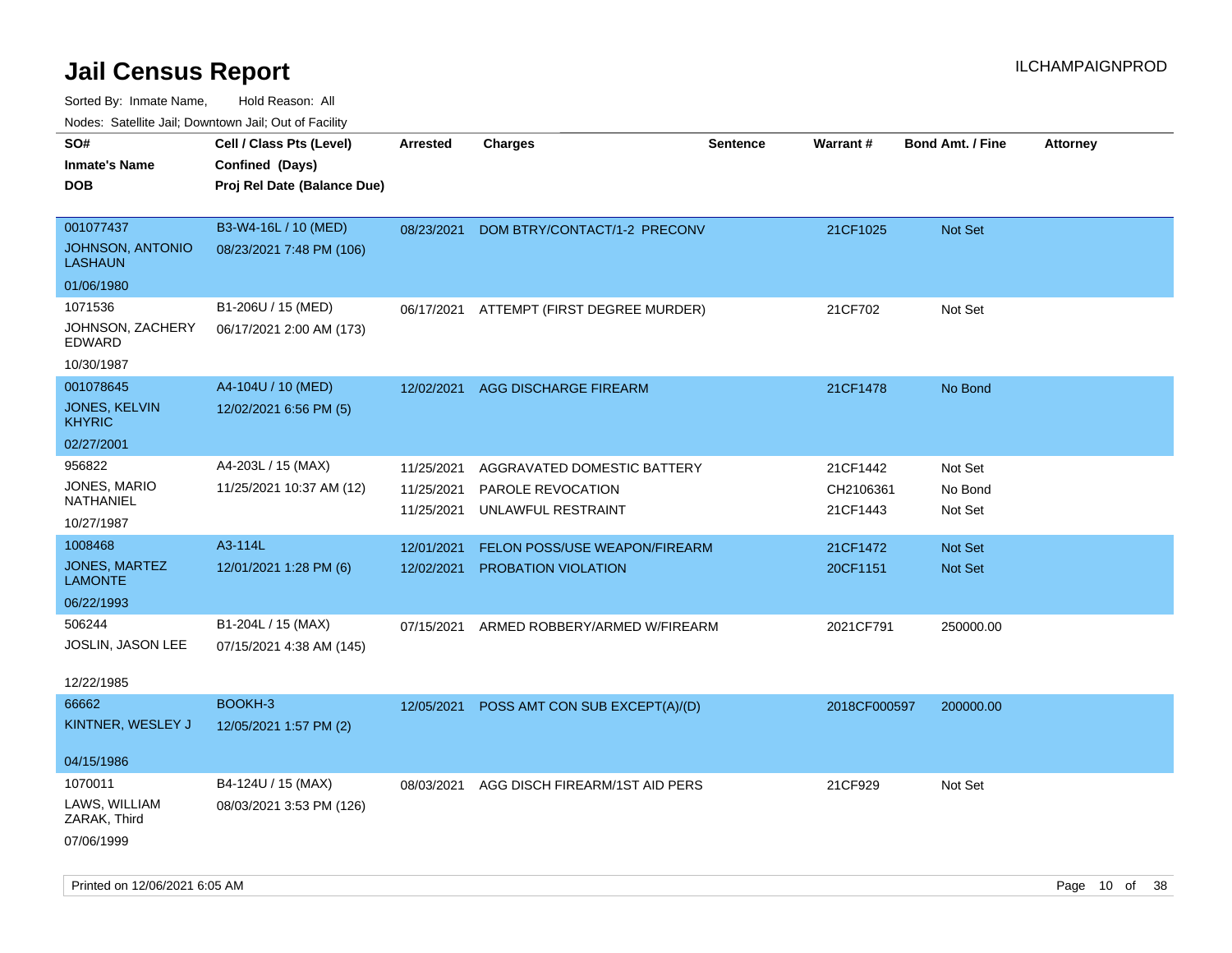# Jail Census Report

ILCHAMPAIGNPROD

Sorted By: Inmate Name, Hold Reason: All

Nodes: Satellite Jail; Downtown Jail; Out of Facility

| SO# / Inmate's Name / DOB | Cell / Class Pts (Level) / Confined (Days) / Proj Rel Date (Balance Due) | Arrested | Charges | Sentence | Warrant # | Bond Amt. / Fine | Attorney |
|---|---|---|---|---|---|---|---|
| 001077437 JOHNSON, ANTONIO LASHAUN 01/06/1980 | B3-W4-16L / 10 (MED) 08/23/2021 7:48 PM (106) | 08/23/2021 | DOM BTRY/CONTACT/1-2 PRECONV | | 21CF1025 | Not Set | |
| 1071536 JOHNSON, ZACHERY EDWARD 10/30/1987 | B1-206U / 15 (MED) 06/17/2021 2:00 AM (173) | 06/17/2021 | ATTEMPT (FIRST DEGREE MURDER) | | 21CF702 | Not Set | |
| 001078645 JONES, KELVIN KHYRIC 02/27/2001 | A4-104U / 10 (MED) 12/02/2021 6:56 PM (5) | 12/02/2021 | AGG DISCHARGE FIREARM | | 21CF1478 | No Bond | |
| 956822 JONES, MARIO NATHANIEL 10/27/1987 | A4-203L / 15 (MAX) 11/25/2021 10:37 AM (12) | 11/25/2021 | AGGRAVATED DOMESTIC BATTERY | | 21CF1442 | Not Set | |
| | | 11/25/2021 | PAROLE REVOCATION | | CH2106361 | No Bond | |
| | | 11/25/2021 | UNLAWFUL RESTRAINT | | 21CF1443 | Not Set | |
| 1008468 JONES, MARTEZ LAMONTE 06/22/1993 | A3-114L 12/01/2021 1:28 PM (6) | 12/01/2021 | FELON POSS/USE WEAPON/FIREARM | | 21CF1472 | Not Set | |
| | | 12/02/2021 | PROBATION VIOLATION | | 20CF1151 | Not Set | |
| 506244 JOSLIN, JASON LEE 12/22/1985 | B1-204L / 15 (MAX) 07/15/2021 4:38 AM (145) | 07/15/2021 | ARMED ROBBERY/ARMED W/FIREARM | | 2021CF791 | 250000.00 | |
| 66662 KINTNER, WESLEY J 04/15/1986 | BOOKH-3 12/05/2021 1:57 PM (2) | 12/05/2021 | POSS AMT CON SUB EXCEPT(A)/(D) | | 2018CF000597 | 200000.00 | |
| 1070011 LAWS, WILLIAM ZARAK, Third 07/06/1999 | B4-124U / 15 (MAX) 08/03/2021 3:53 PM (126) | 08/03/2021 | AGG DISCH FIREARM/1ST AID PERS | | 21CF929 | Not Set | |

Printed on 12/06/2021 6:05 AM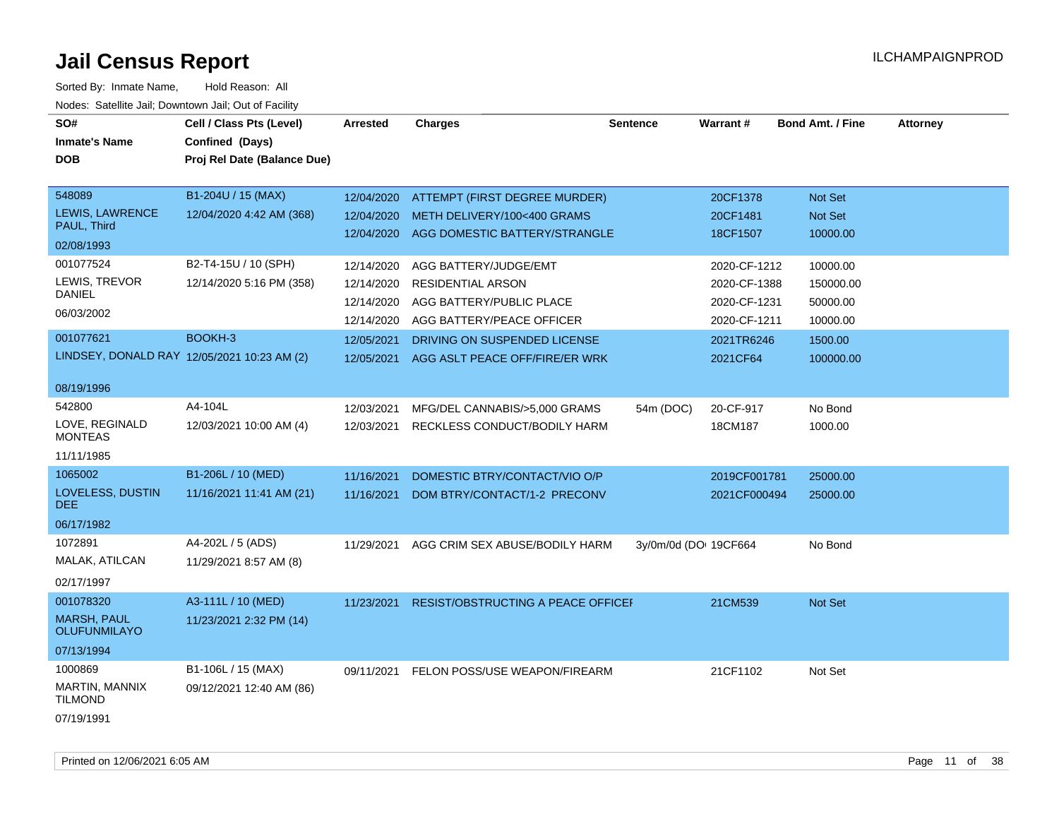# Jail Census Report

ILCHAMPAIGNPROD

Sorted By: Inmate Name, Hold Reason: All

Nodes: Satellite Jail; Downtown Jail; Out of Facility

| SO# / Inmate's Name / DOB | Cell / Class Pts (Level) / Confined (Days) / Proj Rel Date (Balance Due) | Arrested | Charges | Sentence | Warrant # | Bond Amt. / Fine | Attorney |
|---|---|---|---|---|---|---|---|
| 548089<br>LEWIS, LAWRENCE PAUL, Third<br>02/08/1993 | B1-204U / 15 (MAX)<br>12/04/2020 4:42 AM (368) | 12/04/2020 | ATTEMPT (FIRST DEGREE MURDER) | | 20CF1378 | Not Set | |
| | | 12/04/2020 | METH DELIVERY/100<400 GRAMS | | 20CF1481 | Not Set | |
| | | 12/04/2020 | AGG DOMESTIC BATTERY/STRANGLE | | 18CF1507 | 10000.00 | |
| 001077524<br>LEWIS, TREVOR DANIEL<br>06/03/2002 | B2-T4-15U / 10 (SPH)<br>12/14/2020 5:16 PM (358) | 12/14/2020 | AGG BATTERY/JUDGE/EMT | | 2020-CF-1212 | 10000.00 | |
| | | 12/14/2020 | RESIDENTIAL ARSON | | 2020-CF-1388 | 150000.00 | |
| | | 12/14/2020 | AGG BATTERY/PUBLIC PLACE | | 2020-CF-1231 | 50000.00 | |
| | | 12/14/2020 | AGG BATTERY/PEACE OFFICER | | 2020-CF-1211 | 10000.00 | |
| 001077621<br>LINDSEY, DONALD RAY<br>08/19/1996 | BOOKH-3<br>12/05/2021 10:23 AM (2) | 12/05/2021 | DRIVING ON SUSPENDED LICENSE | | 2021TR6246 | 1500.00 | |
| | | 12/05/2021 | AGG ASLT PEACE OFF/FIRE/ER WRK | | 2021CF64 | 100000.00 | |
| 542800<br>LOVE, REGINALD MONTEAS<br>11/11/1985 | A4-104L<br>12/03/2021 10:00 AM (4) | 12/03/2021 | MFG/DEL CANNABIS/>5,000 GRAMS | 54m (DOC) | 20-CF-917 | No Bond | |
| | | 12/03/2021 | RECKLESS CONDUCT/BODILY HARM | | 18CM187 | 1000.00 | |
| 1065002<br>LOVELESS, DUSTIN DEE<br>06/17/1982 | B1-206L / 10 (MED)<br>11/16/2021 11:41 AM (21) | 11/16/2021 | DOMESTIC BTRY/CONTACT/VIO O/P | | 2019CF001781 | 25000.00 | |
| | | 11/16/2021 | DOM BTRY/CONTACT/1-2 PRECONV | | 2021CF000494 | 25000.00 | |
| 1072891<br>MALAK, ATILCAN<br>02/17/1997 | A4-202L / 5 (ADS)<br>11/29/2021 8:57 AM (8) | 11/29/2021 | AGG CRIM SEX ABUSE/BODILY HARM | 3y/0m/0d (DO | 19CF664 | No Bond | |
| 001078320<br>MARSH, PAUL OLUFUNMILAYO<br>07/13/1994 | A3-111L / 10 (MED)<br>11/23/2021 2:32 PM (14) | 11/23/2021 | RESIST/OBSTRUCTING A PEACE OFFICEI | | 21CM539 | Not Set | |
| 1000869<br>MARTIN, MANNIX TILMOND<br>07/19/1991 | B1-106L / 15 (MAX)<br>09/12/2021 12:40 AM (86) | 09/11/2021 | FELON POSS/USE WEAPON/FIREARM | | 21CF1102 | Not Set | |

Printed on 12/06/2021 6:05 AM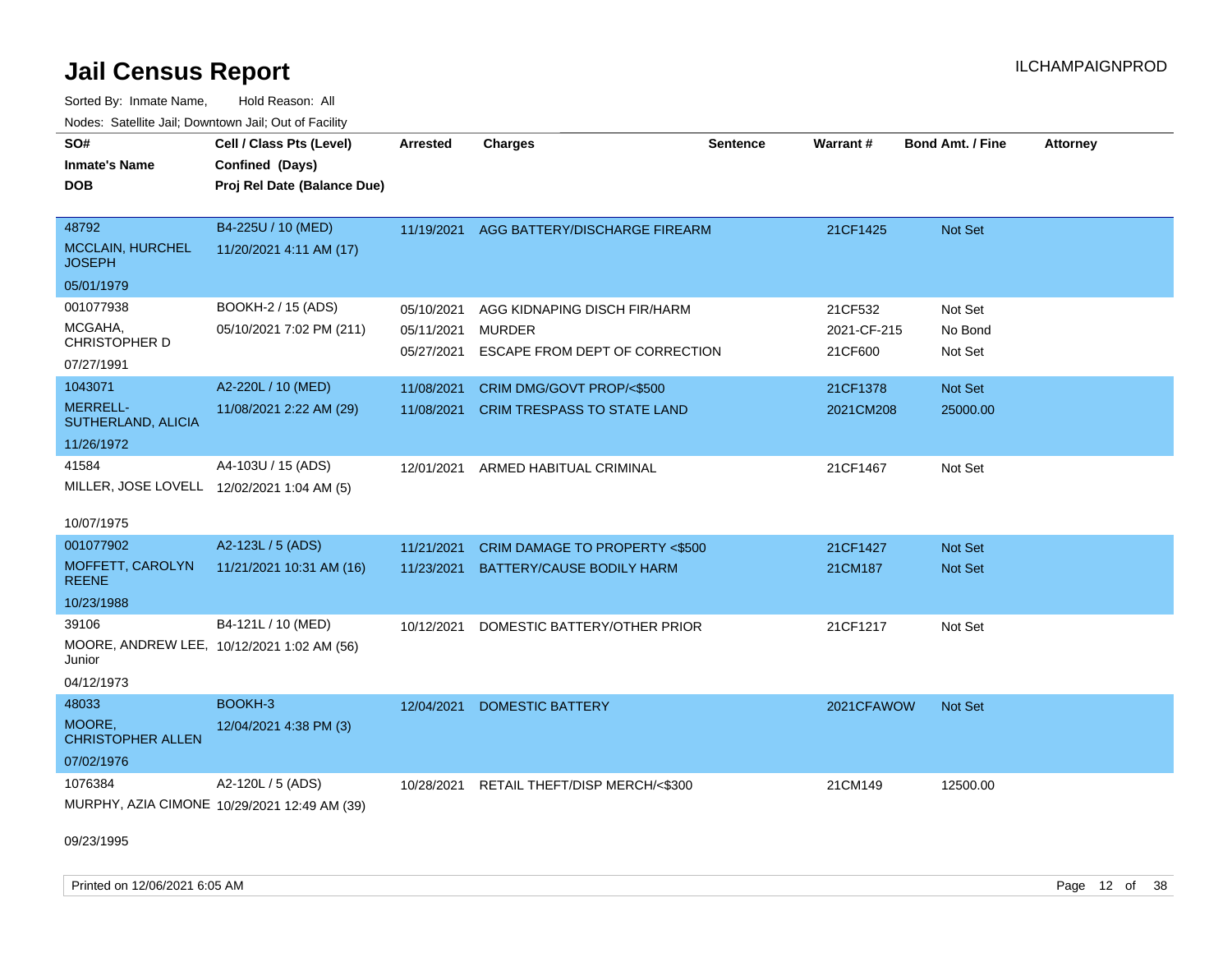# Jail Census Report

ILCHAMPAIGNPROD

Sorted By: Inmate Name, Hold Reason: All

Nodes: Satellite Jail; Downtown Jail; Out of Facility

| SO# / Inmate's Name / DOB | Cell / Class Pts (Level) / Confined (Days) / Proj Rel Date (Balance Due) | Arrested | Charges | Sentence | Warrant # | Bond Amt. / Fine | Attorney |
|---|---|---|---|---|---|---|---|
| 48792<br>MCCLAIN, HURCHEL JOSEPH<br>05/01/1979 | B4-225U / 10 (MED)<br>11/20/2021 4:11 AM (17) | 11/19/2021 | AGG BATTERY/DISCHARGE FIREARM | | 21CF1425 | Not Set | |
| 001077938<br>MCGAHA, CHRISTOPHER D<br>07/27/1991 | BOOKH-2 / 15 (ADS)<br>05/10/2021 7:02 PM (211) | 05/10/2021 | AGG KIDNAPING DISCH FIR/HARM | | 21CF532 | Not Set | |
| | | 05/11/2021 | MURDER | | 2021-CF-215 | No Bond | |
| | | 05/27/2021 | ESCAPE FROM DEPT OF CORRECTION | | 21CF600 | Not Set | |
| 1043071<br>MERRELL-SUTHERLAND, ALICIA<br>11/26/1972 | A2-220L / 10 (MED)<br>11/08/2021 2:22 AM (29) | 11/08/2021 | CRIM DMG/GOVT PROP/<$500 | | 21CF1378 | Not Set | |
| | | 11/08/2021 | CRIM TRESPASS TO STATE LAND | | 2021CM208 | 25000.00 | |
| 41584<br>MILLER, JOSE LOVELL<br>10/07/1975 | A4-103U / 15 (ADS)<br>12/02/2021 1:04 AM (5) | 12/01/2021 | ARMED HABITUAL CRIMINAL | | 21CF1467 | Not Set | |
| 001077902<br>MOFFETT, CAROLYN REENE<br>10/23/1988 | A2-123L / 5 (ADS)<br>11/21/2021 10:31 AM (16) | 11/21/2021 | CRIM DAMAGE TO PROPERTY <$500 | | 21CF1427 | Not Set | |
| | | 11/23/2021 | BATTERY/CAUSE BODILY HARM | | 21CM187 | Not Set | |
| 39106<br>MOORE, ANDREW LEE, Junior<br>04/12/1973 | B4-121L / 10 (MED)<br>10/12/2021 1:02 AM (56) | 10/12/2021 | DOMESTIC BATTERY/OTHER PRIOR | | 21CF1217 | Not Set | |
| 48033<br>MOORE, CHRISTOPHER ALLEN<br>07/02/1976 | BOOKH-3<br>12/04/2021 4:38 PM (3) | 12/04/2021 | DOMESTIC BATTERY | | 2021CFAWOW | Not Set | |
| 1076384<br>MURPHY, AZIA CIMONE<br>09/23/1995 | A2-120L / 5 (ADS)<br>10/29/2021 12:49 AM (39) | 10/28/2021 | RETAIL THEFT/DISP MERCH/<$300 | | 21CM149 | 12500.00 | |

Printed on 12/06/2021 6:05 AM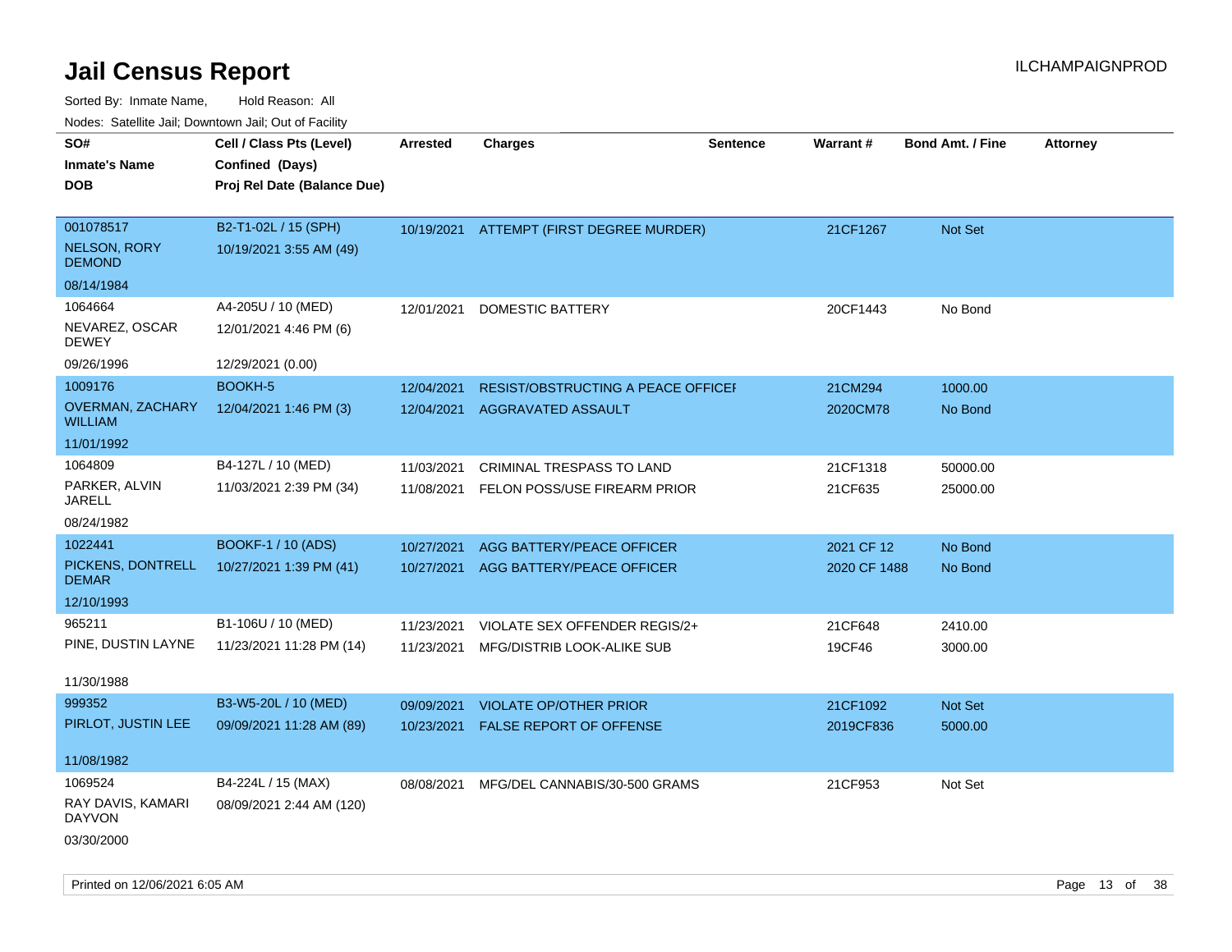# Jail Census Report

ILCHAMPAIGNPROD

Sorted By: Inmate Name, Hold Reason: All

Nodes: Satellite Jail; Downtown Jail; Out of Facility

| SO# / Inmate's Name / DOB | Cell / Class Pts (Level) / Confined (Days) / Proj Rel Date (Balance Due) | Arrested | Charges | Sentence | Warrant # | Bond Amt. / Fine | Attorney |
|---|---|---|---|---|---|---|---|
| 001078517<br>NELSON, RORY DEMOND<br>08/14/1984 | B2-T1-02L / 15 (SPH)<br>10/19/2021 3:55 AM (49) | 10/19/2021 | ATTEMPT (FIRST DEGREE MURDER) | | 21CF1267 | Not Set | |
| 1064664<br>NEVAREZ, OSCAR DEWEY<br>09/26/1996 | A4-205U / 10 (MED)<br>12/01/2021 4:46 PM (6)<br>12/29/2021 (0.00) | 12/01/2021 | DOMESTIC BATTERY | | 20CF1443 | No Bond | |
| 1009176<br>OVERMAN, ZACHARY WILLIAM<br>11/01/1992 | BOOKH-5<br>12/04/2021 1:46 PM (3) | 12/04/2021 | RESIST/OBSTRUCTING A PEACE OFFICEI | | 21CM294 | 1000.00 | |
| | | 12/04/2021 | AGGRAVATED ASSAULT | | 2020CM78 | No Bond | |
| 1064809<br>PARKER, ALVIN JARELL<br>08/24/1982 | B4-127L / 10 (MED)<br>11/03/2021 2:39 PM (34) | 11/03/2021 | CRIMINAL TRESPASS TO LAND | | 21CF1318 | 50000.00 | |
| | | 11/08/2021 | FELON POSS/USE FIREARM PRIOR | | 21CF635 | 25000.00 | |
| 1022441<br>PICKENS, DONTRELL DEMAR<br>12/10/1993 | BOOKF-1 / 10 (ADS)<br>10/27/2021 1:39 PM (41) | 10/27/2021 | AGG BATTERY/PEACE OFFICER | | 2021 CF 12 | No Bond | |
| | | 10/27/2021 | AGG BATTERY/PEACE OFFICER | | 2020 CF 1488 | No Bond | |
| 965211<br>PINE, DUSTIN LAYNE<br>11/30/1988 | B1-106U / 10 (MED)<br>11/23/2021 11:28 PM (14) | 11/23/2021 | VIOLATE SEX OFFENDER REGIS/2+ | | 21CF648 | 2410.00 | |
| | | 11/23/2021 | MFG/DISTRIB LOOK-ALIKE SUB | | 19CF46 | 3000.00 | |
| 999352<br>PIRLOT, JUSTIN LEE<br>11/08/1982 | B3-W5-20L / 10 (MED)<br>09/09/2021 11:28 AM (89) | 09/09/2021 | VIOLATE OP/OTHER PRIOR | | 21CF1092 | Not Set | |
| | | 10/23/2021 | FALSE REPORT OF OFFENSE | | 2019CF836 | 5000.00 | |
| 1069524<br>RAY DAVIS, KAMARI DAYVON<br>03/30/2000 | B4-224L / 15 (MAX)<br>08/09/2021 2:44 AM (120) | 08/08/2021 | MFG/DEL CANNABIS/30-500 GRAMS | | 21CF953 | Not Set | |

Printed on 12/06/2021 6:05 AM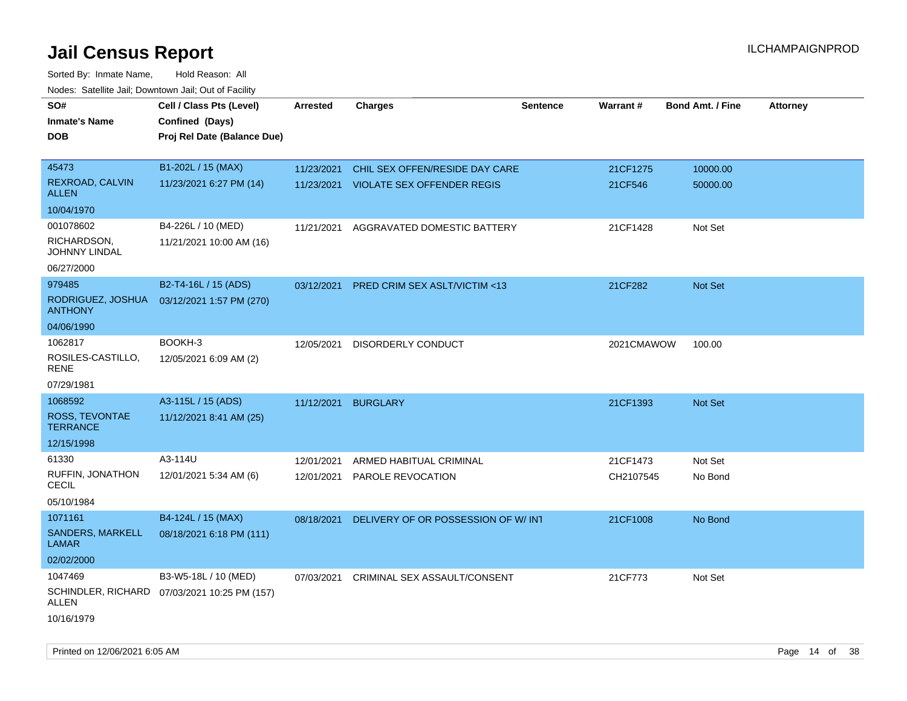# Jail Census Report

ILCHAMPAIGNPROD

Sorted By: Inmate Name, Hold Reason: All

Nodes: Satellite Jail; Downtown Jail; Out of Facility

| SO# / Inmate's Name / DOB | Cell / Class Pts (Level) / Confined (Days) / Proj Rel Date (Balance Due) | Arrested | Charges | Sentence | Warrant # | Bond Amt. / Fine | Attorney |
|---|---|---|---|---|---|---|---|
| 45473<br>REXROAD, CALVIN ALLEN<br>10/04/1970 | B1-202L / 15 (MAX)<br>11/23/2021 6:27 PM (14) | 11/23/2021<br>11/23/2021 | CHIL SEX OFFEN/RESIDE DAY CARE<br>VIOLATE SEX OFFENDER REGIS | | 21CF1275<br>21CF546 | 10000.00<br>50000.00 | |
| 001078602<br>RICHARDSON, JOHNNY LINDAL<br>06/27/2000 | B4-226L / 10 (MED)<br>11/21/2021 10:00 AM (16) | 11/21/2021 | AGGRAVATED DOMESTIC BATTERY | | 21CF1428 | Not Set | |
| 979485<br>RODRIGUEZ, JOSHUA ANTHONY<br>04/06/1990 | B2-T4-16L / 15 (ADS)<br>03/12/2021 1:57 PM (270) | 03/12/2021 | PRED CRIM SEX ASLT/VICTIM <13 | | 21CF282 | Not Set | |
| 1062817<br>ROSILES-CASTILLO, RENE<br>07/29/1981 | BOOKH-3<br>12/05/2021 6:09 AM (2) | 12/05/2021 | DISORDERLY CONDUCT | | 2021CMAWOW | 100.00 | |
| 1068592<br>ROSS, TEVONTAE TERRANCE<br>12/15/1998 | A3-115L / 15 (ADS)<br>11/12/2021 8:41 AM (25) | 11/12/2021 | BURGLARY | | 21CF1393 | Not Set | |
| 61330<br>RUFFIN, JONATHON CECIL<br>05/10/1984 | A3-114U<br>12/01/2021 5:34 AM (6) | 12/01/2021<br>12/01/2021 | ARMED HABITUAL CRIMINAL<br>PAROLE REVOCATION | | 21CF1473<br>CH2107545 | Not Set<br>No Bond | |
| 1071161<br>SANDERS, MARKELL LAMAR<br>02/02/2000 | B4-124L / 15 (MAX)<br>08/18/2021 6:18 PM (111) | 08/18/2021 | DELIVERY OF OR POSSESSION OF W/ INT | | 21CF1008 | No Bond | |
| 1047469<br>SCHINDLER, RICHARD ALLEN<br>10/16/1979 | B3-W5-18L / 10 (MED)<br>07/03/2021 10:25 PM (157) | 07/03/2021 | CRIMINAL SEX ASSAULT/CONSENT | | 21CF773 | Not Set | |

Printed on 12/06/2021 6:05 AM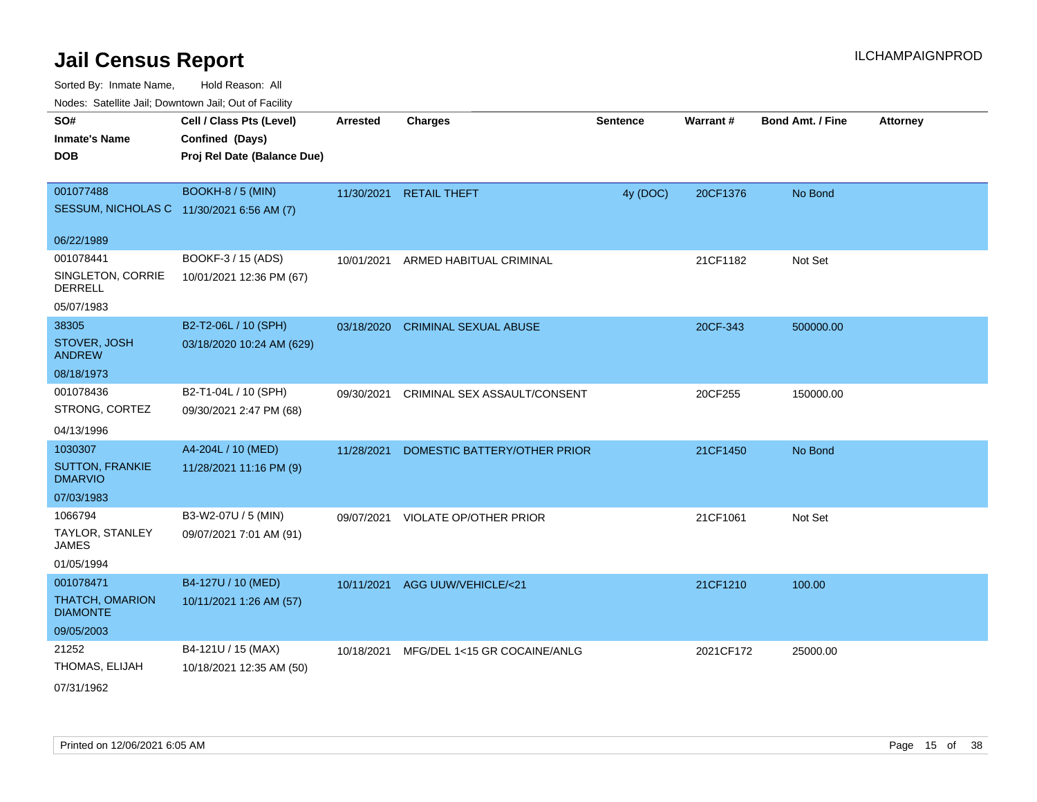# Jail Census Report

ILCHAMPAIGNPROD

Sorted By: Inmate Name, Hold Reason: All

Nodes: Satellite Jail; Downtown Jail; Out of Facility

| SO# / Inmate's Name / DOB | Cell / Class Pts (Level) / Confined (Days) / Proj Rel Date (Balance Due) | Arrested | Charges | Sentence | Warrant # | Bond Amt. / Fine | Attorney |
|---|---|---|---|---|---|---|---|
| 001077488<br>SESSUM, NICHOLAS C<br>06/22/1989 | BOOKH-8 / 5 (MIN)<br>11/30/2021 6:56 AM (7) | 11/30/2021 | RETAIL THEFT | 4y (DOC) | 20CF1376 | No Bond | |
| 001078441<br>SINGLETON, CORRIE DERRELL<br>05/07/1983 | BOOKF-3 / 15 (ADS)<br>10/01/2021 12:36 PM (67) | 10/01/2021 | ARMED HABITUAL CRIMINAL | | 21CF1182 | Not Set | |
| 38305<br>STOVER, JOSH ANDREW<br>08/18/1973 | B2-T2-06L / 10 (SPH)<br>03/18/2020 10:24 AM (629) | 03/18/2020 | CRIMINAL SEXUAL ABUSE | | 20CF-343 | 500000.00 | |
| 001078436<br>STRONG, CORTEZ<br>04/13/1996 | B2-T1-04L / 10 (SPH)<br>09/30/2021 2:47 PM (68) | 09/30/2021 | CRIMINAL SEX ASSAULT/CONSENT | | 20CF255 | 150000.00 | |
| 1030307<br>SUTTON, FRANKIE DMARVIO<br>07/03/1983 | A4-204L / 10 (MED)<br>11/28/2021 11:16 PM (9) | 11/28/2021 | DOMESTIC BATTERY/OTHER PRIOR | | 21CF1450 | No Bond | |
| 1066794<br>TAYLOR, STANLEY JAMES<br>01/05/1994 | B3-W2-07U / 5 (MIN)<br>09/07/2021 7:01 AM (91) | 09/07/2021 | VIOLATE OP/OTHER PRIOR | | 21CF1061 | Not Set | |
| 001078471<br>THATCH, OMARION DIAMONTE<br>09/05/2003 | B4-127U / 10 (MED)<br>10/11/2021 1:26 AM (57) | 10/11/2021 | AGG UUW/VEHICLE/<21 | | 21CF1210 | 100.00 | |
| 21252<br>THOMAS, ELIJAH<br>07/31/1962 | B4-121U / 15 (MAX)<br>10/18/2021 12:35 AM (50) | 10/18/2021 | MFG/DEL 1<15 GR COCAINE/ANLG | | 2021CF172 | 25000.00 | |

Printed on 12/06/2021 6:05 AM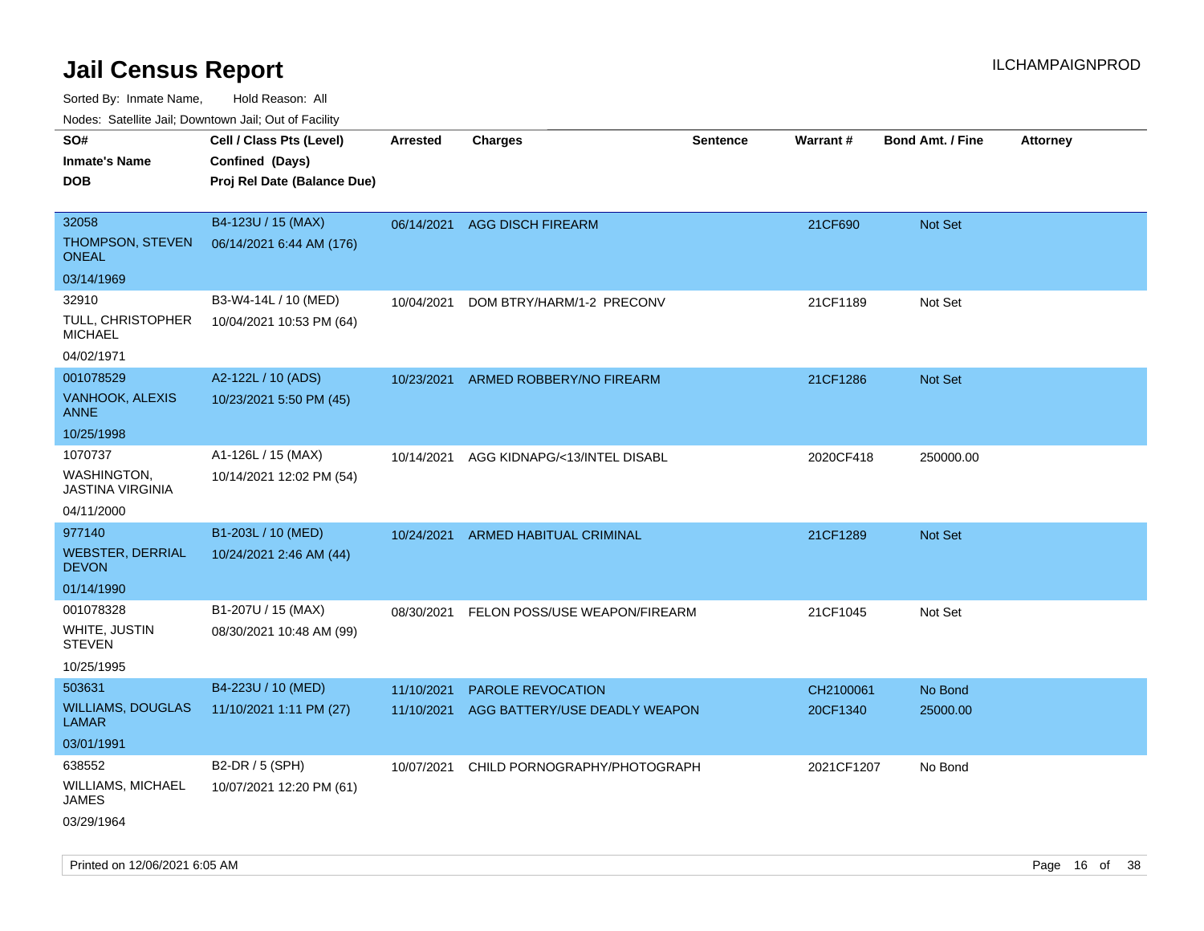# Jail Census Report

Sorted By: Inmate Name, Hold Reason: All

Nodes: Satellite Jail; Downtown Jail; Out of Facility

| SO# / Inmate's Name / DOB | Cell / Class Pts (Level) / Confined (Days) / Proj Rel Date (Balance Due) | Arrested | Charges | Sentence | Warrant # | Bond Amt. / Fine | Attorney |
|---|---|---|---|---|---|---|---|
| 32058<br>THOMPSON, STEVEN ONEAL<br>03/14/1969 | B4-123U / 15 (MAX)<br>06/14/2021 6:44 AM (176) | 06/14/2021 | AGG DISCH FIREARM | | 21CF690 | Not Set | |
| 32910<br>TULL, CHRISTOPHER MICHAEL<br>04/02/1971 | B3-W4-14L / 10 (MED)<br>10/04/2021 10:53 PM (64) | 10/04/2021 | DOM BTRY/HARM/1-2 PRECONV | | 21CF1189 | Not Set | |
| 001078529<br>VANHOOK, ALEXIS ANNE<br>10/25/1998 | A2-122L / 10 (ADS)<br>10/23/2021 5:50 PM (45) | 10/23/2021 | ARMED ROBBERY/NO FIREARM | | 21CF1286 | Not Set | |
| 1070737<br>WASHINGTON, JASTINA VIRGINIA<br>04/11/2000 | A1-126L / 15 (MAX)<br>10/14/2021 12:02 PM (54) | 10/14/2021 | AGG KIDNAPG/<13/INTEL DISABL | | 2020CF418 | 250000.00 | |
| 977140<br>WEBSTER, DERRIAL DEVON<br>01/14/1990 | B1-203L / 10 (MED)<br>10/24/2021 2:46 AM (44) | 10/24/2021 | ARMED HABITUAL CRIMINAL | | 21CF1289 | Not Set | |
| 001078328<br>WHITE, JUSTIN STEVEN<br>10/25/1995 | B1-207U / 15 (MAX)<br>08/30/2021 10:48 AM (99) | 08/30/2021 | FELON POSS/USE WEAPON/FIREARM | | 21CF1045 | Not Set | |
| 503631<br>WILLIAMS, DOUGLAS LAMAR<br>03/01/1991 | B4-223U / 10 (MED)<br>11/10/2021 1:11 PM (27) | 11/10/2021<br>11/10/2021 | PAROLE REVOCATION<br>AGG BATTERY/USE DEADLY WEAPON | | CH2100061<br>20CF1340 | No Bond<br>25000.00 | |
| 638552<br>WILLIAMS, MICHAEL JAMES<br>03/29/1964 | B2-DR / 5 (SPH)<br>10/07/2021 12:20 PM (61) | 10/07/2021 | CHILD PORNOGRAPHY/PHOTOGRAPH | | 2021CF1207 | No Bond | |

Printed on 12/06/2021 6:05 AM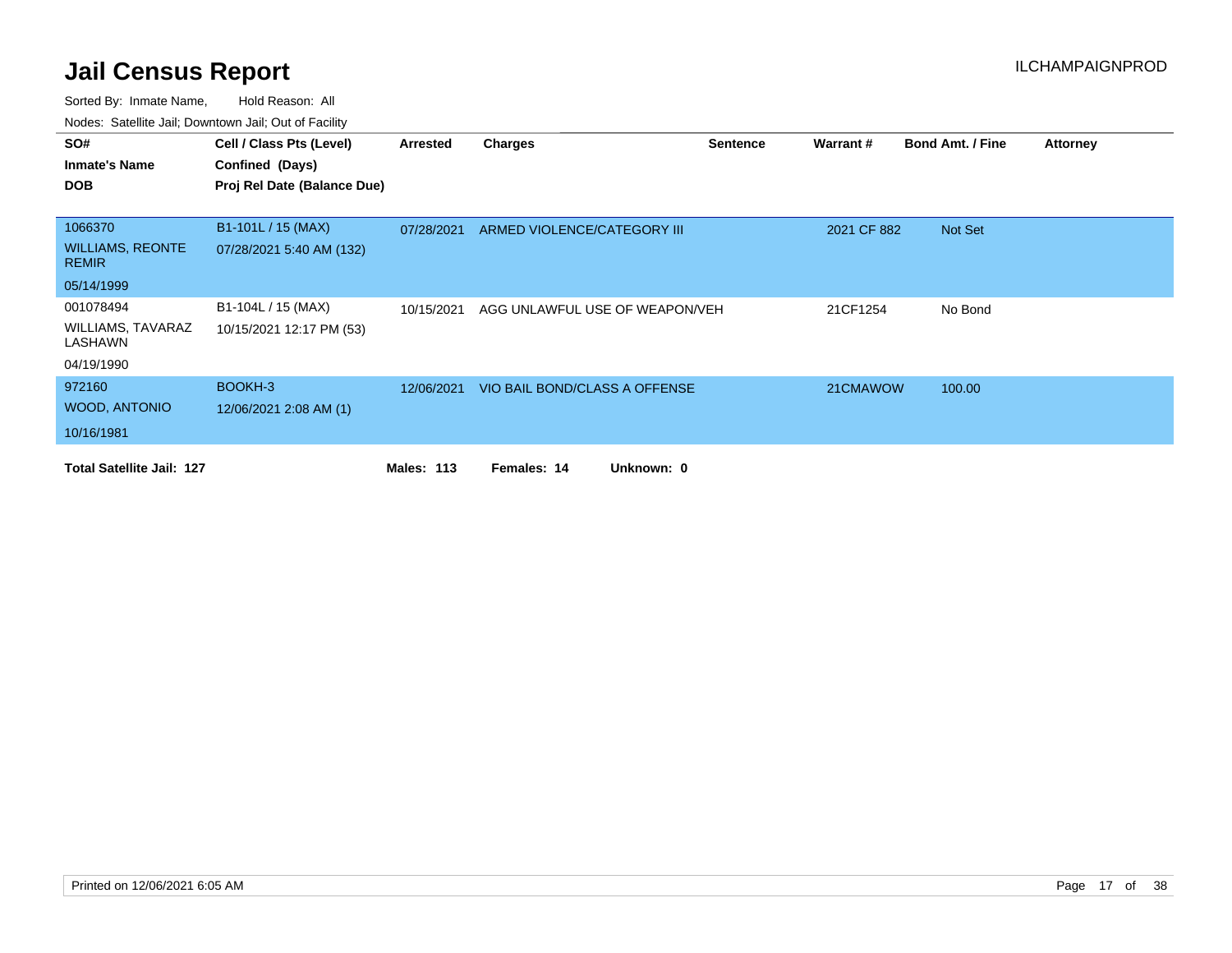# Jail Census Report

Sorted By: Inmate Name, Hold Reason: All

Nodes: Satellite Jail; Downtown Jail; Out of Facility

ILCHAMPAIGNPROD

| SO# / Inmate's Name / DOB | Cell / Class Pts (Level) / Confined (Days) / Proj Rel Date (Balance Due) | Arrested | Charges | Sentence | Warrant # | Bond Amt. / Fine | Attorney |
|---|---|---|---|---|---|---|---|
| 1066370<br>WILLIAMS, REONTE REMIR<br>05/14/1999 | B1-101L / 15 (MAX)<br>07/28/2021 5:40 AM (132) | 07/28/2021 | ARMED VIOLENCE/CATEGORY III | | 2021 CF 882 | Not Set | |
| 001078494<br>WILLIAMS, TAVARAZ LASHAWN<br>04/19/1990 | B1-104L / 15 (MAX)<br>10/15/2021 12:17 PM (53) | 10/15/2021 | AGG UNLAWFUL USE OF WEAPON/VEH | | 21CF1254 | No Bond | |
| 972160<br>WOOD, ANTONIO<br>10/16/1981 | BOOKH-3<br>12/06/2021 2:08 AM (1) | 12/06/2021 | VIO BAIL BOND/CLASS A OFFENSE | | 21CMAWOW | 100.00 | |

**Total Satellite Jail: 127** **Males: 113** **Females: 14** **Unknown: 0**

Printed on 12/06/2021 6:05 AM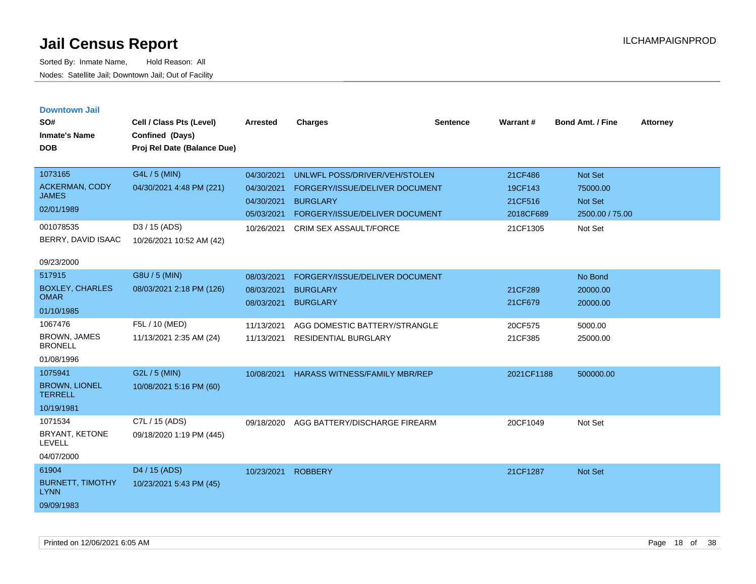# Jail Census Report

ILCHAMPAIGNPROD

Sorted By: Inmate Name, Hold Reason: All

Nodes: Satellite Jail; Downtown Jail; Out of Facility

## Downtown Jail

| SO# / Inmate's Name / DOB | Cell / Class Pts (Level) / Confined (Days) / Proj Rel Date (Balance Due) | Arrested | Charges | Sentence | Warrant # | Bond Amt. / Fine | Attorney |
|---|---|---|---|---|---|---|---|
| 1073165 ACKERMAN, CODY JAMES 02/01/1989 | G4L / 5 (MIN) 04/30/2021 4:48 PM (221) | 04/30/2021 | UNLWFL POSS/DRIVER/VEH/STOLEN | | 21CF486 | Not Set | |
| | | 04/30/2021 | FORGERY/ISSUE/DELIVER DOCUMENT | | 19CF143 | 75000.00 | |
| | | 04/30/2021 | BURGLARY | | 21CF516 | Not Set | |
| | | 05/03/2021 | FORGERY/ISSUE/DELIVER DOCUMENT | | 2018CF689 | 2500.00 / 75.00 | |
| 001078535 BERRY, DAVID ISAAC 09/23/2000 | D3 / 15 (ADS) 10/26/2021 10:52 AM (42) | 10/26/2021 | CRIM SEX ASSAULT/FORCE | | 21CF1305 | Not Set | |
| 517915 BOXLEY, CHARLES OMAR 01/10/1985 | G8U / 5 (MIN) 08/03/2021 2:18 PM (126) | 08/03/2021 | FORGERY/ISSUE/DELIVER DOCUMENT | | | No Bond | |
| | | 08/03/2021 | BURGLARY | | 21CF289 | 20000.00 | |
| | | 08/03/2021 | BURGLARY | | 21CF679 | 20000.00 | |
| 1067476 BROWN, JAMES BRONELL 01/08/1996 | F5L / 10 (MED) 11/13/2021 2:35 AM (24) | 11/13/2021 | AGG DOMESTIC BATTERY/STRANGLE | | 20CF575 | 5000.00 | |
| | | 11/13/2021 | RESIDENTIAL BURGLARY | | 21CF385 | 25000.00 | |
| 1075941 BROWN, LIONEL TERRELL 10/19/1981 | G2L / 5 (MIN) 10/08/2021 5:16 PM (60) | 10/08/2021 | HARASS WITNESS/FAMILY MBR/REP | | 2021CF1188 | 500000.00 | |
| 1071534 BRYANT, KETONE LEVELL 04/07/2000 | C7L / 15 (ADS) 09/18/2020 1:19 PM (445) | 09/18/2020 | AGG BATTERY/DISCHARGE FIREARM | | 20CF1049 | Not Set | |
| 61904 BURNETT, TIMOTHY LYNN 09/09/1983 | D4 / 15 (ADS) 10/23/2021 5:43 PM (45) | 10/23/2021 | ROBBERY | | 21CF1287 | Not Set | |

Printed on 12/06/2021 6:05 AM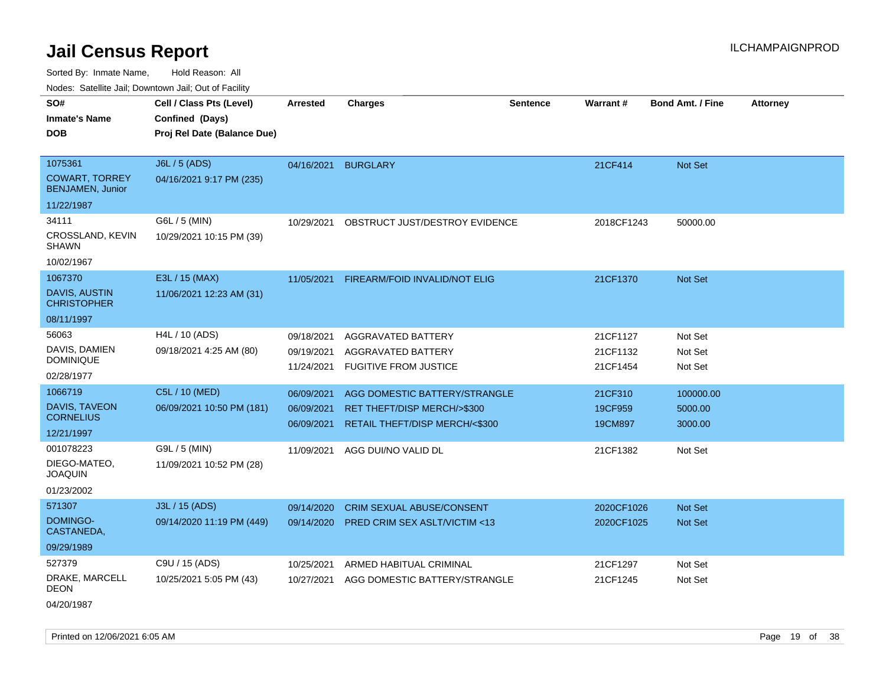# Jail Census Report

ILCHAMPAIGNPROD

Sorted By: Inmate Name, Hold Reason: All

Nodes: Satellite Jail; Downtown Jail; Out of Facility

| SO# / Inmate's Name / DOB | Cell / Class Pts (Level) / Confined (Days) / Proj Rel Date (Balance Due) | Arrested | Charges | Sentence | Warrant # | Bond Amt. / Fine | Attorney |
|---|---|---|---|---|---|---|---|
| 1075361<br>COWART, TORREY BENJAMEN, Junior<br>11/22/1987 | J6L / 5 (ADS)<br>04/16/2021 9:17 PM (235) | 04/16/2021 | BURGLARY | | 21CF414 | Not Set | |
| 34111<br>CROSSLAND, KEVIN SHAWN<br>10/02/1967 | G6L / 5 (MIN)<br>10/29/2021 10:15 PM (39) | 10/29/2021 | OBSTRUCT JUST/DESTROY EVIDENCE | | 2018CF1243 | 50000.00 | |
| 1067370<br>DAVIS, AUSTIN CHRISTOPHER<br>08/11/1997 | E3L / 15 (MAX)<br>11/06/2021 12:23 AM (31) | 11/05/2021 | FIREARM/FOID INVALID/NOT ELIG | | 21CF1370 | Not Set | |
| 56063<br>DAVIS, DAMIEN DOMINIQUE<br>02/28/1977 | H4L / 10 (ADS)<br>09/18/2021 4:25 AM (80) | 09/18/2021<br>09/19/2021<br>11/24/2021 | AGGRAVATED BATTERY<br>AGGRAVATED BATTERY<br>FUGITIVE FROM JUSTICE | | 21CF1127<br>21CF1132<br>21CF1454 | Not Set<br>Not Set<br>Not Set | |
| 1066719<br>DAVIS, TAVEON CORNELIUS<br>12/21/1997 | C5L / 10 (MED)<br>06/09/2021 10:50 PM (181) | 06/09/2021<br>06/09/2021<br>06/09/2021 | AGG DOMESTIC BATTERY/STRANGLE<br>RET THEFT/DISP MERCH/>$300<br>RETAIL THEFT/DISP MERCH/<$300 | | 21CF310<br>19CF959<br>19CM897 | 100000.00<br>5000.00<br>3000.00 | |
| 001078223<br>DIEGO-MATEO, JOAQUIN<br>01/23/2002 | G9L / 5 (MIN)<br>11/09/2021 10:52 PM (28) | 11/09/2021 | AGG DUI/NO VALID DL | | 21CF1382 | Not Set | |
| 571307<br>DOMINGO-CASTANEDA,<br>09/29/1989 | J3L / 15 (ADS)<br>09/14/2020 11:19 PM (449) | 09/14/2020<br>09/14/2020 | CRIM SEXUAL ABUSE/CONSENT<br>PRED CRIM SEX ASLT/VICTIM <13 | | 2020CF1026<br>2020CF1025 | Not Set<br>Not Set | |
| 527379<br>DRAKE, MARCELL DEON<br>04/20/1987 | C9U / 15 (ADS)<br>10/25/2021 5:05 PM (43) | 10/25/2021<br>10/27/2021 | ARMED HABITUAL CRIMINAL<br>AGG DOMESTIC BATTERY/STRANGLE | | 21CF1297<br>21CF1245 | Not Set<br>Not Set | |

Printed on 12/06/2021 6:05 AM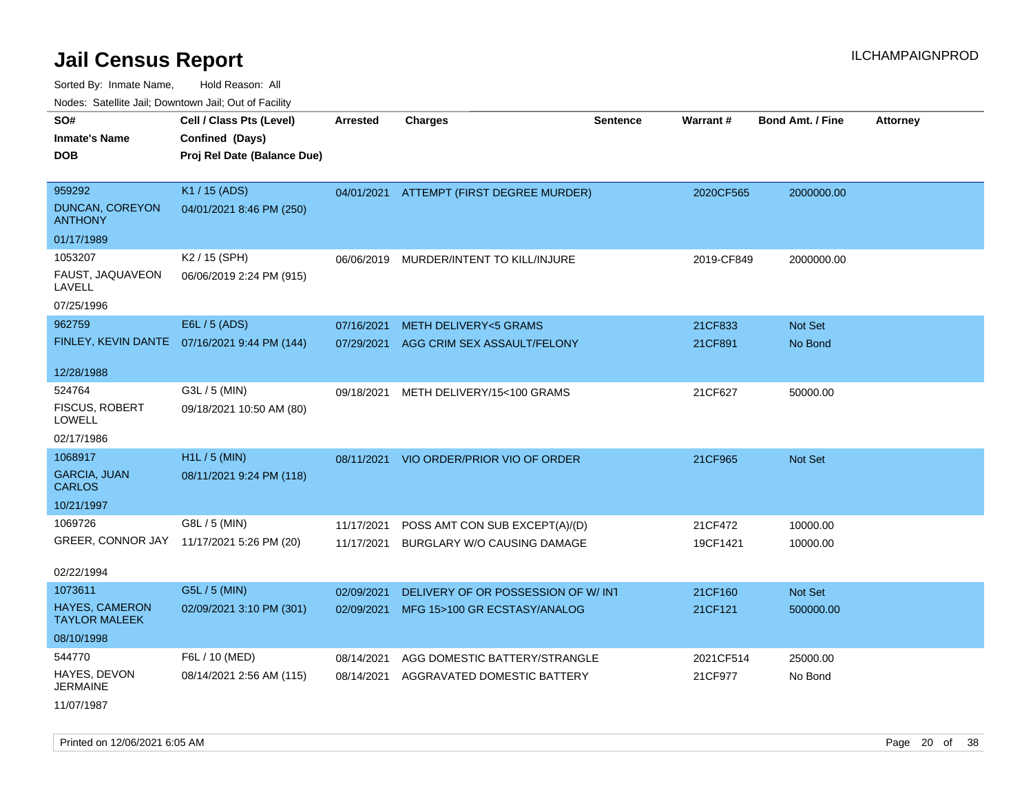# Jail Census Report

Sorted By: Inmate Name, Hold Reason: All

Nodes: Satellite Jail; Downtown Jail; Out of Facility

| SO# / Inmate's Name / DOB | Cell / Class Pts (Level) / Confined (Days) / Proj Rel Date (Balance Due) | Arrested | Charges | Sentence | Warrant # | Bond Amt. / Fine | Attorney |
|---|---|---|---|---|---|---|---|
| 959292<br>DUNCAN, COREYON ANTHONY<br>01/17/1989 | K1 / 15 (ADS)<br>04/01/2021 8:46 PM (250) | 04/01/2021 | ATTEMPT (FIRST DEGREE MURDER) | | 2020CF565 | 2000000.00 | |
| 1053207<br>FAUST, JAQUAVEON LAVELL<br>07/25/1996 | K2 / 15 (SPH)<br>06/06/2019 2:24 PM (915) | 06/06/2019 | MURDER/INTENT TO KILL/INJURE | | 2019-CF849 | 2000000.00 | |
| 962759<br>FINLEY, KEVIN DANTE<br>12/28/1988 | E6L / 5 (ADS)<br>07/16/2021 9:44 PM (144) | 07/16/2021<br>07/29/2021 | METH DELIVERY<5 GRAMS<br>AGG CRIM SEX ASSAULT/FELONY | | 21CF833<br>21CF891 | Not Set<br>No Bond | |
| 524764<br>FISCUS, ROBERT LOWELL<br>02/17/1986 | G3L / 5 (MIN)<br>09/18/2021 10:50 AM (80) | 09/18/2021 | METH DELIVERY/15<100 GRAMS | | 21CF627 | 50000.00 | |
| 1068917<br>GARCIA, JUAN CARLOS<br>10/21/1997 | H1L / 5 (MIN)<br>08/11/2021 9:24 PM (118) | 08/11/2021 | VIO ORDER/PRIOR VIO OF ORDER | | 21CF965 | Not Set | |
| 1069726<br>GREER, CONNOR JAY<br>02/22/1994 | G8L / 5 (MIN)<br>11/17/2021 5:26 PM (20) | 11/17/2021<br>11/17/2021 | POSS AMT CON SUB EXCEPT(A)/(D)<br>BURGLARY W/O CAUSING DAMAGE | | 21CF472<br>19CF1421 | 10000.00<br>10000.00 | |
| 1073611<br>HAYES, CAMERON TAYLOR MALEEK<br>08/10/1998 | G5L / 5 (MIN)<br>02/09/2021 3:10 PM (301) | 02/09/2021<br>02/09/2021 | DELIVERY OF OR POSSESSION OF W/ INT<br>MFG 15>100 GR ECSTASY/ANALOG | | 21CF160<br>21CF121 | Not Set<br>500000.00 | |
| 544770<br>HAYES, DEVON JERMAINE<br>11/07/1987 | F6L / 10 (MED)<br>08/14/2021 2:56 AM (115) | 08/14/2021<br>08/14/2021 | AGG DOMESTIC BATTERY/STRANGLE<br>AGGRAVATED DOMESTIC BATTERY | | 2021CF514<br>21CF977 | 25000.00<br>No Bond | |

Printed on 12/06/2021 6:05 AM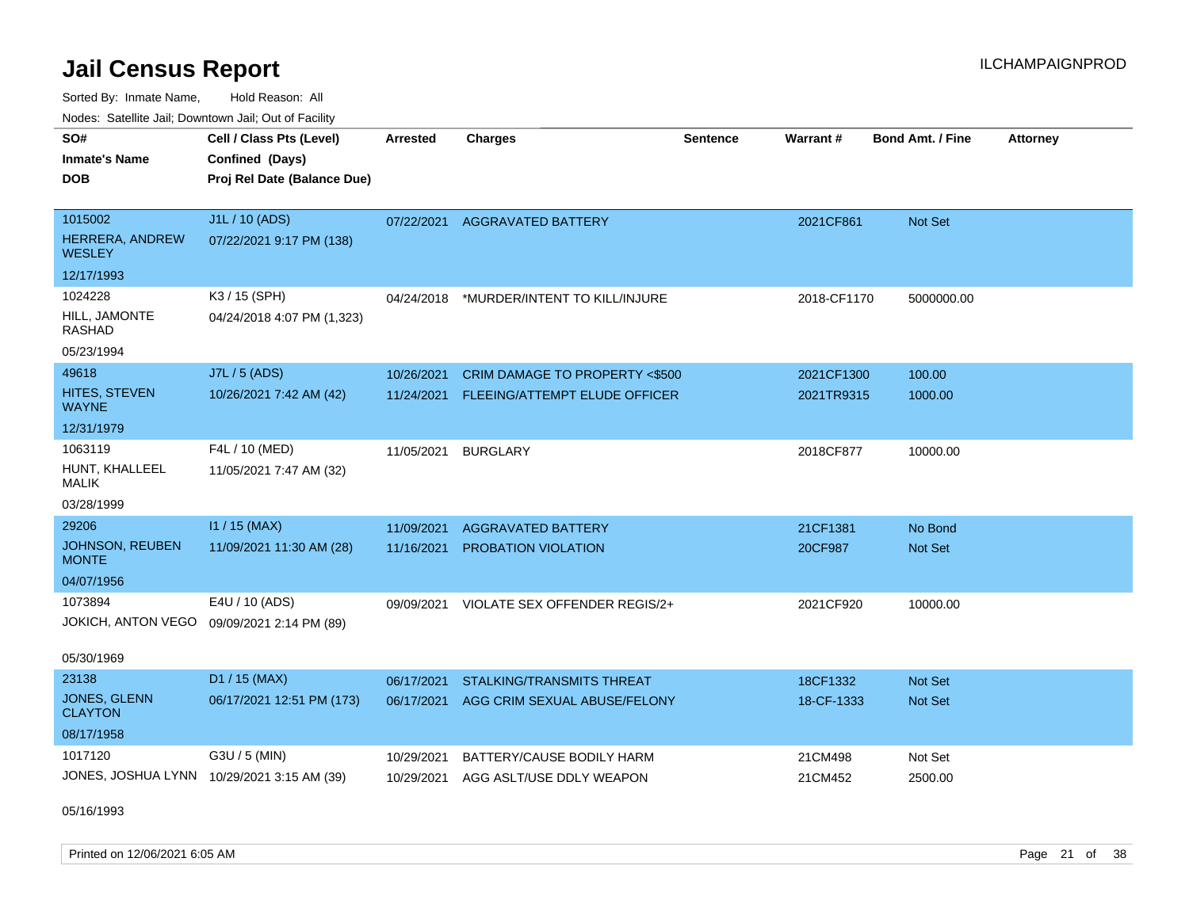# Jail Census Report

ILCHAMPAIGNPROD

Sorted By: Inmate Name, Hold Reason: All

Nodes: Satellite Jail; Downtown Jail; Out of Facility

| SO# / Inmate's Name / DOB | Cell / Class Pts (Level) / Confined (Days) / Proj Rel Date (Balance Due) | Arrested | Charges | Sentence | Warrant # | Bond Amt. / Fine | Attorney |
|---|---|---|---|---|---|---|---|
| 1015002<br>HERRERA, ANDREW WESLEY<br>12/17/1993 | J1L / 10 (ADS)<br>07/22/2021 9:17 PM (138) | 07/22/2021 | AGGRAVATED BATTERY | | 2021CF861 | Not Set | |
| 1024228<br>HILL, JAMONTE RASHAD<br>05/23/1994 | K3 / 15 (SPH)<br>04/24/2018 4:07 PM (1,323) | 04/24/2018 | *MURDER/INTENT TO KILL/INJURE | | 2018-CF1170 | 5000000.00 | |
| 49618<br>HITES, STEVEN WAYNE<br>12/31/1979 | J7L / 5 (ADS)<br>10/26/2021 7:42 AM (42) | 10/26/2021 | CRIM DAMAGE TO PROPERTY <$500 | | 2021CF1300 | 100.00 | |
| | | 11/24/2021 | FLEEING/ATTEMPT ELUDE OFFICER | | 2021TR9315 | 1000.00 | |
| 1063119<br>HUNT, KHALLEEL MALIK<br>03/28/1999 | F4L / 10 (MED)<br>11/05/2021 7:47 AM (32) | 11/05/2021 | BURGLARY | | 2018CF877 | 10000.00 | |
| 29206<br>JOHNSON, REUBEN MONTE<br>04/07/1956 | I1 / 15 (MAX)<br>11/09/2021 11:30 AM (28) | 11/09/2021 | AGGRAVATED BATTERY | | 21CF1381 | No Bond | |
| | | 11/16/2021 | PROBATION VIOLATION | | 20CF987 | Not Set | |
| 1073894<br>JOKICH, ANTON VEGO<br>05/30/1969 | E4U / 10 (ADS)<br>09/09/2021 2:14 PM (89) | 09/09/2021 | VIOLATE SEX OFFENDER REGIS/2+ | | 2021CF920 | 10000.00 | |
| 23138<br>JONES, GLENN CLAYTON<br>08/17/1958 | D1 / 15 (MAX)<br>06/17/2021 12:51 PM (173) | 06/17/2021 | STALKING/TRANSMITS THREAT | | 18CF1332 | Not Set | |
| | | 06/17/2021 | AGG CRIM SEXUAL ABUSE/FELONY | | 18-CF-1333 | Not Set | |
| 1017120<br>JONES, JOSHUA LYNN<br>05/16/1993 | G3U / 5 (MIN)<br>10/29/2021 3:15 AM (39) | 10/29/2021 | BATTERY/CAUSE BODILY HARM | | 21CM498 | Not Set | |
| | | 10/29/2021 | AGG ASLT/USE DDLY WEAPON | | 21CM452 | 2500.00 | |

Printed on 12/06/2021 6:05 AM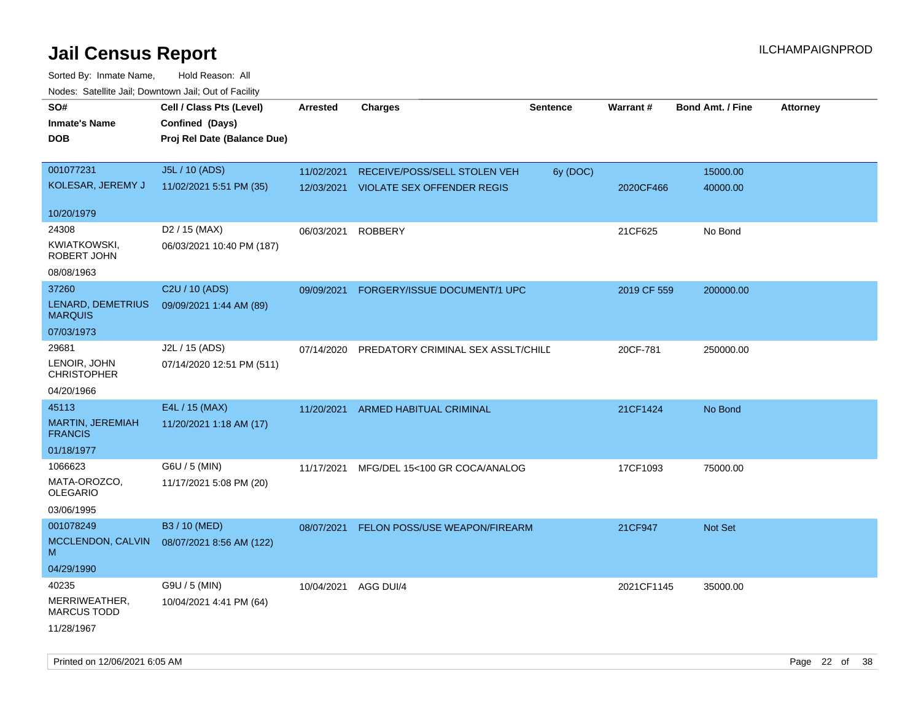# Jail Census Report

ILCHAMPAIGNPROD

Sorted By: Inmate Name, Hold Reason: All

Nodes: Satellite Jail; Downtown Jail; Out of Facility

| SO# / Inmate's Name / DOB | Cell / Class Pts (Level) / Confined (Days) / Proj Rel Date (Balance Due) | Arrested | Charges | Sentence | Warrant # | Bond Amt. / Fine | Attorney |
|---|---|---|---|---|---|---|---|
| 001077231<br>KOLESAR, JEREMY J<br>10/20/1979 | J5L / 10 (ADS)<br>11/02/2021 5:51 PM (35) | 11/02/2021 | RECEIVE/POSS/SELL STOLEN VEH | 6y (DOC) | | 15000.00 | |
| | | 12/03/2021 | VIOLATE SEX OFFENDER REGIS | | 2020CF466 | 40000.00 | |
| 24308<br>KWIATKOWSKI, ROBERT JOHN<br>08/08/1963 | D2 / 15 (MAX)<br>06/03/2021 10:40 PM (187) | 06/03/2021 | ROBBERY | | 21CF625 | No Bond | |
| 37260<br>LENARD, DEMETRIUS MARQUIS<br>07/03/1973 | C2U / 10 (ADS)<br>09/09/2021 1:44 AM (89) | 09/09/2021 | FORGERY/ISSUE DOCUMENT/1 UPC | | 2019 CF 559 | 200000.00 | |
| 29681<br>LENOIR, JOHN CHRISTOPHER<br>04/20/1966 | J2L / 15 (ADS)<br>07/14/2020 12:51 PM (511) | 07/14/2020 | PREDATORY CRIMINAL SEX ASSLT/CHILD | | 20CF-781 | 250000.00 | |
| 45113<br>MARTIN, JEREMIAH FRANCIS<br>01/18/1977 | E4L / 15 (MAX)<br>11/20/2021 1:18 AM (17) | 11/20/2021 | ARMED HABITUAL CRIMINAL | | 21CF1424 | No Bond | |
| 1066623<br>MATA-OROZCO, OLEGARIO<br>03/06/1995 | G6U / 5 (MIN)<br>11/17/2021 5:08 PM (20) | 11/17/2021 | MFG/DEL 15<100 GR COCA/ANALOG | | 17CF1093 | 75000.00 | |
| 001078249<br>MCCLENDON, CALVIN M<br>04/29/1990 | B3 / 10 (MED)<br>08/07/2021 8:56 AM (122) | 08/07/2021 | FELON POSS/USE WEAPON/FIREARM | | 21CF947 | Not Set | |
| 40235<br>MERRIWEATHER, MARCUS TODD<br>11/28/1967 | G9U / 5 (MIN)<br>10/04/2021 4:41 PM (64) | 10/04/2021 | AGG DUI/4 | | 2021CF1145 | 35000.00 | |

Printed on 12/06/2021 6:05 AM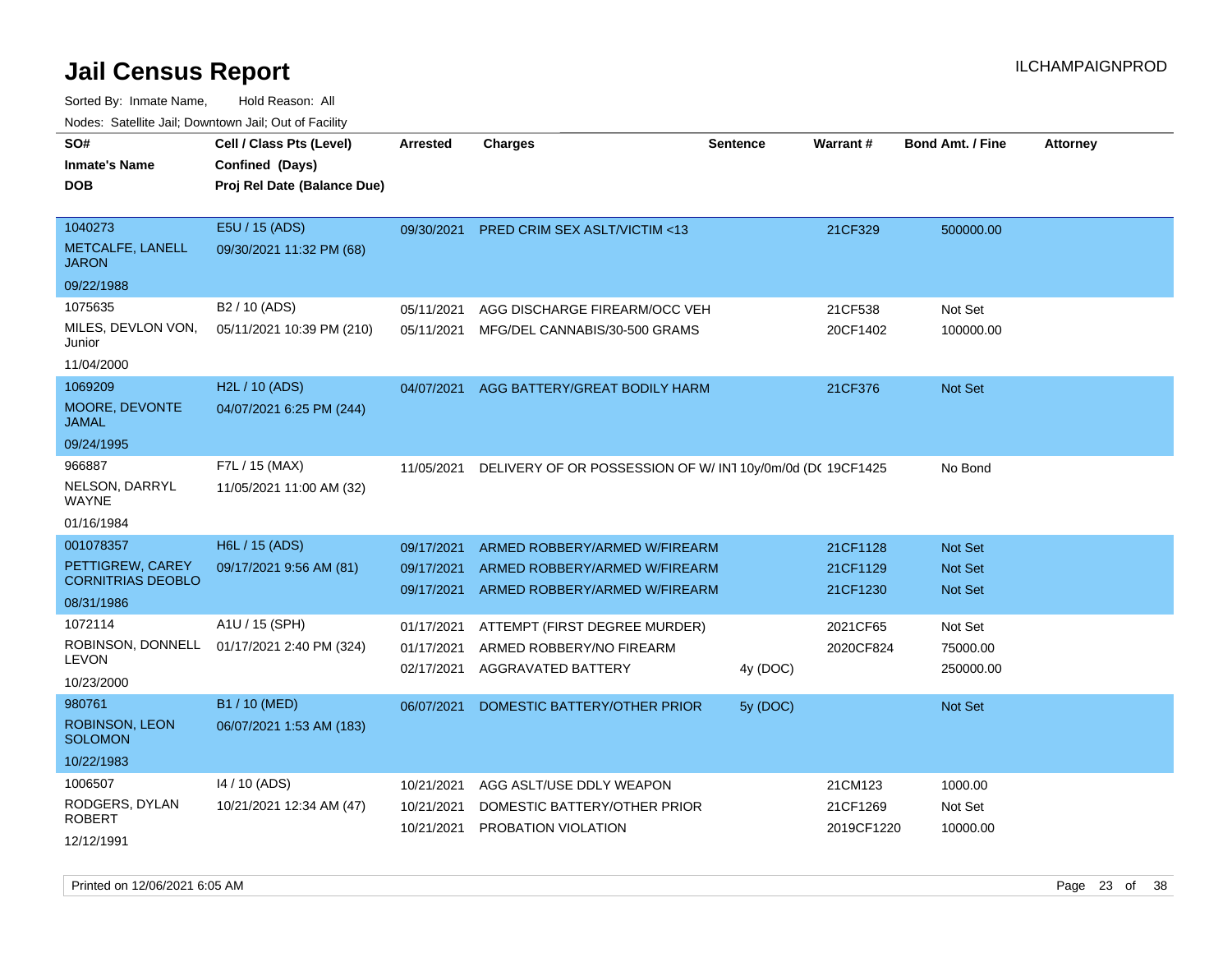# Jail Census Report

ILCHAMPAIGNPROD

Sorted By: Inmate Name, Hold Reason: All

Nodes: Satellite Jail; Downtown Jail; Out of Facility

| SO# / Inmate's Name / DOB | Cell / Class Pts (Level) / Confined (Days) / Proj Rel Date (Balance Due) | Arrested | Charges | Sentence | Warrant # | Bond Amt. / Fine | Attorney |
|---|---|---|---|---|---|---|---|
| 1040273 METCALFE, LANELL JARON 09/22/1988 | E5U / 15 (ADS) 09/30/2021 11:32 PM (68) | 09/30/2021 | PRED CRIM SEX ASLT/VICTIM <13 | | 21CF329 | 500000.00 | |
| 1075635 MILES, DEVLON VON, Junior 11/04/2000 | B2 / 10 (ADS) 05/11/2021 10:39 PM (210) | 05/11/2021 | AGG DISCHARGE FIREARM/OCC VEH | | 21CF538 | Not Set | |
| | | 05/11/2021 | MFG/DEL CANNABIS/30-500 GRAMS | | 20CF1402 | 100000.00 | |
| 1069209 MOORE, DEVONTE JAMAL 09/24/1995 | H2L / 10 (ADS) 04/07/2021 6:25 PM (244) | 04/07/2021 | AGG BATTERY/GREAT BODILY HARM | | 21CF376 | Not Set | |
| 966887 NELSON, DARRYL WAYNE 01/16/1984 | F7L / 15 (MAX) 11/05/2021 11:00 AM (32) | 11/05/2021 | DELIVERY OF OR POSSESSION OF W/ INT | 10y/0m/0d (DC | 19CF1425 | No Bond | |
| 001078357 PETTIGREW, CAREY CORNITRIAS DEOBLO 08/31/1986 | H6L / 15 (ADS) 09/17/2021 9:56 AM (81) | 09/17/2021 | ARMED ROBBERY/ARMED W/FIREARM | | 21CF1128 | Not Set | |
| | | 09/17/2021 | ARMED ROBBERY/ARMED W/FIREARM | | 21CF1129 | Not Set | |
| | | 09/17/2021 | ARMED ROBBERY/ARMED W/FIREARM | | 21CF1230 | Not Set | |
| 1072114 ROBINSON, DONNELL LEVON 10/23/2000 | A1U / 15 (SPH) 01/17/2021 2:40 PM (324) | 01/17/2021 | ATTEMPT (FIRST DEGREE MURDER) | | 2021CF65 | Not Set | |
| | | 01/17/2021 | ARMED ROBBERY/NO FIREARM | | 2020CF824 | 75000.00 | |
| | | 02/17/2021 | AGGRAVATED BATTERY | 4y (DOC) | | 250000.00 | |
| 980761 ROBINSON, LEON SOLOMON 10/22/1983 | B1 / 10 (MED) 06/07/2021 1:53 AM (183) | 06/07/2021 | DOMESTIC BATTERY/OTHER PRIOR | 5y (DOC) | | Not Set | |
| 1006507 RODGERS, DYLAN ROBERT 12/12/1991 | I4 / 10 (ADS) 10/21/2021 12:34 AM (47) | 10/21/2021 | AGG ASLT/USE DDLY WEAPON | | 21CM123 | 1000.00 | |
| | | 10/21/2021 | DOMESTIC BATTERY/OTHER PRIOR | | 21CF1269 | Not Set | |
| | | 10/21/2021 | PROBATION VIOLATION | | 2019CF1220 | 10000.00 | |

Printed on 12/06/2021 6:05 AM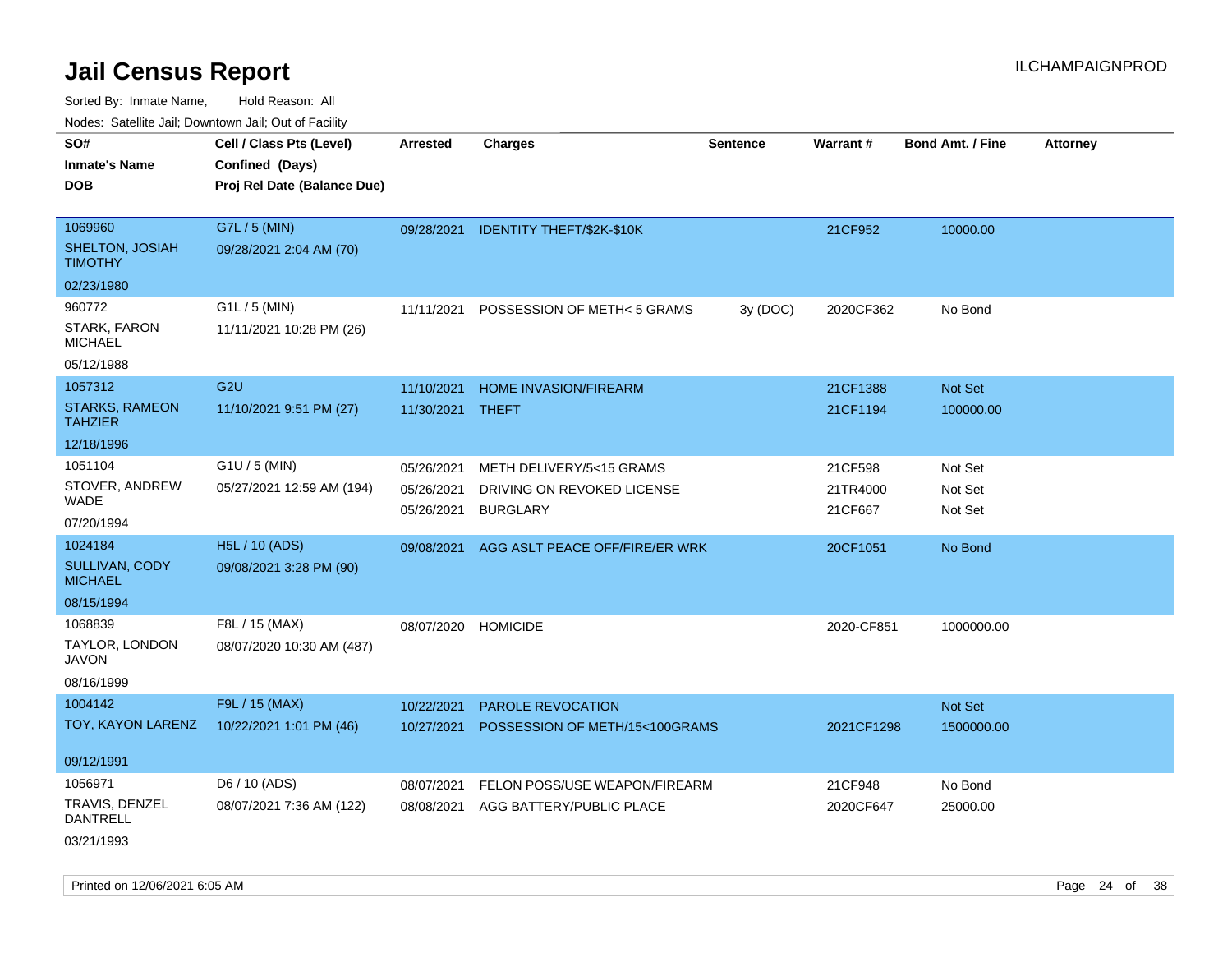# Jail Census Report

ILCHAMPAIGNPROD

Sorted By: Inmate Name, Hold Reason: All

Nodes: Satellite Jail; Downtown Jail; Out of Facility

| SO# / Inmate's Name / DOB | Cell / Class Pts (Level) / Confined (Days) / Proj Rel Date (Balance Due) | Arrested | Charges | Sentence | Warrant # | Bond Amt. / Fine | Attorney |
|---|---|---|---|---|---|---|---|
| 1069960<br>SHELTON, JOSIAH TIMOTHY<br>02/23/1980 | G7L / 5 (MIN)<br>09/28/2021 2:04 AM (70) | 09/28/2021 | IDENTITY THEFT/$2K-$10K | | 21CF952 | 10000.00 | |
| 960772<br>STARK, FARON MICHAEL<br>05/12/1988 | G1L / 5 (MIN)<br>11/11/2021 10:28 PM (26) | 11/11/2021 | POSSESSION OF METH< 5 GRAMS | 3y (DOC) | 2020CF362 | No Bond | |
| 1057312<br>STARKS, RAMEON TAHZIER<br>12/18/1996 | G2U<br>11/10/2021 9:51 PM (27) | 11/10/2021<br>11/30/2021 | HOME INVASION/FIREARM<br>THEFT | | 21CF1388<br>21CF1194 | Not Set<br>100000.00 | |
| 1051104<br>STOVER, ANDREW WADE<br>07/20/1994 | G1U / 5 (MIN)<br>05/27/2021 12:59 AM (194) | 05/26/2021<br>05/26/2021<br>05/26/2021 | METH DELIVERY/5<15 GRAMS<br>DRIVING ON REVOKED LICENSE<br>BURGLARY | | 21CF598<br>21TR4000<br>21CF667 | Not Set<br>Not Set<br>Not Set | |
| 1024184<br>SULLIVAN, CODY MICHAEL<br>08/15/1994 | H5L / 10 (ADS)<br>09/08/2021 3:28 PM (90) | 09/08/2021 | AGG ASLT PEACE OFF/FIRE/ER WRK | | 20CF1051 | No Bond | |
| 1068839<br>TAYLOR, LONDON JAVON<br>08/16/1999 | F8L / 15 (MAX)<br>08/07/2020 10:30 AM (487) | 08/07/2020 | HOMICIDE | | 2020-CF851 | 1000000.00 | |
| 1004142<br>TOY, KAYON LARENZ<br>09/12/1991 | F9L / 15 (MAX)<br>10/22/2021 1:01 PM (46) | 10/22/2021<br>10/27/2021 | PAROLE REVOCATION<br>POSSESSION OF METH/15<100GRAMS | | <br>2021CF1298 | Not Set<br>1500000.00 | |
| 1056971<br>TRAVIS, DENZEL DANTRELL<br>03/21/1993 | D6 / 10 (ADS)<br>08/07/2021 7:36 AM (122) | 08/07/2021<br>08/08/2021 | FELON POSS/USE WEAPON/FIREARM<br>AGG BATTERY/PUBLIC PLACE | | 21CF948<br>2020CF647 | No Bond<br>25000.00 | |

Printed on 12/06/2021 6:05 AM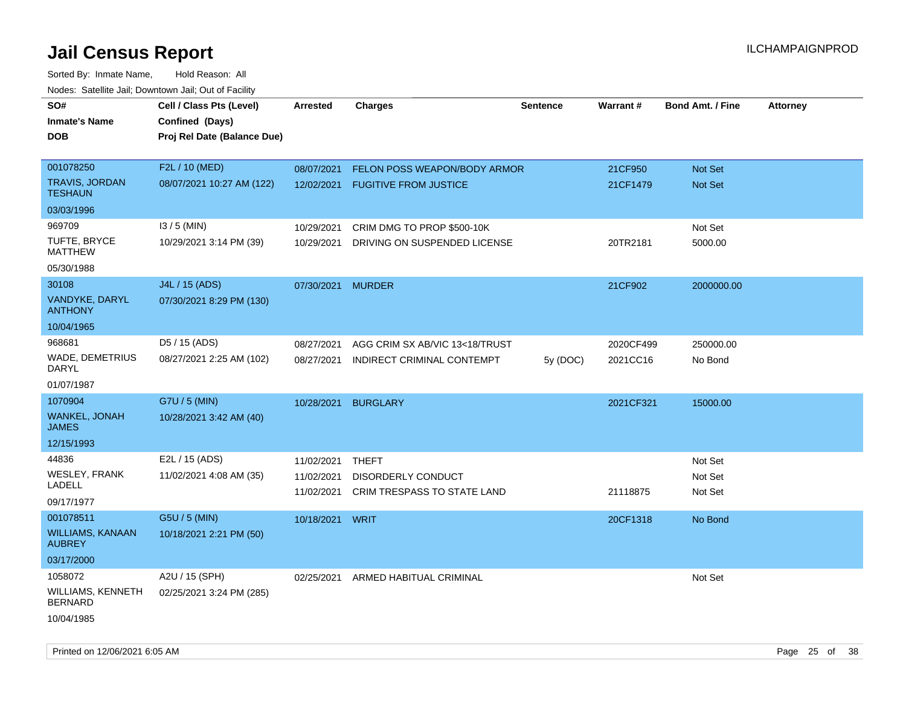# Jail Census Report

ILCHAMPAIGNPROD

Sorted By: Inmate Name, Hold Reason: All

Nodes: Satellite Jail; Downtown Jail; Out of Facility

| SO# / Inmate's Name / DOB | Cell / Class Pts (Level) / Confined (Days) / Proj Rel Date (Balance Due) | Arrested | Charges | Sentence | Warrant # | Bond Amt. / Fine | Attorney |
|---|---|---|---|---|---|---|---|
| 001078250<br>TRAVIS, JORDAN TESHAUN<br>03/03/1996 | F2L / 10 (MED)<br>08/07/2021 10:27 AM (122) | 08/07/2021 | FELON POSS WEAPON/BODY ARMOR | | 21CF950 | Not Set | |
| | | 12/02/2021 | FUGITIVE FROM JUSTICE | | 21CF1479 | Not Set | |
| 969709<br>TUFTE, BRYCE MATTHEW<br>05/30/1988 | I3 / 5 (MIN)<br>10/29/2021 3:14 PM (39) | 10/29/2021 | CRIM DMG TO PROP $500-10K | | | Not Set | |
| | | 10/29/2021 | DRIVING ON SUSPENDED LICENSE | | 20TR2181 | 5000.00 | |
| 30108<br>VANDYKE, DARYL ANTHONY<br>10/04/1965 | J4L / 15 (ADS)<br>07/30/2021 8:29 PM (130) | 07/30/2021 | MURDER | | 21CF902 | 2000000.00 | |
| 968681<br>WADE, DEMETRIUS DARYL<br>01/07/1987 | D5 / 15 (ADS)<br>08/27/2021 2:25 AM (102) | 08/27/2021 | AGG CRIM SX AB/VIC 13<18/TRUST | | 2020CF499 | 250000.00 | |
| | | 08/27/2021 | INDIRECT CRIMINAL CONTEMPT | 5y (DOC) | 2021CC16 | No Bond | |
| 1070904<br>WANKEL, JONAH JAMES<br>12/15/1993 | G7U / 5 (MIN)<br>10/28/2021 3:42 AM (40) | 10/28/2021 | BURGLARY | | 2021CF321 | 15000.00 | |
| 44836<br>WESLEY, FRANK LADELL<br>09/17/1977 | E2L / 15 (ADS)<br>11/02/2021 4:08 AM (35) | 11/02/2021 | THEFT | | | Not Set | |
| | | 11/02/2021 | DISORDERLY CONDUCT | | | Not Set | |
| | | 11/02/2021 | CRIM TRESPASS TO STATE LAND | | 21118875 | Not Set | |
| 001078511<br>WILLIAMS, KANAAN AUBREY<br>03/17/2000 | G5U / 5 (MIN)<br>10/18/2021 2:21 PM (50) | 10/18/2021 | WRIT | | 20CF1318 | No Bond | |
| 1058072<br>WILLIAMS, KENNETH BERNARD<br>10/04/1985 | A2U / 15 (SPH)<br>02/25/2021 3:24 PM (285) | 02/25/2021 | ARMED HABITUAL CRIMINAL | | | Not Set | |

Printed on 12/06/2021 6:05 AM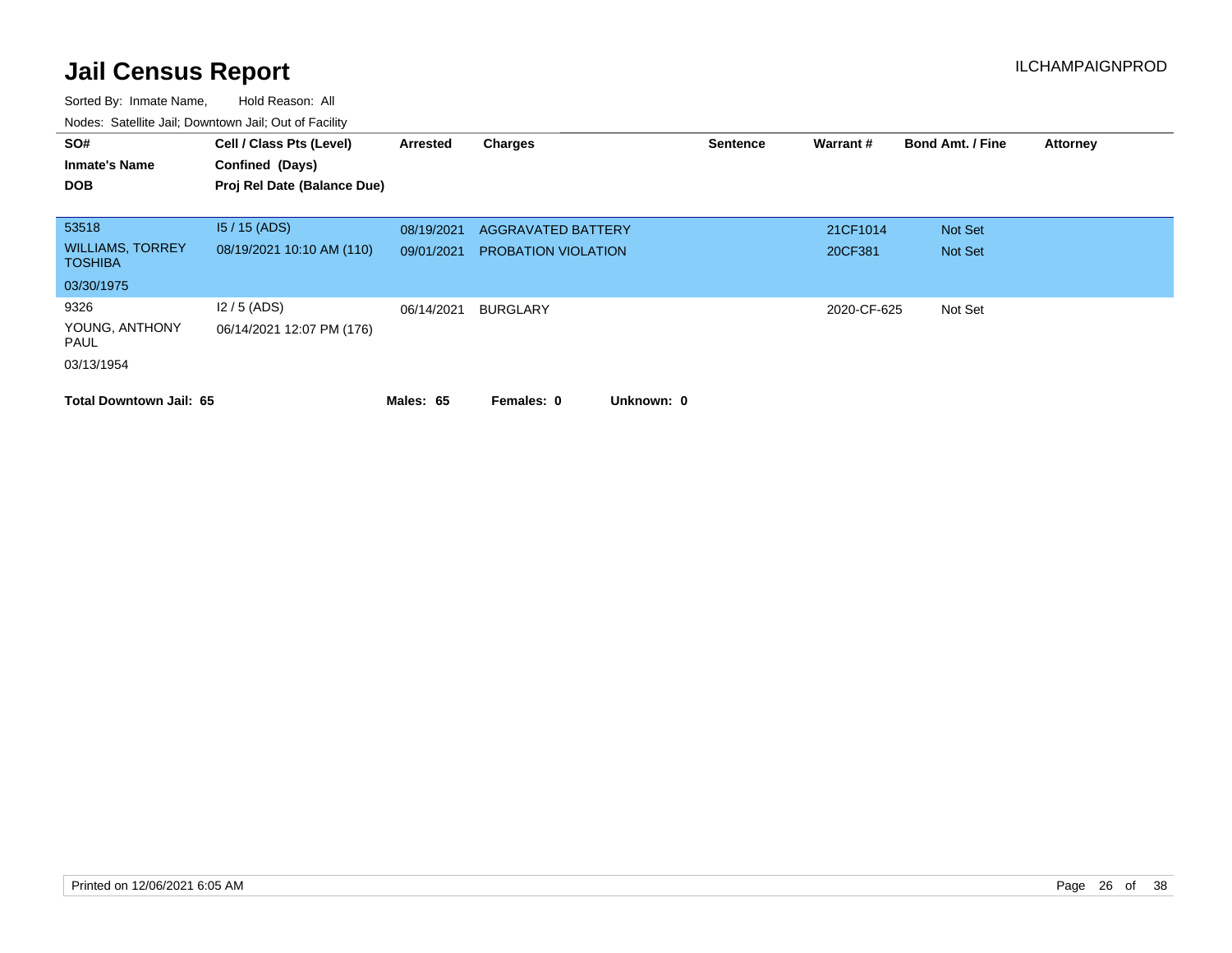# Jail Census Report

ILCHAMPAIGNPROD

Sorted By: Inmate Name, Hold Reason: All

Nodes: Satellite Jail; Downtown Jail; Out of Facility

| SO# / Inmate's Name / DOB | Cell / Class Pts (Level) / Confined (Days) / Proj Rel Date (Balance Due) | Arrested | Charges | Sentence | Warrant # | Bond Amt. / Fine | Attorney |
|---|---|---|---|---|---|---|---|
| 53518 | I5 / 15 (ADS) | 08/19/2021 | AGGRAVATED BATTERY | | 21CF1014 | Not Set | |
| WILLIAMS, TORREY TOSHIBA | 08/19/2021 10:10 AM (110) | 09/01/2021 | PROBATION VIOLATION | | 20CF381 | Not Set | |
| 03/30/1975 | | | | | | | |
| 9326 | I2 / 5 (ADS) | 06/14/2021 | BURGLARY | | 2020-CF-625 | Not Set | |
| YOUNG, ANTHONY PAUL | 06/14/2021 12:07 PM (176) | | | | | | |
| 03/13/1954 | | | | | | | |

**Total Downtown Jail: 65** **Males: 65** **Females: 0** **Unknown: 0**

Printed on 12/06/2021 6:05 AM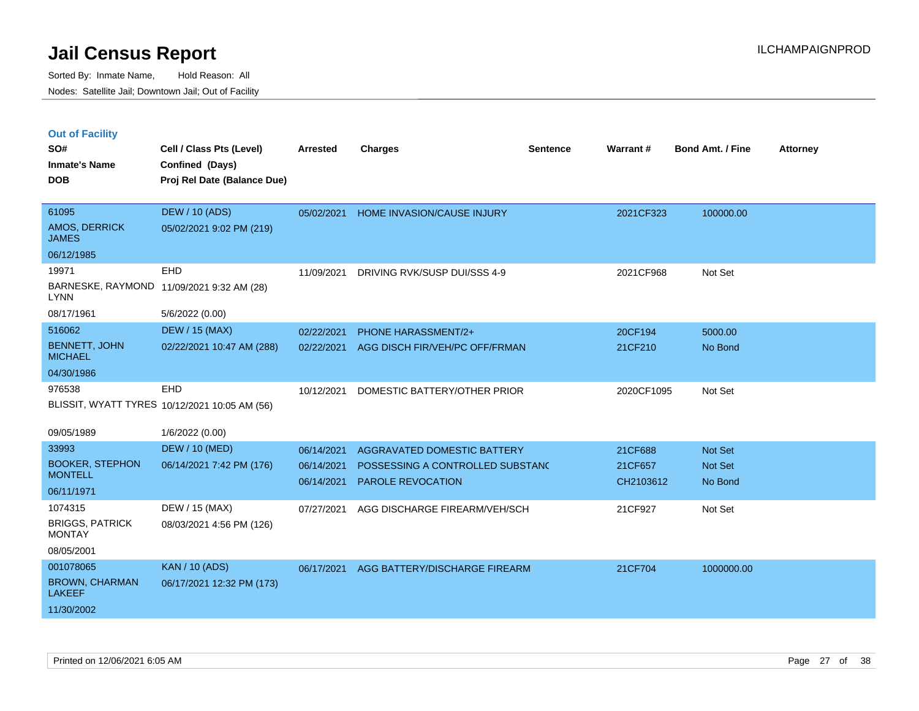# Jail Census Report

ILCHAMPAIGNPROD

Sorted By: Inmate Name, Hold Reason: All

Nodes: Satellite Jail; Downtown Jail; Out of Facility

## Out of Facility

| SO# / Inmate's Name / DOB | Cell / Class Pts (Level) / Confined (Days) / Proj Rel Date (Balance Due) | Arrested | Charges | Sentence | Warrant # | Bond Amt. / Fine | Attorney |
|---|---|---|---|---|---|---|---|
| 61095<br>AMOS, DERRICK JAMES<br>06/12/1985 | DEW / 10 (ADS)<br>05/02/2021 9:02 PM (219) | 05/02/2021 | HOME INVASION/CAUSE INJURY | | 2021CF323 | 100000.00 | |
| 19971<br>BARNESKE, RAYMOND LYNN<br>08/17/1961 | EHD<br>11/09/2021 9:32 AM (28)<br>5/6/2022 (0.00) | 11/09/2021 | DRIVING RVK/SUSP DUI/SSS 4-9 | | 2021CF968 | Not Set | |
| 516062<br>BENNETT, JOHN MICHAEL<br>04/30/1986 | DEW / 15 (MAX)<br>02/22/2021 10:47 AM (288) | 02/22/2021<br>02/22/2021 | PHONE HARASSMENT/2+<br>AGG DISCH FIR/VEH/PC OFF/FRMAN | | 20CF194<br>21CF210 | 5000.00<br>No Bond | |
| 976538<br>BLISSIT, WYATT TYRES<br>09/05/1989 | EHD<br>10/12/2021 10:05 AM (56)<br>1/6/2022 (0.00) | 10/12/2021 | DOMESTIC BATTERY/OTHER PRIOR | | 2020CF1095 | Not Set | |
| 33993<br>BOOKER, STEPHON MONTELL<br>06/11/1971 | DEW / 10 (MED)<br>06/14/2021 7:42 PM (176) | 06/14/2021<br>06/14/2021<br>06/14/2021 | AGGRAVATED DOMESTIC BATTERY<br>POSSESSING A CONTROLLED SUBSTANC<br>PAROLE REVOCATION | | 21CF688<br>21CF657<br>CH2103612 | Not Set<br>Not Set<br>No Bond | |
| 1074315<br>BRIGGS, PATRICK MONTAY<br>08/05/2001 | DEW / 15 (MAX)<br>08/03/2021 4:56 PM (126) | 07/27/2021 | AGG DISCHARGE FIREARM/VEH/SCH | | 21CF927 | Not Set | |
| 001078065<br>BROWN, CHARMAN LAKEEF<br>11/30/2002 | KAN / 10 (ADS)<br>06/17/2021 12:32 PM (173) | 06/17/2021 | AGG BATTERY/DISCHARGE FIREARM | | 21CF704 | 1000000.00 | |

Printed on 12/06/2021 6:05 AM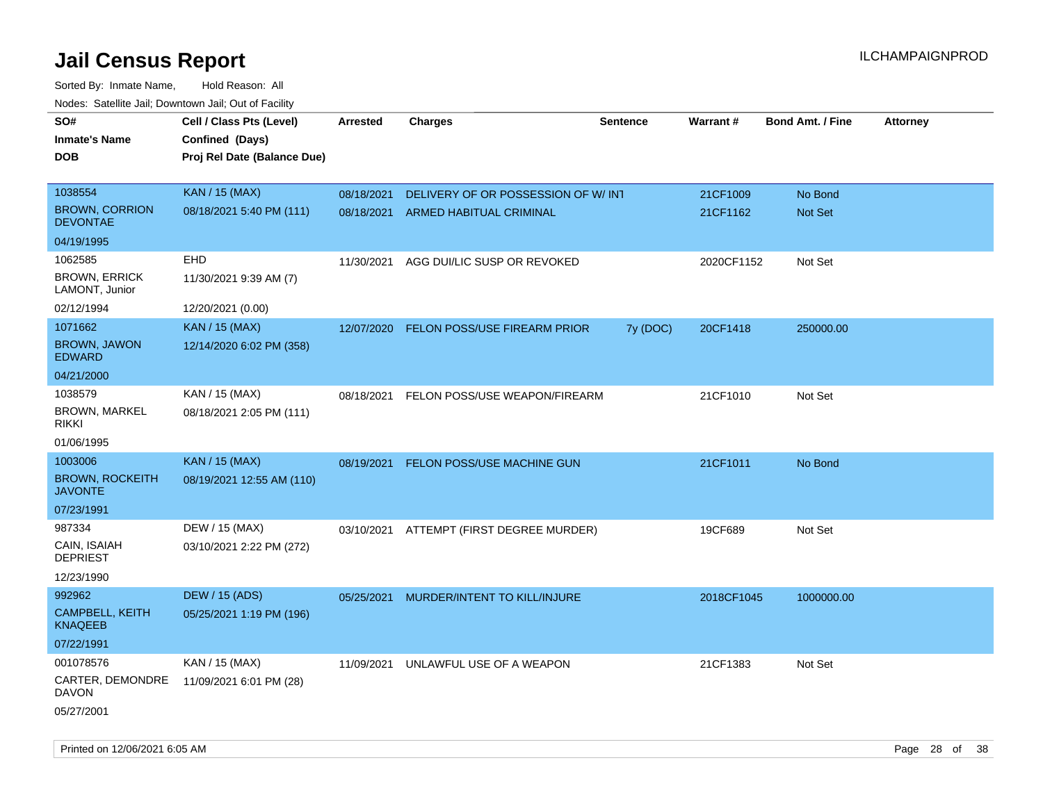# Jail Census Report

Sorted By: Inmate Name, Hold Reason: All

Nodes: Satellite Jail; Downtown Jail; Out of Facility

| SO# / Inmate's Name / DOB | Cell / Class Pts (Level) / Confined (Days) / Proj Rel Date (Balance Due) | Arrested | Charges | Sentence | Warrant # | Bond Amt. / Fine | Attorney |
|---|---|---|---|---|---|---|---|
| 1038554<br>BROWN, CORRION DEVONTAE<br>04/19/1995 | KAN / 15 (MAX)<br>08/18/2021 5:40 PM (111) | 08/18/2021 | DELIVERY OF OR POSSESSION OF W/ INT | | 21CF1009 | No Bond | |
| | | 08/18/2021 | ARMED HABITUAL CRIMINAL | | 21CF1162 | Not Set | |
| 1062585<br>BROWN, ERRICK LAMONT, Junior<br>02/12/1994 | EHD<br>11/30/2021 9:39 AM (7)<br>12/20/2021 (0.00) | 11/30/2021 | AGG DUI/LIC SUSP OR REVOKED | | 2020CF1152 | Not Set | |
| 1071662<br>BROWN, JAWON EDWARD<br>04/21/2000 | KAN / 15 (MAX)<br>12/14/2020 6:02 PM (358) | 12/07/2020 | FELON POSS/USE FIREARM PRIOR | 7y (DOC) | 20CF1418 | 250000.00 | |
| 1038579<br>BROWN, MARKEL RIKKI<br>01/06/1995 | KAN / 15 (MAX)<br>08/18/2021 2:05 PM (111) | 08/18/2021 | FELON POSS/USE WEAPON/FIREARM | | 21CF1010 | Not Set | |
| 1003006<br>BROWN, ROCKEITH JAVONTE<br>07/23/1991 | KAN / 15 (MAX)<br>08/19/2021 12:55 AM (110) | 08/19/2021 | FELON POSS/USE MACHINE GUN | | 21CF1011 | No Bond | |
| 987334<br>CAIN, ISAIAH DEPRIEST<br>12/23/1990 | DEW / 15 (MAX)<br>03/10/2021 2:22 PM (272) | 03/10/2021 | ATTEMPT (FIRST DEGREE MURDER) | | 19CF689 | Not Set | |
| 992962<br>CAMPBELL, KEITH KNAQEEB<br>07/22/1991 | DEW / 15 (ADS)<br>05/25/2021 1:19 PM (196) | 05/25/2021 | MURDER/INTENT TO KILL/INJURE | | 2018CF1045 | 1000000.00 | |
| 001078576<br>CARTER, DEMONDRE DAVON<br>05/27/2001 | KAN / 15 (MAX)<br>11/09/2021 6:01 PM (28) | 11/09/2021 | UNLAWFUL USE OF A WEAPON | | 21CF1383 | Not Set | |

Printed on 12/06/2021 6:05 AM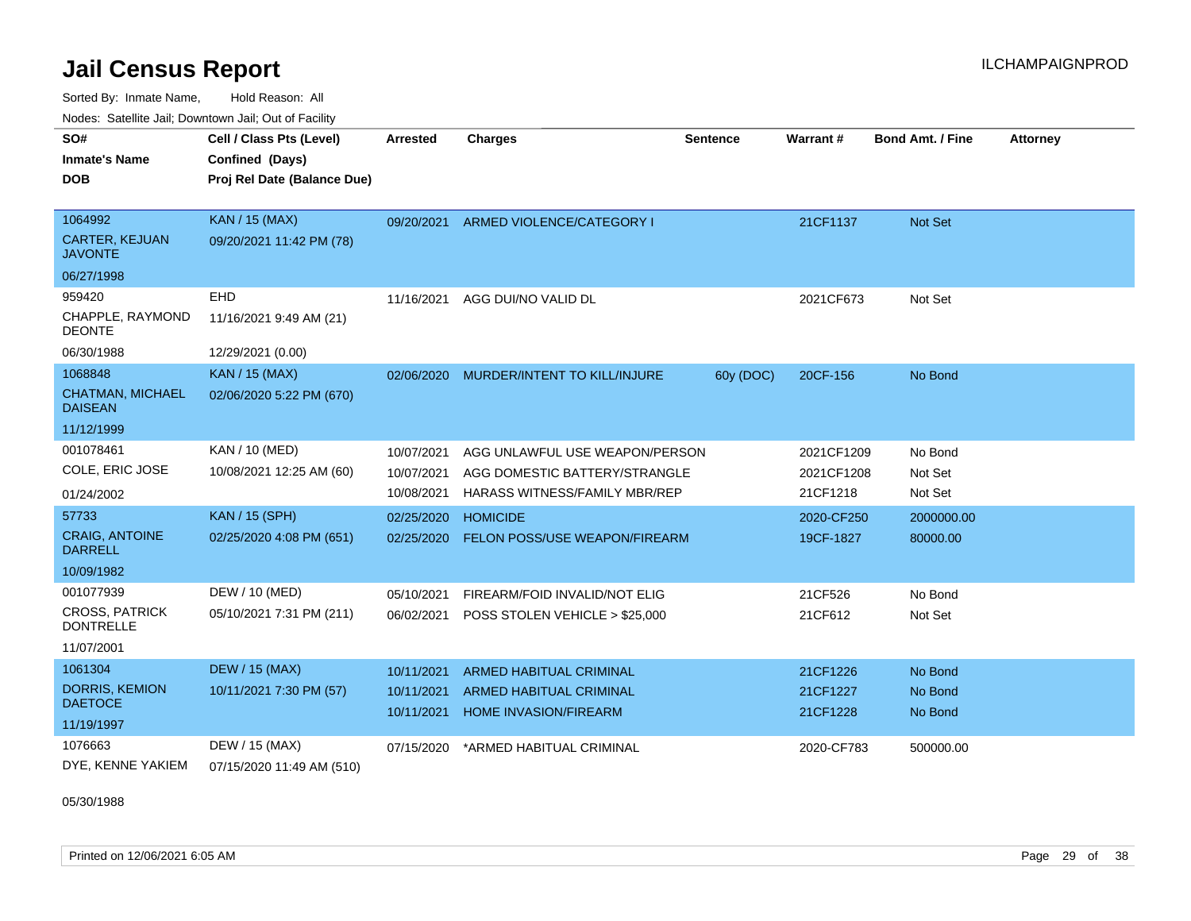# Jail Census Report

Sorted By: Inmate Name, Hold Reason: All

Nodes: Satellite Jail; Downtown Jail; Out of Facility

| SO# / Inmate's Name / DOB | Cell / Class Pts (Level) / Confined (Days) / Proj Rel Date (Balance Due) | Arrested | Charges | Sentence | Warrant # | Bond Amt. / Fine | Attorney |
|---|---|---|---|---|---|---|---|
| 1064992 CARTER, KEJUAN JAVONTE 06/27/1998 | KAN / 15 (MAX) 09/20/2021 11:42 PM (78) | 09/20/2021 | ARMED VIOLENCE/CATEGORY I | | 21CF1137 | Not Set | |
| 959420 CHAPPLE, RAYMOND DEONTE 06/30/1988 | EHD 11/16/2021 9:49 AM (21) 12/29/2021 (0.00) | 11/16/2021 | AGG DUI/NO VALID DL | | 2021CF673 | Not Set | |
| 1068848 CHATMAN, MICHAEL DAISEAN 11/12/1999 | KAN / 15 (MAX) 02/06/2020 5:22 PM (670) | 02/06/2020 | MURDER/INTENT TO KILL/INJURE | 60y (DOC) | 20CF-156 | No Bond | |
| 001078461 COLE, ERIC JOSE 01/24/2002 | KAN / 10 (MED) 10/08/2021 12:25 AM (60) | 10/07/2021 | AGG UNLAWFUL USE WEAPON/PERSON | | 2021CF1209 | No Bond | |
| | | 10/07/2021 | AGG DOMESTIC BATTERY/STRANGLE | | 2021CF1208 | Not Set | |
| | | 10/08/2021 | HARASS WITNESS/FAMILY MBR/REP | | 21CF1218 | Not Set | |
| 57733 CRAIG, ANTOINE DARRELL 10/09/1982 | KAN / 15 (SPH) 02/25/2020 4:08 PM (651) | 02/25/2020 | HOMICIDE | | 2020-CF250 | 2000000.00 | |
| | | 02/25/2020 | FELON POSS/USE WEAPON/FIREARM | | 19CF-1827 | 80000.00 | |
| 001077939 CROSS, PATRICK DONTRELLE 11/07/2001 | DEW / 10 (MED) 05/10/2021 7:31 PM (211) | 05/10/2021 | FIREARM/FOID INVALID/NOT ELIG | | 21CF526 | No Bond | |
| | | 06/02/2021 | POSS STOLEN VEHICLE > $25,000 | | 21CF612 | Not Set | |
| 1061304 DORRIS, KEMION DAETOCE 11/19/1997 | DEW / 15 (MAX) 10/11/2021 7:30 PM (57) | 10/11/2021 | ARMED HABITUAL CRIMINAL | | 21CF1226 | No Bond | |
| | | 10/11/2021 | ARMED HABITUAL CRIMINAL | | 21CF1227 | No Bond | |
| | | 10/11/2021 | HOME INVASION/FIREARM | | 21CF1228 | No Bond | |
| 1076663 DYE, KENNE YAKIEM 05/30/1988 | DEW / 15 (MAX) 07/15/2020 11:49 AM (510) | 07/15/2020 | *ARMED HABITUAL CRIMINAL | | 2020-CF783 | 500000.00 | |

Printed on 12/06/2021 6:05 AM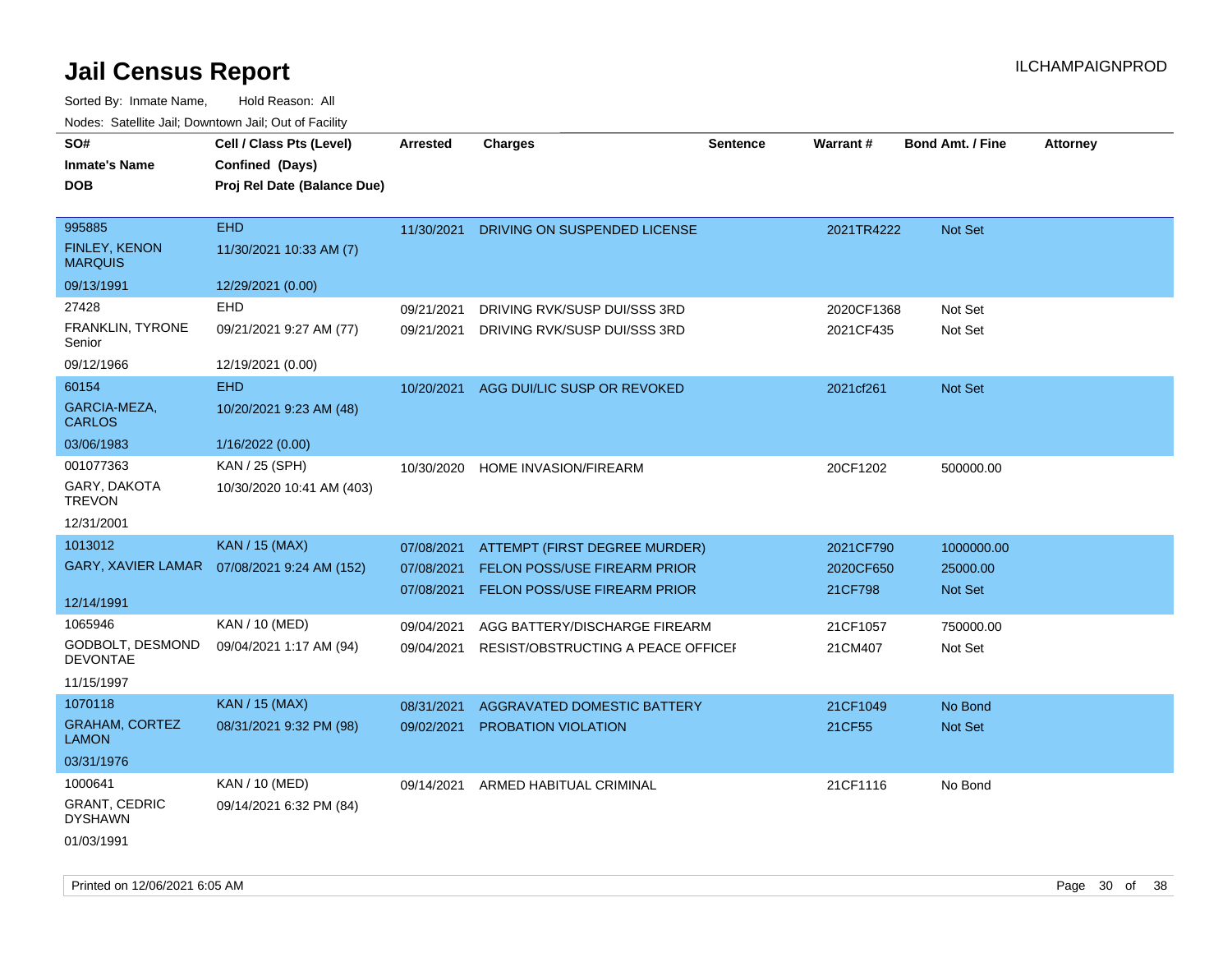# Jail Census Report

ILCHAMPAIGNPROD

Sorted By: Inmate Name, Hold Reason: All

Nodes: Satellite Jail; Downtown Jail; Out of Facility

| SO# / Inmate's Name / DOB | Cell / Class Pts (Level) / Confined (Days) / Proj Rel Date (Balance Due) | Arrested | Charges | Sentence | Warrant # | Bond Amt. / Fine | Attorney |
|---|---|---|---|---|---|---|---|
| 995885<br>FINLEY, KENON MARQUIS<br>09/13/1991 | EHD<br>11/30/2021 10:33 AM (7)<br>12/29/2021 (0.00) | 11/30/2021 | DRIVING ON SUSPENDED LICENSE | | 2021TR4222 | Not Set | |
| 27428<br>FRANKLIN, TYRONE Senior<br>09/12/1966 | EHD<br>09/21/2021 9:27 AM (77)<br>12/19/2021 (0.00) | 09/21/2021<br>09/21/2021 | DRIVING RVK/SUSP DUI/SSS 3RD<br>DRIVING RVK/SUSP DUI/SSS 3RD | | 2020CF1368<br>2021CF435 | Not Set<br>Not Set | |
| 60154<br>GARCIA-MEZA, CARLOS<br>03/06/1983 | EHD<br>10/20/2021 9:23 AM (48)<br>1/16/2022 (0.00) | 10/20/2021 | AGG DUI/LIC SUSP OR REVOKED | | 2021cf261 | Not Set | |
| 001077363<br>GARY, DAKOTA TREVON<br>12/31/2001 | KAN / 25 (SPH)<br>10/30/2020 10:41 AM (403) | 10/30/2020 | HOME INVASION/FIREARM | | 20CF1202 | 500000.00 | |
| 1013012<br>GARY, XAVIER LAMAR<br>12/14/1991 | KAN / 15 (MAX)<br>07/08/2021 9:24 AM (152) | 07/08/2021<br>07/08/2021<br>07/08/2021 | ATTEMPT (FIRST DEGREE MURDER)<br>FELON POSS/USE FIREARM PRIOR<br>FELON POSS/USE FIREARM PRIOR | | 2021CF790<br>2020CF650<br>21CF798 | 1000000.00<br>25000.00<br>Not Set | |
| 1065946<br>GODBOLT, DESMOND DEVONTAE<br>11/15/1997 | KAN / 10 (MED)<br>09/04/2021 1:17 AM (94) | 09/04/2021<br>09/04/2021 | AGG BATTERY/DISCHARGE FIREARM<br>RESIST/OBSTRUCTING A PEACE OFFICEI | | 21CF1057<br>21CM407 | 750000.00<br>Not Set | |
| 1070118<br>GRAHAM, CORTEZ LAMON<br>03/31/1976 | KAN / 15 (MAX)<br>08/31/2021 9:32 PM (98) | 08/31/2021<br>09/02/2021 | AGGRAVATED DOMESTIC BATTERY<br>PROBATION VIOLATION | | 21CF1049<br>21CF55 | No Bond<br>Not Set | |
| 1000641<br>GRANT, CEDRIC DYSHAWN<br>01/03/1991 | KAN / 10 (MED)<br>09/14/2021 6:32 PM (84) | 09/14/2021 | ARMED HABITUAL CRIMINAL | | 21CF1116 | No Bond | |

Printed on 12/06/2021 6:05 AM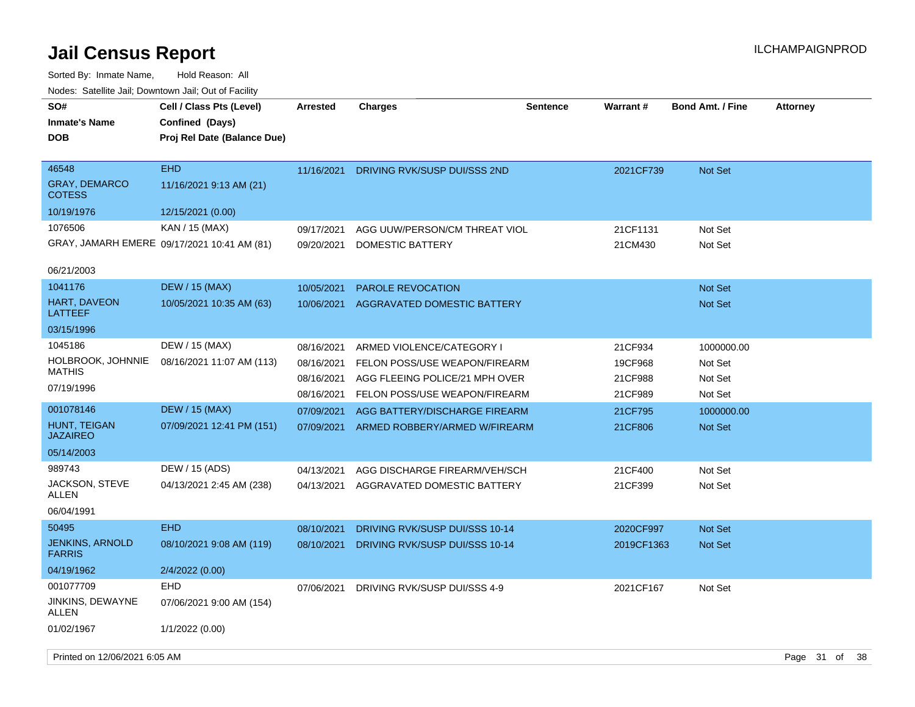# Jail Census Report

ILCHAMPAIGNPROD

Sorted By: Inmate Name, Hold Reason: All

Nodes: Satellite Jail; Downtown Jail; Out of Facility

| SO# / Inmate's Name / DOB | Cell / Class Pts (Level) / Confined (Days) / Proj Rel Date (Balance Due) | Arrested | Charges | Sentence | Warrant # | Bond Amt. / Fine | Attorney |
|---|---|---|---|---|---|---|---|
| 46548<br>GRAY, DEMARCO COTESS<br>10/19/1976 | EHD<br>11/16/2021 9:13 AM (21)<br>12/15/2021 (0.00) | 11/16/2021 | DRIVING RVK/SUSP DUI/SSS 2ND | | 2021CF739 | Not Set | |
| 1076506<br>GRAY, JAMARH EMERE<br>06/21/2003 | KAN / 15 (MAX)<br>09/17/2021 10:41 AM (81) | 09/17/2021 | AGG UUW/PERSON/CM THREAT VIOL | | 21CF1131 | Not Set | |
| | | 09/20/2021 | DOMESTIC BATTERY | | 21CM430 | Not Set | |
| 1041176<br>HART, DAVEON LATTEEF<br>03/15/1996 | DEW / 15 (MAX)<br>10/05/2021 10:35 AM (63) | 10/05/2021 | PAROLE REVOCATION | | | Not Set | |
| | | 10/06/2021 | AGGRAVATED DOMESTIC BATTERY | | | Not Set | |
| 1045186<br>HOLBROOK, JOHNNIE MATHIS<br>07/19/1996 | DEW / 15 (MAX)<br>08/16/2021 11:07 AM (113) | 08/16/2021 | ARMED VIOLENCE/CATEGORY I | | 21CF934 | 1000000.00 | |
| | | 08/16/2021 | FELON POSS/USE WEAPON/FIREARM | | 19CF968 | Not Set | |
| | | 08/16/2021 | AGG FLEEING POLICE/21 MPH OVER | | 21CF988 | Not Set | |
| | | 08/16/2021 | FELON POSS/USE WEAPON/FIREARM | | 21CF989 | Not Set | |
| 001078146<br>HUNT, TEIGAN JAZAIREO<br>05/14/2003 | DEW / 15 (MAX)<br>07/09/2021 12:41 PM (151) | 07/09/2021 | AGG BATTERY/DISCHARGE FIREARM | | 21CF795 | 1000000.00 | |
| | | 07/09/2021 | ARMED ROBBERY/ARMED W/FIREARM | | 21CF806 | Not Set | |
| 989743<br>JACKSON, STEVE ALLEN<br>06/04/1991 | DEW / 15 (ADS)<br>04/13/2021 2:45 AM (238) | 04/13/2021 | AGG DISCHARGE FIREARM/VEH/SCH | | 21CF400 | Not Set | |
| | | 04/13/2021 | AGGRAVATED DOMESTIC BATTERY | | 21CF399 | Not Set | |
| 50495<br>JENKINS, ARNOLD FARRIS<br>04/19/1962 | EHD<br>08/10/2021 9:08 AM (119)<br>2/4/2022 (0.00) | 08/10/2021 | DRIVING RVK/SUSP DUI/SSS 10-14 | | 2020CF997 | Not Set | |
| | | 08/10/2021 | DRIVING RVK/SUSP DUI/SSS 10-14 | | 2019CF1363 | Not Set | |
| 001077709<br>JINKINS, DEWAYNE ALLEN<br>01/02/1967 | EHD<br>07/06/2021 9:00 AM (154)<br>1/1/2022 (0.00) | 07/06/2021 | DRIVING RVK/SUSP DUI/SSS 4-9 | | 2021CF167 | Not Set | |

Printed on 12/06/2021 6:05 AM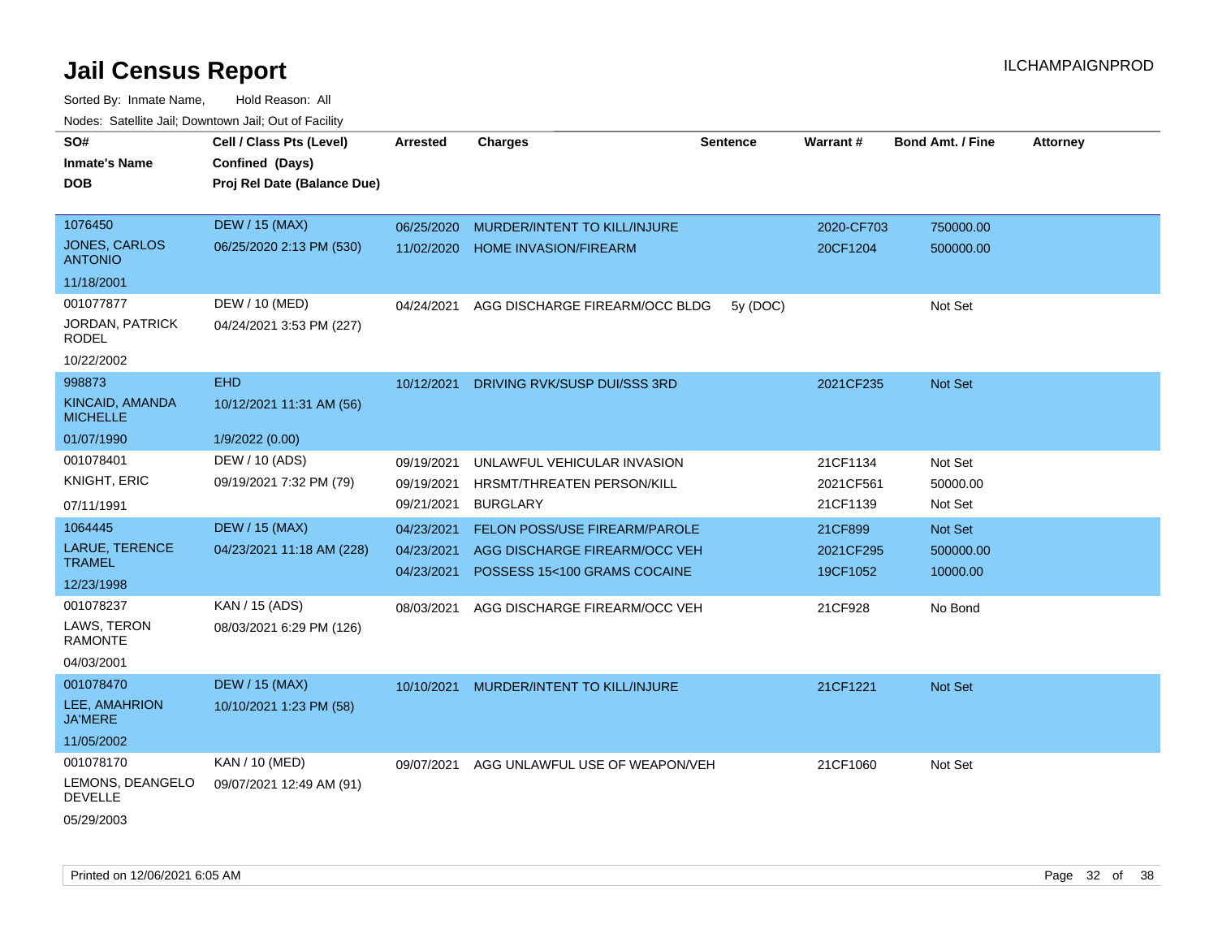# Jail Census Report

ILCHAMPAIGNPROD

Sorted By: Inmate Name, Hold Reason: All

Nodes: Satellite Jail; Downtown Jail; Out of Facility

| SO# / Inmate's Name / DOB | Cell / Class Pts (Level) / Confined (Days) / Proj Rel Date (Balance Due) | Arrested | Charges | Sentence | Warrant # | Bond Amt. / Fine | Attorney |
|---|---|---|---|---|---|---|---|
| 1076450 JONES, CARLOS ANTONIO 11/18/2001 | DEW / 15 (MAX) 06/25/2020 2:13 PM (530) | 06/25/2020 | MURDER/INTENT TO KILL/INJURE | | 2020-CF703 | 750000.00 | |
| | | 11/02/2020 | HOME INVASION/FIREARM | | 20CF1204 | 500000.00 | |
| 001077877 JORDAN, PATRICK RODEL 10/22/2002 | DEW / 10 (MED) 04/24/2021 3:53 PM (227) | 04/24/2021 | AGG DISCHARGE FIREARM/OCC BLDG | 5y (DOC) | | Not Set | |
| 998873 KINCAID, AMANDA MICHELLE 01/07/1990 | EHD 10/12/2021 11:31 AM (56) 1/9/2022 (0.00) | 10/12/2021 | DRIVING RVK/SUSP DUI/SSS 3RD | | 2021CF235 | Not Set | |
| 001078401 KNIGHT, ERIC 07/11/1991 | DEW / 10 (ADS) 09/19/2021 7:32 PM (79) | 09/19/2021 | UNLAWFUL VEHICULAR INVASION | | 21CF1134 | Not Set | |
| | | 09/19/2021 | HRSMT/THREATEN PERSON/KILL | | 2021CF561 | 50000.00 | |
| | | 09/21/2021 | BURGLARY | | 21CF1139 | Not Set | |
| 1064445 LARUE, TERENCE TRAMEL 12/23/1998 | DEW / 15 (MAX) 04/23/2021 11:18 AM (228) | 04/23/2021 | FELON POSS/USE FIREARM/PAROLE | | 21CF899 | Not Set | |
| | | 04/23/2021 | AGG DISCHARGE FIREARM/OCC VEH | | 2021CF295 | 500000.00 | |
| | | 04/23/2021 | POSSESS 15<100 GRAMS COCAINE | | 19CF1052 | 10000.00 | |
| 001078237 LAWS, TERON RAMONTE 04/03/2001 | KAN / 15 (ADS) 08/03/2021 6:29 PM (126) | 08/03/2021 | AGG DISCHARGE FIREARM/OCC VEH | | 21CF928 | No Bond | |
| 001078470 LEE, AMAHRION JA'MERE 11/05/2002 | DEW / 15 (MAX) 10/10/2021 1:23 PM (58) | 10/10/2021 | MURDER/INTENT TO KILL/INJURE | | 21CF1221 | Not Set | |
| 001078170 LEMONS, DEANGELO DEVELLE 05/29/2003 | KAN / 10 (MED) 09/07/2021 12:49 AM (91) | 09/07/2021 | AGG UNLAWFUL USE OF WEAPON/VEH | | 21CF1060 | Not Set | |

Printed on 12/06/2021 6:05 AM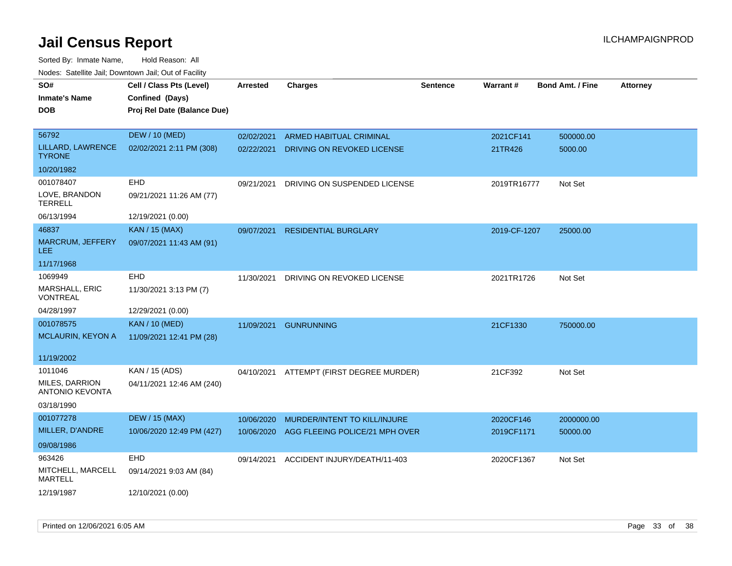# Jail Census Report

ILCHAMPAIGNPROD

Sorted By: Inmate Name, Hold Reason: All

Nodes: Satellite Jail; Downtown Jail; Out of Facility

| SO# / Inmate's Name / DOB | Cell / Class Pts (Level) / Confined (Days) / Proj Rel Date (Balance Due) | Arrested | Charges | Sentence | Warrant # | Bond Amt. / Fine | Attorney |
|---|---|---|---|---|---|---|---|
| 56792<br>LILLARD, LAWRENCE TYRONE<br>10/20/1982 | DEW / 10 (MED)<br>02/02/2021 2:11 PM (308) | 02/02/2021<br>02/22/2021 | ARMED HABITUAL CRIMINAL<br>DRIVING ON REVOKED LICENSE | | 2021CF141<br>21TR426 | 500000.00<br>5000.00 | |
| 001078407<br>LOVE, BRANDON TERRELL<br>06/13/1994 | EHD<br>09/21/2021 11:26 AM (77)<br>12/19/2021 (0.00) | 09/21/2021 | DRIVING ON SUSPENDED LICENSE | | 2019TR16777 | Not Set | |
| 46837<br>MARCRUM, JEFFERY LEE<br>11/17/1968 | KAN / 15 (MAX)<br>09/07/2021 11:43 AM (91) | 09/07/2021 | RESIDENTIAL BURGLARY | | 2019-CF-1207 | 25000.00 | |
| 1069949<br>MARSHALL, ERIC VONTREAL<br>04/28/1997 | EHD<br>11/30/2021 3:13 PM (7)<br>12/29/2021 (0.00) | 11/30/2021 | DRIVING ON REVOKED LICENSE | | 2021TR1726 | Not Set | |
| 001078575<br>MCLAURIN, KEYON A<br>11/19/2002 | KAN / 10 (MED)<br>11/09/2021 12:41 PM (28) | 11/09/2021 | GUNRUNNING | | 21CF1330 | 750000.00 | |
| 1011046<br>MILES, DARRION ANTONIO KEVONTA<br>03/18/1990 | KAN / 15 (ADS)<br>04/11/2021 12:46 AM (240) | 04/10/2021 | ATTEMPT (FIRST DEGREE MURDER) | | 21CF392 | Not Set | |
| 001077278<br>MILLER, D'ANDRE<br>09/08/1986 | DEW / 15 (MAX)<br>10/06/2020 12:49 PM (427) | 10/06/2020<br>10/06/2020 | MURDER/INTENT TO KILL/INJURE<br>AGG FLEEING POLICE/21 MPH OVER | | 2020CF146<br>2019CF1171 | 2000000.00<br>50000.00 | |
| 963426<br>MITCHELL, MARCELL MARTELL<br>12/19/1987 | EHD<br>09/14/2021 9:03 AM (84)<br>12/10/2021 (0.00) | 09/14/2021 | ACCIDENT INJURY/DEATH/11-403 | | 2020CF1367 | Not Set | |

Printed on 12/06/2021 6:05 AM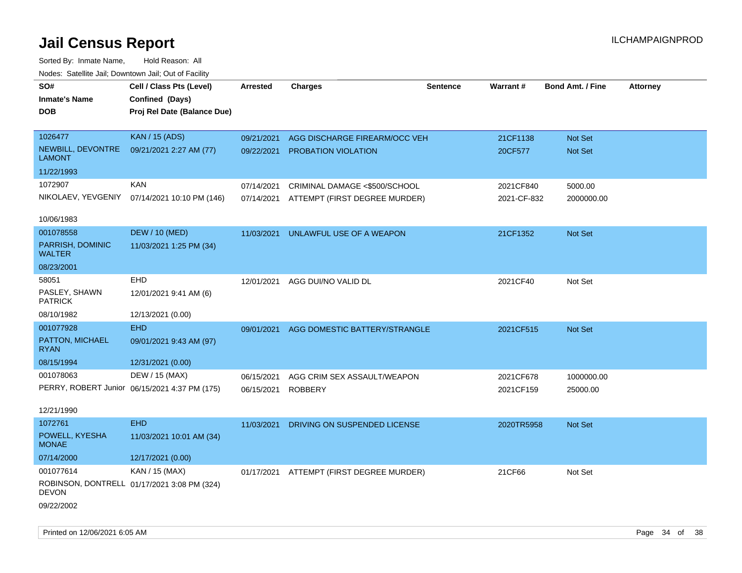# Jail Census Report

ILCHAMPAIGNPROD

Sorted By: Inmate Name, Hold Reason: All

Nodes: Satellite Jail; Downtown Jail; Out of Facility

| SO# / Inmate's Name / DOB | Cell / Class Pts (Level) / Confined (Days) / Proj Rel Date (Balance Due) | Arrested | Charges | Sentence | Warrant # | Bond Amt. / Fine | Attorney |
|---|---|---|---|---|---|---|---|
| 1026477<br>NEWBILL, DEVONTRE LAMONT<br>11/22/1993 | KAN / 15 (ADS)<br>09/21/2021 2:27 AM (77) | 09/21/2021<br>09/22/2021 | AGG DISCHARGE FIREARM/OCC VEH<br>PROBATION VIOLATION | | 21CF1138<br>20CF577 | Not Set<br>Not Set | |
| 1072907<br>NIKOLAEV, YEVGENIY<br>10/06/1983 | KAN<br>07/14/2021 10:10 PM (146) | 07/14/2021<br>07/14/2021 | CRIMINAL DAMAGE <$500/SCHOOL<br>ATTEMPT (FIRST DEGREE MURDER) | | 2021CF840<br>2021-CF-832 | 5000.00<br>2000000.00 | |
| 001078558<br>PARRISH, DOMINIC WALTER<br>08/23/2001 | DEW / 10 (MED)<br>11/03/2021 1:25 PM (34) | 11/03/2021 | UNLAWFUL USE OF A WEAPON | | 21CF1352 | Not Set | |
| 58051<br>PASLEY, SHAWN PATRICK<br>08/10/1982 | EHD<br>12/01/2021 9:41 AM (6)<br>12/13/2021 (0.00) | 12/01/2021 | AGG DUI/NO VALID DL | | 2021CF40 | Not Set | |
| 001077928<br>PATTON, MICHAEL RYAN<br>08/15/1994 | EHD<br>09/01/2021 9:43 AM (97)<br>12/31/2021 (0.00) | 09/01/2021 | AGG DOMESTIC BATTERY/STRANGLE | | 2021CF515 | Not Set | |
| 001078063<br>PERRY, ROBERT Junior<br>12/21/1990 | DEW / 15 (MAX)<br>06/15/2021 4:37 PM (175) | 06/15/2021<br>06/15/2021 | AGG CRIM SEX ASSAULT/WEAPON<br>ROBBERY | | 2021CF678<br>2021CF159 | 1000000.00<br>25000.00 | |
| 1072761<br>POWELL, KYESHA MONAE<br>07/14/2000 | EHD<br>11/03/2021 10:01 AM (34)<br>12/17/2021 (0.00) | 11/03/2021 | DRIVING ON SUSPENDED LICENSE | | 2020TR5958 | Not Set | |
| 001077614<br>ROBINSON, DONTRELL DEVON<br>09/22/2002 | KAN / 15 (MAX)<br>01/17/2021 3:08 PM (324) | 01/17/2021 | ATTEMPT (FIRST DEGREE MURDER) | | 21CF66 | Not Set | |

Printed on 12/06/2021 6:05 AM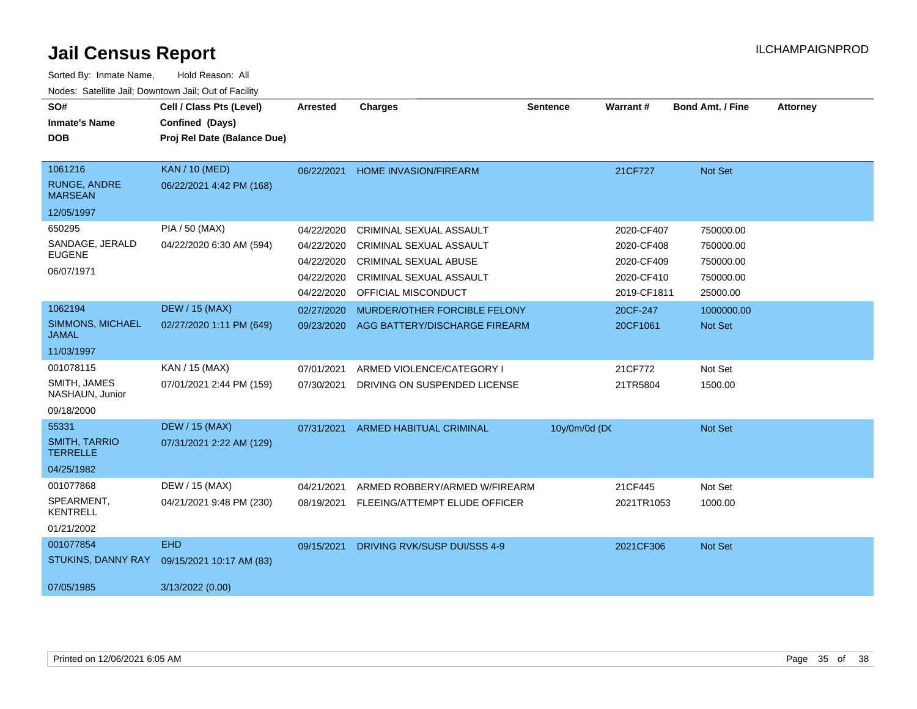# Jail Census Report

Sorted By: Inmate Name, Hold Reason: All

Nodes: Satellite Jail; Downtown Jail; Out of Facility

| SO#<br>Inmate's Name<br>DOB | Cell / Class Pts (Level)<br>Confined (Days)<br>Proj Rel Date (Balance Due) | Arrested | Charges | Sentence | Warrant # | Bond Amt. / Fine | Attorney |
|---|---|---|---|---|---|---|---|
| 1061216<br>RUNGE, ANDRE MARSEAN<br>12/05/1997 | KAN / 10 (MED)<br>06/22/2021 4:42 PM (168) | 06/22/2021 | HOME INVASION/FIREARM | | 21CF727 | Not Set | |
| 650295<br>SANDAGE, JERALD EUGENE<br>06/07/1971 | PIA / 50 (MAX)<br>04/22/2020 6:30 AM (594) | 04/22/2020 | CRIMINAL SEXUAL ASSAULT | | 2020-CF407 | 750000.00 | |
| | | 04/22/2020 | CRIMINAL SEXUAL ASSAULT | | 2020-CF408 | 750000.00 | |
| | | 04/22/2020 | CRIMINAL SEXUAL ABUSE | | 2020-CF409 | 750000.00 | |
| | | 04/22/2020 | CRIMINAL SEXUAL ASSAULT | | 2020-CF410 | 750000.00 | |
| | | 04/22/2020 | OFFICIAL MISCONDUCT | | 2019-CF1811 | 25000.00 | |
| 1062194<br>SIMMONS, MICHAEL JAMAL<br>11/03/1997 | DEW / 15 (MAX)<br>02/27/2020 1:11 PM (649) | 02/27/2020 | MURDER/OTHER FORCIBLE FELONY | | 20CF-247 | 1000000.00 | |
| | | 09/23/2020 | AGG BATTERY/DISCHARGE FIREARM | | 20CF1061 | Not Set | |
| 001078115<br>SMITH, JAMES NASHAUN, Junior<br>09/18/2000 | KAN / 15 (MAX)<br>07/01/2021 2:44 PM (159) | 07/01/2021 | ARMED VIOLENCE/CATEGORY I | | 21CF772 | Not Set | |
| | | 07/30/2021 | DRIVING ON SUSPENDED LICENSE | | 21TR5804 | 1500.00 | |
| 55331<br>SMITH, TARRIO TERRELLE<br>04/25/1982 | DEW / 15 (MAX)<br>07/31/2021 2:22 AM (129) | 07/31/2021 | ARMED HABITUAL CRIMINAL | 10y/0m/0d (DC | | Not Set | |
| 001077868<br>SPEARMENT, KENTRELL<br>01/21/2002 | DEW / 15 (MAX)<br>04/21/2021 9:48 PM (230) | 04/21/2021 | ARMED ROBBERY/ARMED W/FIREARM | | 21CF445 | Not Set | |
| | | 08/19/2021 | FLEEING/ATTEMPT ELUDE OFFICER | | 2021TR1053 | 1000.00 | |
| 001077854<br>STUKINS, DANNY RAY<br>07/05/1985 | EHD<br>09/15/2021 10:17 AM (83)<br>3/13/2022 (0.00) | 09/15/2021 | DRIVING RVK/SUSP DUI/SSS 4-9 | | 2021CF306 | Not Set | |

Printed on 12/06/2021 6:05 AM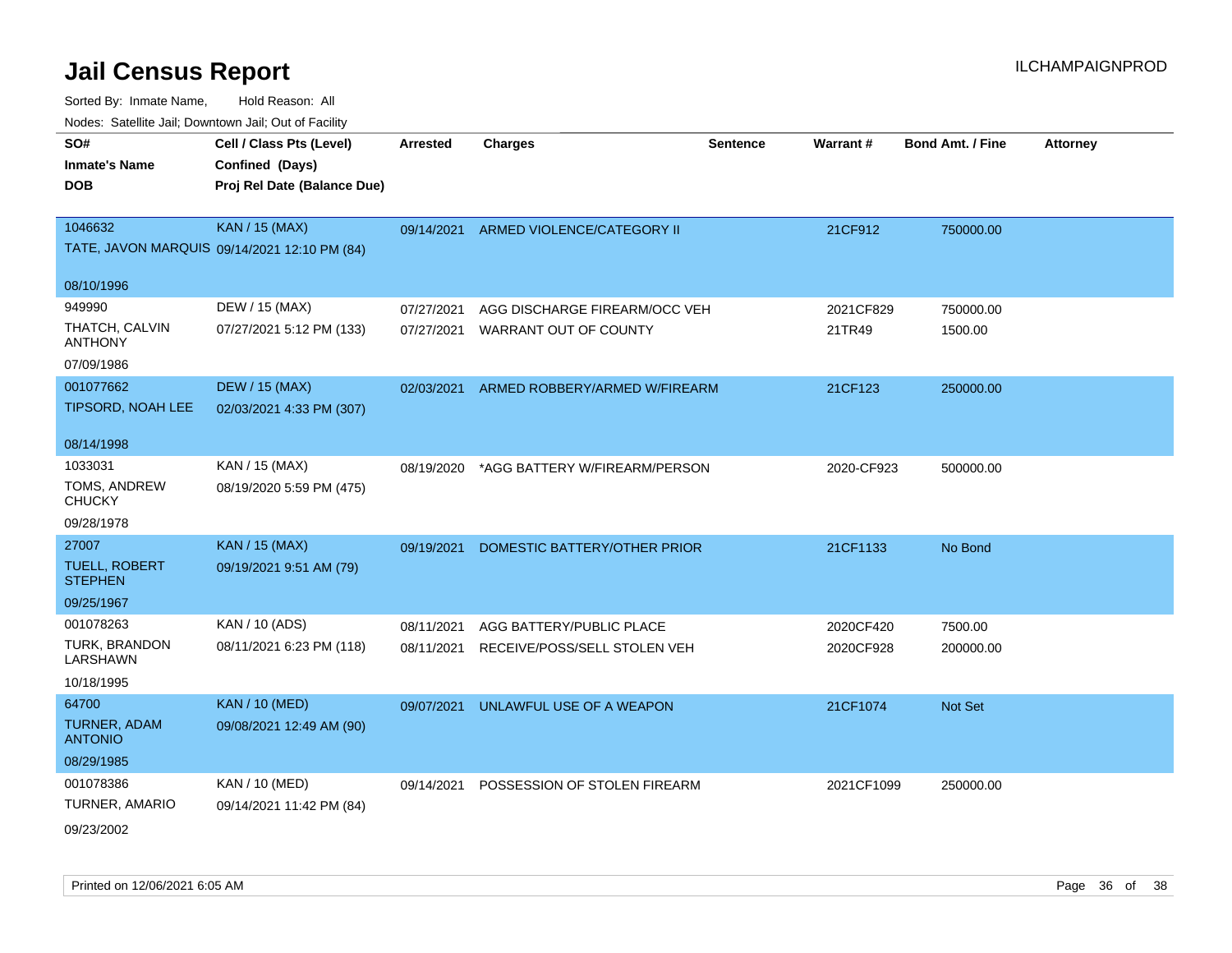# Jail Census Report

ILCHAMPAIGNPROD

Sorted By: Inmate Name, Hold Reason: All

Nodes: Satellite Jail; Downtown Jail; Out of Facility

| SO# / Inmate's Name / DOB | Cell / Class Pts (Level) / Confined (Days) / Proj Rel Date (Balance Due) | Arrested | Charges | Sentence | Warrant # | Bond Amt. / Fine | Attorney |
|---|---|---|---|---|---|---|---|
| 1046632<br>TATE, JAVON MARQUIS<br>08/10/1996 | KAN / 15 (MAX)<br>09/14/2021 12:10 PM (84) | 09/14/2021 | ARMED VIOLENCE/CATEGORY II | | 21CF912 | 750000.00 | |
| 949990<br>THATCH, CALVIN ANTHONY<br>07/09/1986 | DEW / 15 (MAX)<br>07/27/2021 5:12 PM (133) | 07/27/2021 | AGG DISCHARGE FIREARM/OCC VEH | | 2021CF829 | 750000.00 | |
| | | 07/27/2021 | WARRANT OUT OF COUNTY | | 21TR49 | 1500.00 | |
| 001077662<br>TIPSORD, NOAH LEE<br>08/14/1998 | DEW / 15 (MAX)<br>02/03/2021 4:33 PM (307) | 02/03/2021 | ARMED ROBBERY/ARMED W/FIREARM | | 21CF123 | 250000.00 | |
| 1033031<br>TOMS, ANDREW CHUCKY<br>09/28/1978 | KAN / 15 (MAX)<br>08/19/2020 5:59 PM (475) | 08/19/2020 | *AGG BATTERY W/FIREARM/PERSON | | 2020-CF923 | 500000.00 | |
| 27007<br>TUELL, ROBERT STEPHEN<br>09/25/1967 | KAN / 15 (MAX)<br>09/19/2021 9:51 AM (79) | 09/19/2021 | DOMESTIC BATTERY/OTHER PRIOR | | 21CF1133 | No Bond | |
| 001078263<br>TURK, BRANDON LARSHAWN<br>10/18/1995 | KAN / 10 (ADS)<br>08/11/2021 6:23 PM (118) | 08/11/2021 | AGG BATTERY/PUBLIC PLACE | | 2020CF420 | 7500.00 | |
| | | 08/11/2021 | RECEIVE/POSS/SELL STOLEN VEH | | 2020CF928 | 200000.00 | |
| 64700<br>TURNER, ADAM ANTONIO<br>08/29/1985 | KAN / 10 (MED)<br>09/08/2021 12:49 AM (90) | 09/07/2021 | UNLAWFUL USE OF A WEAPON | | 21CF1074 | Not Set | |
| 001078386<br>TURNER, AMARIO<br>09/23/2002 | KAN / 10 (MED)<br>09/14/2021 11:42 PM (84) | 09/14/2021 | POSSESSION OF STOLEN FIREARM | | 2021CF1099 | 250000.00 | |

Printed on 12/06/2021 6:05 AM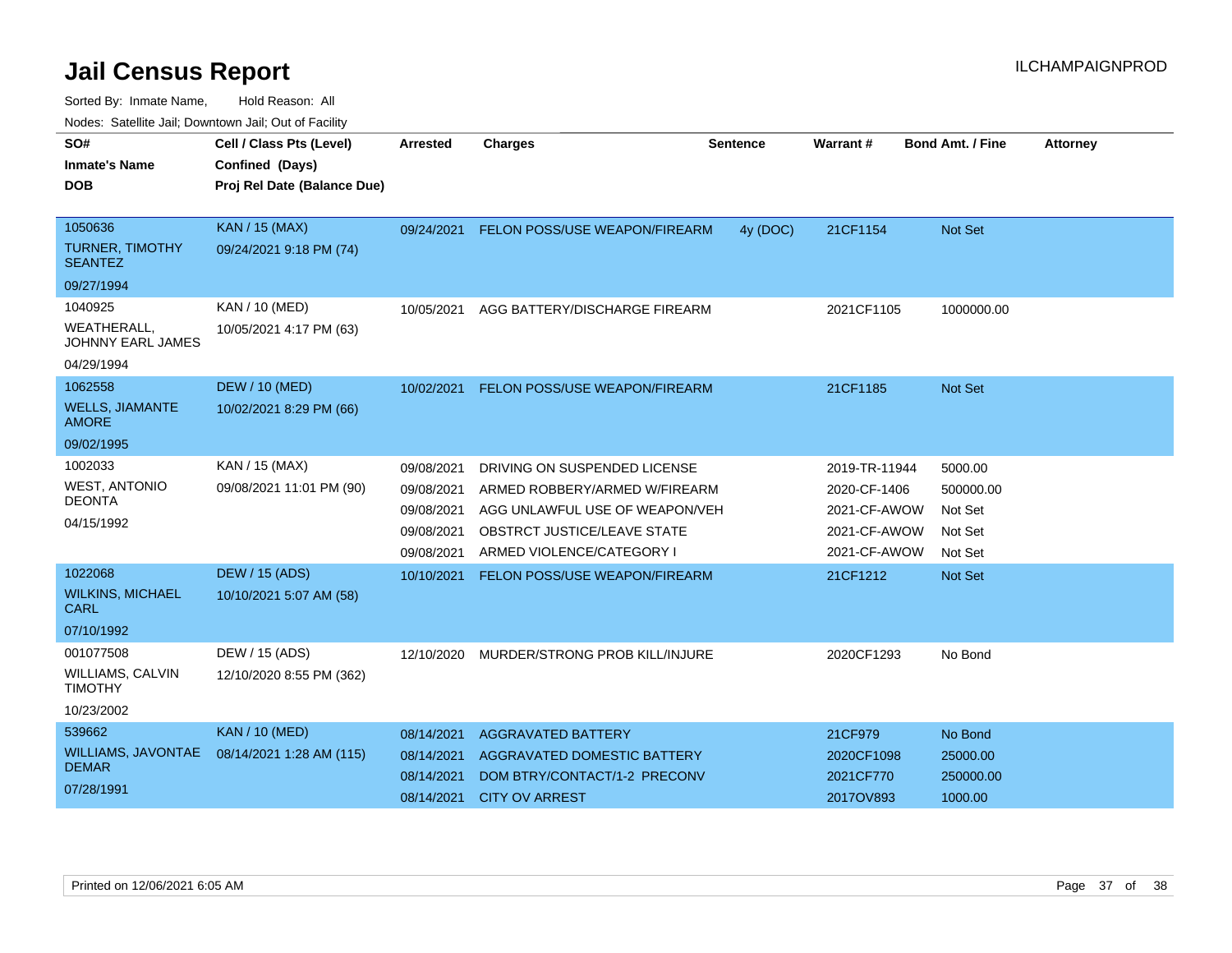# Jail Census Report

ILCHAMPAIGNPROD

Sorted By: Inmate Name, Hold Reason: All

Nodes: Satellite Jail; Downtown Jail; Out of Facility

| SO# / Inmate's Name / DOB | Cell / Class Pts (Level) / Confined (Days) / Proj Rel Date (Balance Due) | Arrested | Charges | Sentence | Warrant # | Bond Amt. / Fine | Attorney |
|---|---|---|---|---|---|---|---|
| 1050636<br>TURNER, TIMOTHY SEANTEZ<br>09/27/1994 | KAN / 15 (MAX)<br>09/24/2021 9:18 PM (74) | 09/24/2021 | FELON POSS/USE WEAPON/FIREARM | 4y (DOC) | 21CF1154 | Not Set | |
| 1040925<br>WEATHERALL, JOHNNY EARL JAMES<br>04/29/1994 | KAN / 10 (MED)<br>10/05/2021 4:17 PM (63) | 10/05/2021 | AGG BATTERY/DISCHARGE FIREARM | | 2021CF1105 | 1000000.00 | |
| 1062558<br>WELLS, JIAMANTE AMORE<br>09/02/1995 | DEW / 10 (MED)<br>10/02/2021 8:29 PM (66) | 10/02/2021 | FELON POSS/USE WEAPON/FIREARM | | 21CF1185 | Not Set | |
| 1002033<br>WEST, ANTONIO DEONTA<br>04/15/1992 | KAN / 15 (MAX)<br>09/08/2021 11:01 PM (90) | 09/08/2021 | DRIVING ON SUSPENDED LICENSE | | 2019-TR-11944 | 5000.00 | |
| | | 09/08/2021 | ARMED ROBBERY/ARMED W/FIREARM | | 2020-CF-1406 | 500000.00 | |
| | | 09/08/2021 | AGG UNLAWFUL USE OF WEAPON/VEH | | 2021-CF-AWOW | Not Set | |
| | | 09/08/2021 | OBSTRCT JUSTICE/LEAVE STATE | | 2021-CF-AWOW | Not Set | |
| | | 09/08/2021 | ARMED VIOLENCE/CATEGORY I | | 2021-CF-AWOW | Not Set | |
| 1022068<br>WILKINS, MICHAEL CARL<br>07/10/1992 | DEW / 15 (ADS)<br>10/10/2021 5:07 AM (58) | 10/10/2021 | FELON POSS/USE WEAPON/FIREARM | | 21CF1212 | Not Set | |
| 001077508<br>WILLIAMS, CALVIN TIMOTHY<br>10/23/2002 | DEW / 15 (ADS)<br>12/10/2020 8:55 PM (362) | 12/10/2020 | MURDER/STRONG PROB KILL/INJURE | | 2020CF1293 | No Bond | |
| 539662<br>WILLIAMS, JAVONTAE DEMAR<br>07/28/1991 | KAN / 10 (MED)<br>08/14/2021 1:28 AM (115) | 08/14/2021 | AGGRAVATED BATTERY | | 21CF979 | No Bond | |
| | | 08/14/2021 | AGGRAVATED DOMESTIC BATTERY | | 2020CF1098 | 25000.00 | |
| | | 08/14/2021 | DOM BTRY/CONTACT/1-2 PRECONV | | 2021CF770 | 250000.00 | |
| | | 08/14/2021 | CITY OV ARREST | | 2017OV893 | 1000.00 | |

Printed on 12/06/2021 6:05 AM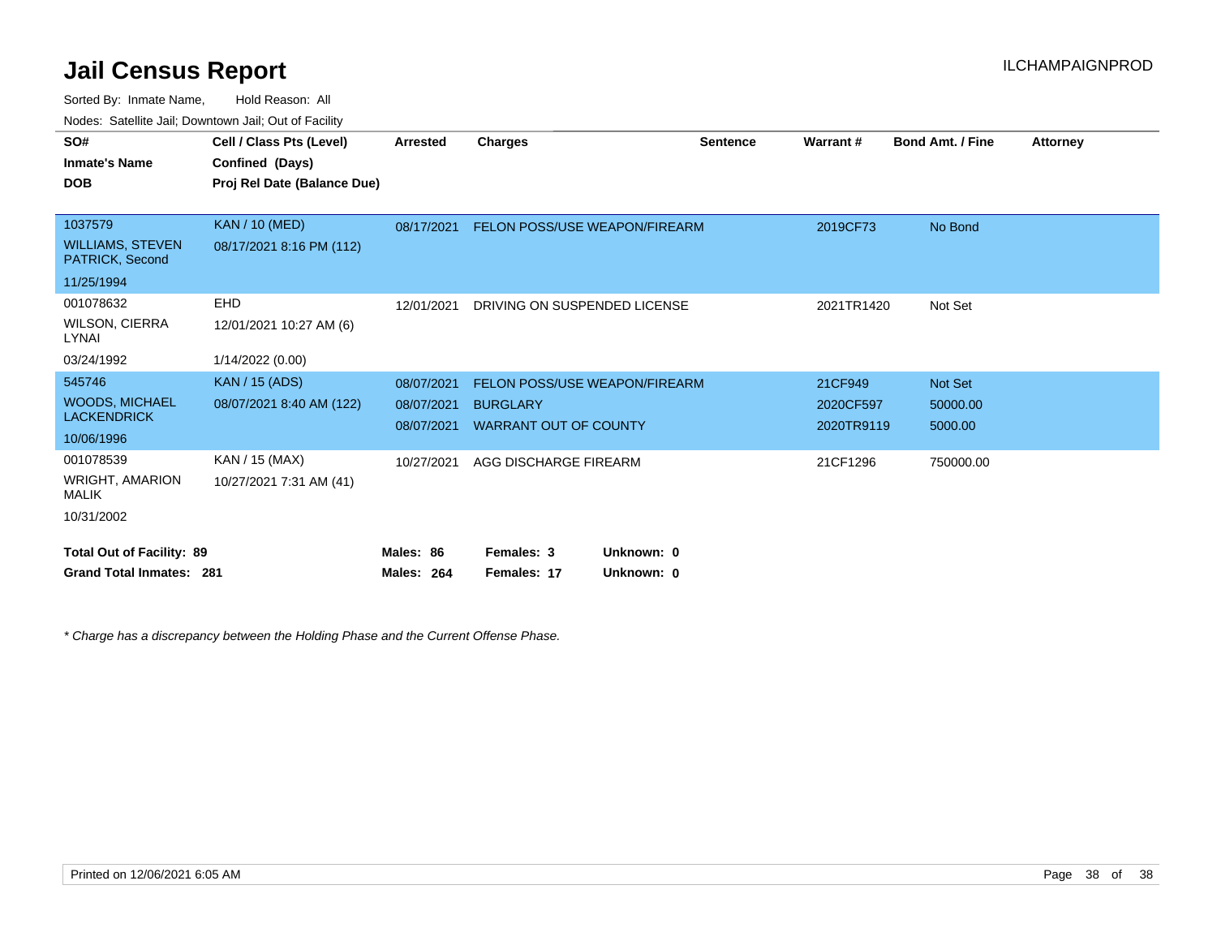# Jail Census Report

ILCHAMPAIGNPROD

Sorted By: Inmate Name, Hold Reason: All

Nodes: Satellite Jail; Downtown Jail; Out of Facility

| SO# / Inmate's Name / DOB | Cell / Class Pts (Level) / Confined (Days) / Proj Rel Date (Balance Due) | Arrested | Charges | Sentence | Warrant # | Bond Amt. / Fine | Attorney |
|---|---|---|---|---|---|---|---|
| 1037579<br>WILLIAMS, STEVEN PATRICK, Second<br>11/25/1994 | KAN / 10 (MED)<br>08/17/2021 8:16 PM (112) | 08/17/2021 | FELON POSS/USE WEAPON/FIREARM | | 2019CF73 | No Bond | |
| 001078632<br>WILSON, CIERRA LYNAI<br>03/24/1992 | EHD<br>12/01/2021 10:27 AM (6)<br>1/14/2022 (0.00) | 12/01/2021 | DRIVING ON SUSPENDED LICENSE | | 2021TR1420 | Not Set | |
| 545746<br>WOODS, MICHAEL LACKENDRICK<br>10/06/1996 | KAN / 15 (ADS)<br>08/07/2021 8:40 AM (122) | 08/07/2021 | FELON POSS/USE WEAPON/FIREARM | | 21CF949 | Not Set | |
| | | 08/07/2021 | BURGLARY | | 2020CF597 | 50000.00 | |
| | | 08/07/2021 | WARRANT OUT OF COUNTY | | 2020TR9119 | 5000.00 | |
| 001078539<br>WRIGHT, AMARION MALIK<br>10/31/2002 | KAN / 15 (MAX)<br>10/27/2021 7:31 AM (41) | 10/27/2021 | AGG DISCHARGE FIREARM | | 21CF1296 | 750000.00 | |

**Total Out of Facility: 89** **Males: 86** **Females: 3** **Unknown: 0**

**Grand Total Inmates: 281** **Males: 264** **Females: 17** **Unknown: 0**

*\* Charge has a discrepancy between the Holding Phase and the Current Offense Phase.*

Printed on 12/06/2021 6:05 AM